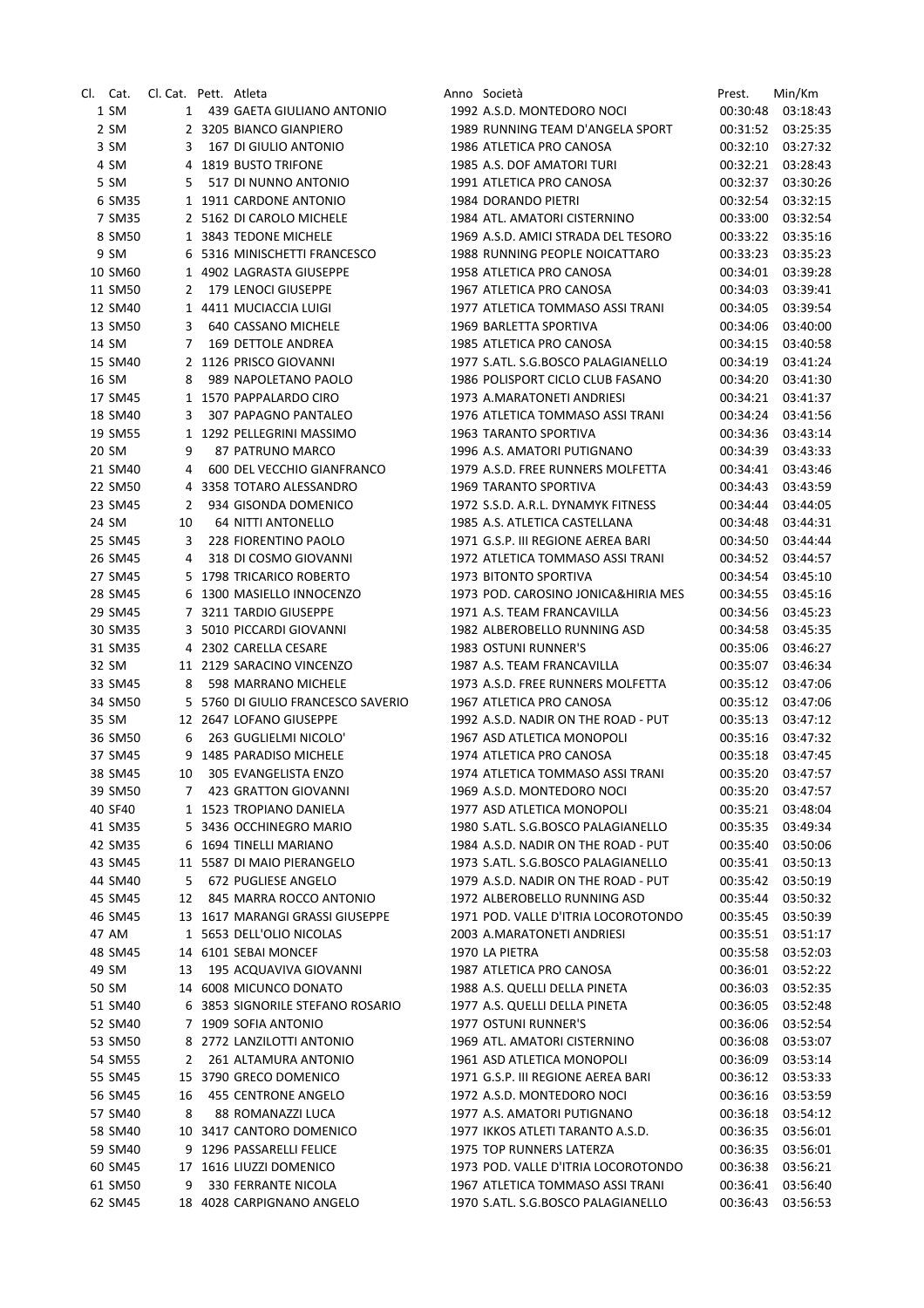| Cl. | Cat. | Cl. Cat. | Pett. | Atleta | Anno | Società | Prest. | Min/Km |
|---|---|---|---|---|---|---|---|---|
| 1 | SM | 1 | 439 | GAETA GIULIANO ANTONIO | 1992 | A.S.D. MONTEDORO NOCI | 00:30:48 | 03:18:43 |
| 2 | SM | 2 | 3205 | BIANCO GIANPIERO | 1989 | RUNNING TEAM D'ANGELA SPORT | 00:31:52 | 03:25:35 |
| 3 | SM | 3 | 167 | DI GIULIO ANTONIO | 1986 | ATLETICA PRO CANOSA | 00:32:10 | 03:27:32 |
| 4 | SM | 4 | 1819 | BUSTO TRIFONE | 1985 | A.S. DOF AMATORI TURI | 00:32:21 | 03:28:43 |
| 5 | SM | 5 | 517 | DI NUNNO ANTONIO | 1991 | ATLETICA PRO CANOSA | 00:32:37 | 03:30:26 |
| 6 | SM35 | 1 | 1911 | CARDONE ANTONIO | 1984 | DORANDO PIETRI | 00:32:54 | 03:32:15 |
| 7 | SM35 | 2 | 5162 | DI CAROLO MICHELE | 1984 | ATL. AMATORI CISTERNINO | 00:33:00 | 03:32:54 |
| 8 | SM50 | 1 | 3843 | TEDONE MICHELE | 1969 | A.S.D. AMICI STRADA DEL TESORO | 00:33:22 | 03:35:16 |
| 9 | SM | 6 | 5316 | MINISCHETTI FRANCESCO | 1988 | RUNNING PEOPLE NOICATTARO | 00:33:23 | 03:35:23 |
| 10 | SM60 | 1 | 4902 | LAGRASTA GIUSEPPE | 1958 | ATLETICA PRO CANOSA | 00:34:01 | 03:39:28 |
| 11 | SM50 | 2 | 179 | LENOCI GIUSEPPE | 1967 | ATLETICA PRO CANOSA | 00:34:03 | 03:39:41 |
| 12 | SM40 | 1 | 4411 | MUCIACCIA LUIGI | 1977 | ATLETICA TOMMASO ASSI TRANI | 00:34:05 | 03:39:54 |
| 13 | SM50 | 3 | 640 | CASSANO MICHELE | 1969 | BARLETTA SPORTIVA | 00:34:06 | 03:40:00 |
| 14 | SM | 7 | 169 | DETTOLE ANDREA | 1985 | ATLETICA PRO CANOSA | 00:34:15 | 03:40:58 |
| 15 | SM40 | 2 | 1126 | PRISCO GIOVANNI | 1977 | S.ATL. S.G.BOSCO PALAGIANELLO | 00:34:19 | 03:41:24 |
| 16 | SM | 8 | 989 | NAPOLETANO PAOLO | 1986 | POLISPORT CICLO CLUB FASANO | 00:34:20 | 03:41:30 |
| 17 | SM45 | 1 | 1570 | PAPPALARDO CIRO | 1973 | A.MARATONETI ANDRIESI | 00:34:21 | 03:41:37 |
| 18 | SM40 | 3 | 307 | PAPAGNO PANTALEO | 1976 | ATLETICA TOMMASO ASSI TRANI | 00:34:24 | 03:41:56 |
| 19 | SM55 | 1 | 1292 | PELLEGRINI MASSIMO | 1963 | TARANTO SPORTIVA | 00:34:36 | 03:43:14 |
| 20 | SM | 9 | 87 | PATRUNO MARCO | 1996 | A.S. AMATORI PUTIGNANO | 00:34:39 | 03:43:33 |
| 21 | SM40 | 4 | 600 | DEL VECCHIO GIANFRANCO | 1979 | A.S.D. FREE RUNNERS MOLFETTA | 00:34:41 | 03:43:46 |
| 22 | SM50 | 4 | 3358 | TOTARO ALESSANDRO | 1969 | TARANTO SPORTIVA | 00:34:43 | 03:43:59 |
| 23 | SM45 | 2 | 934 | GISONDA DOMENICO | 1972 | S.S.D. A.R.L. DYNAMYK FITNESS | 00:34:44 | 03:44:05 |
| 24 | SM | 10 | 64 | NITTI ANTONELLO | 1985 | A.S. ATLETICA CASTELLANA | 00:34:48 | 03:44:31 |
| 25 | SM45 | 3 | 228 | FIORENTINO PAOLO | 1971 | G.S.P. III REGIONE AEREA BARI | 00:34:50 | 03:44:44 |
| 26 | SM45 | 4 | 318 | DI COSMO GIOVANNI | 1972 | ATLETICA TOMMASO ASSI TRANI | 00:34:52 | 03:44:57 |
| 27 | SM45 | 5 | 1798 | TRICARICO ROBERTO | 1973 | BITONTO SPORTIVA | 00:34:54 | 03:45:10 |
| 28 | SM45 | 6 | 1300 | MASIELLO INNOCENZO | 1973 | POD. CAROSINO JONICA&HIRIA MES | 00:34:55 | 03:45:16 |
| 29 | SM45 | 7 | 3211 | TARDIO GIUSEPPE | 1971 | A.S. TEAM FRANCAVILLA | 00:34:56 | 03:45:23 |
| 30 | SM35 | 3 | 5010 | PICCARDI GIOVANNI | 1982 | ALBEROBELLO RUNNING ASD | 00:34:58 | 03:45:35 |
| 31 | SM35 | 4 | 2302 | CARELLA CESARE | 1983 | OSTUNI RUNNER'S | 00:35:06 | 03:46:27 |
| 32 | SM | 11 | 2129 | SARACINO VINCENZO | 1987 | A.S. TEAM FRANCAVILLA | 00:35:07 | 03:46:34 |
| 33 | SM45 | 8 | 598 | MARRANO MICHELE | 1973 | A.S.D. FREE RUNNERS MOLFETTA | 00:35:12 | 03:47:06 |
| 34 | SM50 | 5 | 5760 | DI GIULIO FRANCESCO SAVERIO | 1967 | ATLETICA PRO CANOSA | 00:35:12 | 03:47:06 |
| 35 | SM | 12 | 2647 | LOFANO GIUSEPPE | 1992 | A.S.D. NADIR ON THE ROAD - PUT | 00:35:13 | 03:47:12 |
| 36 | SM50 | 6 | 263 | GUGLIELMI NICOLO' | 1967 | ASD ATLETICA MONOPOLI | 00:35:16 | 03:47:32 |
| 37 | SM45 | 9 | 1485 | PARADISO MICHELE | 1974 | ATLETICA PRO CANOSA | 00:35:18 | 03:47:45 |
| 38 | SM45 | 10 | 305 | EVANGELISTA ENZO | 1974 | ATLETICA TOMMASO ASSI TRANI | 00:35:20 | 03:47:57 |
| 39 | SM50 | 7 | 423 | GRATTON GIOVANNI | 1969 | A.S.D. MONTEDORO NOCI | 00:35:20 | 03:47:57 |
| 40 | SF40 | 1 | 1523 | TROPIANO DANIELA | 1977 | ASD ATLETICA MONOPOLI | 00:35:21 | 03:48:04 |
| 41 | SM35 | 5 | 3436 | OCCHINEGRO MARIO | 1980 | S.ATL. S.G.BOSCO PALAGIANELLO | 00:35:35 | 03:49:34 |
| 42 | SM35 | 6 | 1694 | TINELLI MARIANO | 1984 | A.S.D. NADIR ON THE ROAD - PUT | 00:35:40 | 03:50:06 |
| 43 | SM45 | 11 | 5587 | DI MAIO PIERANGELO | 1973 | S.ATL. S.G.BOSCO PALAGIANELLO | 00:35:41 | 03:50:13 |
| 44 | SM40 | 5 | 672 | PUGLIESE ANGELO | 1979 | A.S.D. NADIR ON THE ROAD - PUT | 00:35:42 | 03:50:19 |
| 45 | SM45 | 12 | 845 | MARRA ROCCO ANTONIO | 1972 | ALBEROBELLO RUNNING ASD | 00:35:44 | 03:50:32 |
| 46 | SM45 | 13 | 1617 | MARANGI GRASSI GIUSEPPE | 1971 | POD. VALLE D'ITRIA LOCOROTONDO | 00:35:45 | 03:50:39 |
| 47 | AM | 1 | 5653 | DELL'OLIO NICOLAS | 2003 | A.MARATONETI ANDRIESI | 00:35:51 | 03:51:17 |
| 48 | SM45 | 14 | 6101 | SEBAI MONCEF | 1970 | LA PIETRA | 00:35:58 | 03:52:03 |
| 49 | SM | 13 | 195 | ACQUAVIVA GIOVANNI | 1987 | ATLETICA PRO CANOSA | 00:36:01 | 03:52:22 |
| 50 | SM | 14 | 6008 | MICUNCO DONATO | 1988 | A.S. QUELLI DELLA PINETA | 00:36:03 | 03:52:35 |
| 51 | SM40 | 6 | 3853 | SIGNORILE STEFANO ROSARIO | 1977 | A.S. QUELLI DELLA PINETA | 00:36:05 | 03:52:48 |
| 52 | SM40 | 7 | 1909 | SOFIA ANTONIO | 1977 | OSTUNI RUNNER'S | 00:36:06 | 03:52:54 |
| 53 | SM50 | 8 | 2772 | LANZILOTTI ANTONIO | 1969 | ATL. AMATORI CISTERNINO | 00:36:08 | 03:53:07 |
| 54 | SM55 | 2 | 261 | ALTAMURA ANTONIO | 1961 | ASD ATLETICA MONOPOLI | 00:36:09 | 03:53:14 |
| 55 | SM45 | 15 | 3790 | GRECO DOMENICO | 1971 | G.S.P. III REGIONE AEREA BARI | 00:36:12 | 03:53:33 |
| 56 | SM45 | 16 | 455 | CENTRONE ANGELO | 1972 | A.S.D. MONTEDORO NOCI | 00:36:16 | 03:53:59 |
| 57 | SM40 | 8 | 88 | ROMANAZZI LUCA | 1977 | A.S. AMATORI PUTIGNANO | 00:36:18 | 03:54:12 |
| 58 | SM40 | 10 | 3417 | CANTORO DOMENICO | 1977 | IKKOS ATLETI TARANTO A.S.D. | 00:36:35 | 03:56:01 |
| 59 | SM40 | 9 | 1296 | PASSARELLI FELICE | 1975 | TOP RUNNERS LATERZA | 00:36:35 | 03:56:01 |
| 60 | SM45 | 17 | 1616 | LIUZZI DOMENICO | 1973 | POD. VALLE D'ITRIA LOCOROTONDO | 00:36:38 | 03:56:21 |
| 61 | SM50 | 9 | 330 | FERRANTE NICOLA | 1967 | ATLETICA TOMMASO ASSI TRANI | 00:36:41 | 03:56:40 |
| 62 | SM45 | 18 | 4028 | CARPIGNANO ANGELO | 1970 | S.ATL. S.G.BOSCO PALAGIANELLO | 00:36:43 | 03:56:53 |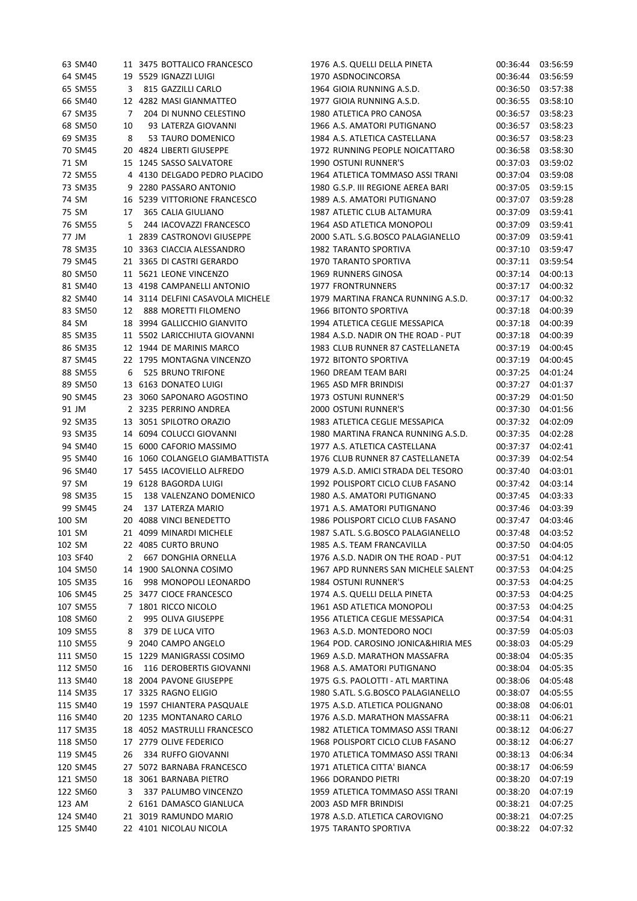| | | | | | | | | |
|---|---|---|---|---|---|---|---|---|
| 63 | SM40 | 11 | 3475 | BOTTALICO FRANCESCO | 1976 | A.S. QUELLI DELLA PINETA | 00:36:44 | 03:56:59 |
| 64 | SM45 | 19 | 5529 | IGNAZZI LUIGI | 1970 | ASDNOCINCORSA | 00:36:44 | 03:56:59 |
| 65 | SM55 | 3 | 815 | GAZZILLI CARLO | 1964 | GIOIA RUNNING A.S.D. | 00:36:50 | 03:57:38 |
| 66 | SM40 | 12 | 4282 | MASI GIANMATTEO | 1977 | GIOIA RUNNING A.S.D. | 00:36:55 | 03:58:10 |
| 67 | SM35 | 7 | 204 | DI NUNNO CELESTINO | 1980 | ATLETICA PRO CANOSA | 00:36:57 | 03:58:23 |
| 68 | SM50 | 10 | 93 | LATERZA GIOVANNI | 1966 | A.S. AMATORI PUTIGNANO | 00:36:57 | 03:58:23 |
| 69 | SM35 | 8 | 53 | TAURO DOMENICO | 1984 | A.S. ATLETICA CASTELLANA | 00:36:57 | 03:58:23 |
| 70 | SM45 | 20 | 4824 | LIBERTI GIUSEPPE | 1972 | RUNNING PEOPLE NOICATTARO | 00:36:58 | 03:58:30 |
| 71 | SM | 15 | 1245 | SASSO SALVATORE | 1990 | OSTUNI RUNNER'S | 00:37:03 | 03:59:02 |
| 72 | SM55 | 4 | 4130 | DELGADO PEDRO PLACIDO | 1964 | ATLETICA TOMMASO ASSI TRANI | 00:37:04 | 03:59:08 |
| 73 | SM35 | 9 | 2280 | PASSARO ANTONIO | 1980 | G.S.P. III REGIONE AEREA BARI | 00:37:05 | 03:59:15 |
| 74 | SM | 16 | 5239 | VITTORIONE FRANCESCO | 1989 | A.S. AMATORI PUTIGNANO | 00:37:07 | 03:59:28 |
| 75 | SM | 17 | 365 | CALIA GIULIANO | 1987 | ATLETIC CLUB ALTAMURA | 00:37:09 | 03:59:41 |
| 76 | SM55 | 5 | 244 | IACOVAZZI FRANCESCO | 1964 | ASD ATLETICA MONOPOLI | 00:37:09 | 03:59:41 |
| 77 | JM | 1 | 2839 | CASTRONOVI GIUSEPPE | 2000 | S.ATL. S.G.BOSCO PALAGIANELLO | 00:37:09 | 03:59:41 |
| 78 | SM35 | 10 | 3363 | CIACCIA ALESSANDRO | 1982 | TARANTO SPORTIVA | 00:37:10 | 03:59:47 |
| 79 | SM45 | 21 | 3365 | DI CASTRI GERARDO | 1970 | TARANTO SPORTIVA | 00:37:11 | 03:59:54 |
| 80 | SM50 | 11 | 5621 | LEONE VINCENZO | 1969 | RUNNERS GINOSA | 00:37:14 | 04:00:13 |
| 81 | SM40 | 13 | 4198 | CAMPANELLI ANTONIO | 1977 | FRONTRUNNERS | 00:37:17 | 04:00:32 |
| 82 | SM40 | 14 | 3114 | DELFINI CASAVOLA MICHELE | 1979 | MARTINA FRANCA RUNNING A.S.D. | 00:37:17 | 04:00:32 |
| 83 | SM50 | 12 | 888 | MORETTI FILOMENO | 1966 | BITONTO SPORTIVA | 00:37:18 | 04:00:39 |
| 84 | SM | 18 | 3994 | GALLICCHIO GIANVITO | 1994 | ATLETICA CEGLIE MESSAPICA | 00:37:18 | 04:00:39 |
| 85 | SM35 | 11 | 5502 | LARICCHIUTA GIOVANNI | 1984 | A.S.D. NADIR ON THE ROAD - PUT | 00:37:18 | 04:00:39 |
| 86 | SM35 | 12 | 1944 | DE MARINIS MARCO | 1983 | CLUB RUNNER 87 CASTELLANETA | 00:37:19 | 04:00:45 |
| 87 | SM45 | 22 | 1795 | MONTAGNA VINCENZO | 1972 | BITONTO SPORTIVA | 00:37:19 | 04:00:45 |
| 88 | SM55 | 6 | 525 | BRUNO TRIFONE | 1960 | DREAM TEAM BARI | 00:37:25 | 04:01:24 |
| 89 | SM50 | 13 | 6163 | DONATEO LUIGI | 1965 | ASD MFR BRINDISI | 00:37:27 | 04:01:37 |
| 90 | SM45 | 23 | 3060 | SAPONARO AGOSTINO | 1973 | OSTUNI RUNNER'S | 00:37:29 | 04:01:50 |
| 91 | JM | 2 | 3235 | PERRINO ANDREA | 2000 | OSTUNI RUNNER'S | 00:37:30 | 04:01:56 |
| 92 | SM35 | 13 | 3051 | SPILOTRO ORAZIO | 1983 | ATLETICA CEGLIE MESSAPICA | 00:37:32 | 04:02:09 |
| 93 | SM35 | 14 | 6094 | COLUCCI GIOVANNI | 1980 | MARTINA FRANCA RUNNING A.S.D. | 00:37:35 | 04:02:28 |
| 94 | SM40 | 15 | 6000 | CAFORIO MASSIMO | 1977 | A.S. ATLETICA CASTELLANA | 00:37:37 | 04:02:41 |
| 95 | SM40 | 16 | 1060 | COLANGELO GIAMBATTISTA | 1976 | CLUB RUNNER 87 CASTELLANETA | 00:37:39 | 04:02:54 |
| 96 | SM40 | 17 | 5455 | IACOVIELLO ALFREDO | 1979 | A.S.D. AMICI STRADA DEL TESORO | 00:37:40 | 04:03:01 |
| 97 | SM | 19 | 6128 | BAGORDA LUIGI | 1992 | POLISPORT CICLO CLUB FASANO | 00:37:42 | 04:03:14 |
| 98 | SM35 | 15 | 138 | VALENZANO DOMENICO | 1980 | A.S. AMATORI PUTIGNANO | 00:37:45 | 04:03:33 |
| 99 | SM45 | 24 | 137 | LATERZA MARIO | 1971 | A.S. AMATORI PUTIGNANO | 00:37:46 | 04:03:39 |
| 100 | SM | 20 | 4088 | VINCI BENEDETTO | 1986 | POLISPORT CICLO CLUB FASANO | 00:37:47 | 04:03:46 |
| 101 | SM | 21 | 4099 | MINARDI MICHELE | 1987 | S.ATL. S.G.BOSCO PALAGIANELLO | 00:37:48 | 04:03:52 |
| 102 | SM | 22 | 4085 | CURTO BRUNO | 1985 | A.S. TEAM FRANCAVILLA | 00:37:50 | 04:04:05 |
| 103 | SF40 | 2 | 667 | DONGHIA ORNELLA | 1976 | A.S.D. NADIR ON THE ROAD - PUT | 00:37:51 | 04:04:12 |
| 104 | SM50 | 14 | 1900 | SALONNA COSIMO | 1967 | APD RUNNERS SAN MICHELE SALENT | 00:37:53 | 04:04:25 |
| 105 | SM35 | 16 | 998 | MONOPOLI LEONARDO | 1984 | OSTUNI RUNNER'S | 00:37:53 | 04:04:25 |
| 106 | SM45 | 25 | 3477 | CIOCE FRANCESCO | 1974 | A.S. QUELLI DELLA PINETA | 00:37:53 | 04:04:25 |
| 107 | SM55 | 7 | 1801 | RICCO NICOLO | 1961 | ASD ATLETICA MONOPOLI | 00:37:53 | 04:04:25 |
| 108 | SM60 | 2 | 995 | OLIVA GIUSEPPE | 1956 | ATLETICA CEGLIE MESSAPICA | 00:37:54 | 04:04:31 |
| 109 | SM55 | 8 | 379 | DE LUCA VITO | 1963 | A.S.D. MONTEDORO NOCI | 00:37:59 | 04:05:03 |
| 110 | SM55 | 9 | 2040 | CAMPO ANGELO | 1964 | POD. CAROSINO JONICA&HIRIA MES | 00:38:03 | 04:05:29 |
| 111 | SM50 | 15 | 1229 | MANIGRASSI COSIMO | 1969 | A.S.D. MARATHON MASSAFRA | 00:38:04 | 04:05:35 |
| 112 | SM50 | 16 | 116 | DEROBERTIS GIOVANNI | 1968 | A.S. AMATORI PUTIGNANO | 00:38:04 | 04:05:35 |
| 113 | SM40 | 18 | 2004 | PAVONE GIUSEPPE | 1975 | G.S. PAOLOTTI - ATL MARTINA | 00:38:06 | 04:05:48 |
| 114 | SM35 | 17 | 3325 | RAGNO ELIGIO | 1980 | S.ATL. S.G.BOSCO PALAGIANELLO | 00:38:07 | 04:05:55 |
| 115 | SM40 | 19 | 1597 | CHIANTERA PASQUALE | 1975 | A.S.D. ATLETICA POLIGNANO | 00:38:08 | 04:06:01 |
| 116 | SM40 | 20 | 1235 | MONTANARO CARLO | 1976 | A.S.D. MARATHON MASSAFRA | 00:38:11 | 04:06:21 |
| 117 | SM35 | 18 | 4052 | MASTRULLI FRANCESCO | 1982 | ATLETICA TOMMASO ASSI TRANI | 00:38:12 | 04:06:27 |
| 118 | SM50 | 17 | 2779 | OLIVE FEDERICO | 1968 | POLISPORT CICLO CLUB FASANO | 00:38:12 | 04:06:27 |
| 119 | SM45 | 26 | 334 | RUFFO GIOVANNI | 1970 | ATLETICA TOMMASO ASSI TRANI | 00:38:13 | 04:06:34 |
| 120 | SM45 | 27 | 5072 | BARNABA FRANCESCO | 1971 | ATLETICA CITTA' BIANCA | 00:38:17 | 04:06:59 |
| 121 | SM50 | 18 | 3061 | BARNABA PIETRO | 1966 | DORANDO PIETRI | 00:38:20 | 04:07:19 |
| 122 | SM60 | 3 | 337 | PALUMBO VINCENZO | 1959 | ATLETICA TOMMASO ASSI TRANI | 00:38:20 | 04:07:19 |
| 123 | AM | 2 | 6161 | DAMASCO GIANLUCA | 2003 | ASD MFR BRINDISI | 00:38:21 | 04:07:25 |
| 124 | SM40 | 21 | 3019 | RAMUNDO MARIO | 1978 | A.S.D. ATLETICA CAROVIGNO | 00:38:21 | 04:07:25 |
| 125 | SM40 | 22 | 4101 | NICOLAU NICOLA | 1975 | TARANTO SPORTIVA | 00:38:22 | 04:07:32 |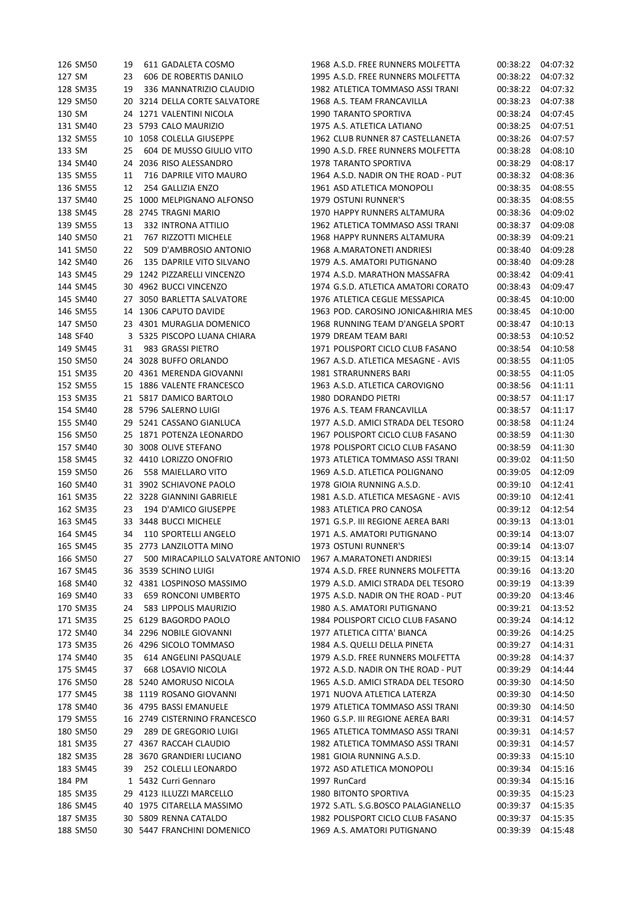| | | | | | | | | |
|---|---|---|---|---|---|---|---|---|
| 126 | SM50 | 19 | 611 | GADALETA COSMO | 1968 | A.S.D. FREE RUNNERS MOLFETTA | 00:38:22 | 04:07:32 |
| 127 | SM | 23 | 606 | DE ROBERTIS DANILO | 1995 | A.S.D. FREE RUNNERS MOLFETTA | 00:38:22 | 04:07:32 |
| 128 | SM35 | 19 | 336 | MANNATRIZIO CLAUDIO | 1982 | ATLETICA TOMMASO ASSI TRANI | 00:38:22 | 04:07:32 |
| 129 | SM50 | 20 | 3214 | DELLA CORTE SALVATORE | 1968 | A.S. TEAM FRANCAVILLA | 00:38:23 | 04:07:38 |
| 130 | SM | 24 | 1271 | VALENTINI NICOLA | 1990 | TARANTO SPORTIVA | 00:38:24 | 04:07:45 |
| 131 | SM40 | 23 | 5793 | CALO MAURIZIO | 1975 | A.S. ATLETICA LATIANO | 00:38:25 | 04:07:51 |
| 132 | SM55 | 10 | 1058 | COLELLA GIUSEPPE | 1962 | CLUB RUNNER 87 CASTELLANETA | 00:38:26 | 04:07:57 |
| 133 | SM | 25 | 604 | DE MUSSO GIULIO VITO | 1990 | A.S.D. FREE RUNNERS MOLFETTA | 00:38:28 | 04:08:10 |
| 134 | SM40 | 24 | 2036 | RISO ALESSANDRO | 1978 | TARANTO SPORTIVA | 00:38:29 | 04:08:17 |
| 135 | SM55 | 11 | 716 | DAPRILE VITO MAURO | 1964 | A.S.D. NADIR ON THE ROAD - PUT | 00:38:32 | 04:08:36 |
| 136 | SM55 | 12 | 254 | GALLIZIA ENZO | 1961 | ASD ATLETICA MONOPOLI | 00:38:35 | 04:08:55 |
| 137 | SM40 | 25 | 1000 | MELPIGNANO ALFONSO | 1979 | OSTUNI RUNNER'S | 00:38:35 | 04:08:55 |
| 138 | SM45 | 28 | 2745 | TRAGNI MARIO | 1970 | HAPPY RUNNERS ALTAMURA | 00:38:36 | 04:09:02 |
| 139 | SM55 | 13 | 332 | INTRONA ATTILIO | 1962 | ATLETICA TOMMASO ASSI TRANI | 00:38:37 | 04:09:08 |
| 140 | SM50 | 21 | 767 | RIZZOTTI MICHELE | 1968 | HAPPY RUNNERS ALTAMURA | 00:38:39 | 04:09:21 |
| 141 | SM50 | 22 | 509 | D'AMBROSIO ANTONIO | 1968 | A.MARATONETI ANDRIESI | 00:38:40 | 04:09:28 |
| 142 | SM40 | 26 | 135 | DAPRILE VITO SILVANO | 1979 | A.S. AMATORI PUTIGNANO | 00:38:40 | 04:09:28 |
| 143 | SM45 | 29 | 1242 | PIZZARELLI VINCENZO | 1974 | A.S.D. MARATHON MASSAFRA | 00:38:42 | 04:09:41 |
| 144 | SM45 | 30 | 4962 | BUCCI VINCENZO | 1974 | G.S.D. ATLETICA AMATORI CORATO | 00:38:43 | 04:09:47 |
| 145 | SM40 | 27 | 3050 | BARLETTA SALVATORE | 1976 | ATLETICA CEGLIE MESSAPICA | 00:38:45 | 04:10:00 |
| 146 | SM55 | 14 | 1306 | CAPUTO DAVIDE | 1963 | POD. CAROSINO JONICA&HIRIA MES | 00:38:45 | 04:10:00 |
| 147 | SM50 | 23 | 4301 | MURAGLIA DOMENICO | 1968 | RUNNING TEAM D'ANGELA SPORT | 00:38:47 | 04:10:13 |
| 148 | SF40 | 3 | 5325 | PISCOPO LUANA CHIARA | 1979 | DREAM TEAM BARI | 00:38:53 | 04:10:52 |
| 149 | SM45 | 31 | 983 | GRASSI PIETRO | 1971 | POLISPORT CICLO CLUB FASANO | 00:38:54 | 04:10:58 |
| 150 | SM50 | 24 | 3028 | BUFFO ORLANDO | 1967 | A.S.D. ATLETICA MESAGNE - AVIS | 00:38:55 | 04:11:05 |
| 151 | SM35 | 20 | 4361 | MERENDA GIOVANNI | 1981 | STRARUNNERS BARI | 00:38:55 | 04:11:05 |
| 152 | SM55 | 15 | 1886 | VALENTE FRANCESCO | 1963 | A.S.D. ATLETICA CAROVIGNO | 00:38:56 | 04:11:11 |
| 153 | SM35 | 21 | 5817 | DAMICO BARTOLO | 1980 | DORANDO PIETRI | 00:38:57 | 04:11:17 |
| 154 | SM40 | 28 | 5796 | SALERNO LUIGI | 1976 | A.S. TEAM FRANCAVILLA | 00:38:57 | 04:11:17 |
| 155 | SM40 | 29 | 5241 | CASSANO GIANLUCA | 1977 | A.S.D. AMICI STRADA DEL TESORO | 00:38:58 | 04:11:24 |
| 156 | SM50 | 25 | 1871 | POTENZA LEONARDO | 1967 | POLISPORT CICLO CLUB FASANO | 00:38:59 | 04:11:30 |
| 157 | SM40 | 30 | 3008 | OLIVE STEFANO | 1978 | POLISPORT CICLO CLUB FASANO | 00:38:59 | 04:11:30 |
| 158 | SM45 | 32 | 4410 | LORIZZO ONOFRIO | 1973 | ATLETICA TOMMASO ASSI TRANI | 00:39:02 | 04:11:50 |
| 159 | SM50 | 26 | 558 | MAIELLARO VITO | 1969 | A.S.D. ATLETICA POLIGNANO | 00:39:05 | 04:12:09 |
| 160 | SM40 | 31 | 3902 | SCHIAVONE PAOLO | 1978 | GIOIA RUNNING A.S.D. | 00:39:10 | 04:12:41 |
| 161 | SM35 | 22 | 3228 | GIANNINI GABRIELE | 1981 | A.S.D. ATLETICA MESAGNE - AVIS | 00:39:10 | 04:12:41 |
| 162 | SM35 | 23 | 194 | D'AMICO GIUSEPPE | 1983 | ATLETICA PRO CANOSA | 00:39:12 | 04:12:54 |
| 163 | SM45 | 33 | 3448 | BUCCI MICHELE | 1971 | G.S.P. III REGIONE AEREA BARI | 00:39:13 | 04:13:01 |
| 164 | SM45 | 34 | 110 | SPORTELLI ANGELO | 1971 | A.S. AMATORI PUTIGNANO | 00:39:14 | 04:13:07 |
| 165 | SM45 | 35 | 2773 | LANZILOTTA MINO | 1973 | OSTUNI RUNNER'S | 00:39:14 | 04:13:07 |
| 166 | SM50 | 27 | 500 | MIRACAPILLO SALVATORE ANTONIO | 1967 | A.MARATONETI ANDRIESI | 00:39:15 | 04:13:14 |
| 167 | SM45 | 36 | 3539 | SCHINO LUIGI | 1974 | A.S.D. FREE RUNNERS MOLFETTA | 00:39:16 | 04:13:20 |
| 168 | SM40 | 32 | 4381 | LOSPINOSO MASSIMO | 1979 | A.S.D. AMICI STRADA DEL TESORO | 00:39:19 | 04:13:39 |
| 169 | SM40 | 33 | 659 | RONCONI UMBERTO | 1975 | A.S.D. NADIR ON THE ROAD - PUT | 00:39:20 | 04:13:46 |
| 170 | SM35 | 24 | 583 | LIPPOLIS MAURIZIO | 1980 | A.S. AMATORI PUTIGNANO | 00:39:21 | 04:13:52 |
| 171 | SM35 | 25 | 6129 | BAGORDO PAOLO | 1984 | POLISPORT CICLO CLUB FASANO | 00:39:24 | 04:14:12 |
| 172 | SM40 | 34 | 2296 | NOBILE GIOVANNI | 1977 | ATLETICA CITTA' BIANCA | 00:39:26 | 04:14:25 |
| 173 | SM35 | 26 | 4296 | SICOLO TOMMASO | 1984 | A.S. QUELLI DELLA PINETA | 00:39:27 | 04:14:31 |
| 174 | SM40 | 35 | 614 | ANGELINI PASQUALE | 1979 | A.S.D. FREE RUNNERS MOLFETTA | 00:39:28 | 04:14:37 |
| 175 | SM45 | 37 | 668 | LOSAVIO NICOLA | 1972 | A.S.D. NADIR ON THE ROAD - PUT | 00:39:29 | 04:14:44 |
| 176 | SM50 | 28 | 5240 | AMORUSO NICOLA | 1965 | A.S.D. AMICI STRADA DEL TESORO | 00:39:30 | 04:14:50 |
| 177 | SM45 | 38 | 1119 | ROSANO GIOVANNI | 1971 | NUOVA ATLETICA LATERZA | 00:39:30 | 04:14:50 |
| 178 | SM40 | 36 | 4795 | BASSI EMANUELE | 1979 | ATLETICA TOMMASO ASSI TRANI | 00:39:30 | 04:14:50 |
| 179 | SM55 | 16 | 2749 | CISTERNINO FRANCESCO | 1960 | G.S.P. III REGIONE AEREA BARI | 00:39:31 | 04:14:57 |
| 180 | SM50 | 29 | 289 | DE GREGORIO LUIGI | 1965 | ATLETICA TOMMASO ASSI TRANI | 00:39:31 | 04:14:57 |
| 181 | SM35 | 27 | 4367 | RACCAH CLAUDIO | 1982 | ATLETICA TOMMASO ASSI TRANI | 00:39:31 | 04:14:57 |
| 182 | SM35 | 28 | 3670 | GRANDIERI LUCIANO | 1981 | GIOIA RUNNING A.S.D. | 00:39:33 | 04:15:10 |
| 183 | SM45 | 39 | 252 | COLELLI LEONARDO | 1972 | ASD ATLETICA MONOPOLI | 00:39:34 | 04:15:16 |
| 184 | PM | 1 | 5432 | Curri Gennaro | 1997 | RunCard | 00:39:34 | 04:15:16 |
| 185 | SM35 | 29 | 4123 | ILLUZZI MARCELLO | 1980 | BITONTO SPORTIVA | 00:39:35 | 04:15:23 |
| 186 | SM45 | 40 | 1975 | CITARELLA MASSIMO | 1972 | S.ATL. S.G.BOSCO PALAGIANELLO | 00:39:37 | 04:15:35 |
| 187 | SM35 | 30 | 5809 | RENNA CATALDO | 1982 | POLISPORT CICLO CLUB FASANO | 00:39:37 | 04:15:35 |
| 188 | SM50 | 30 | 5447 | FRANCHINI DOMENICO | 1969 | A.S. AMATORI PUTIGNANO | 00:39:39 | 04:15:48 |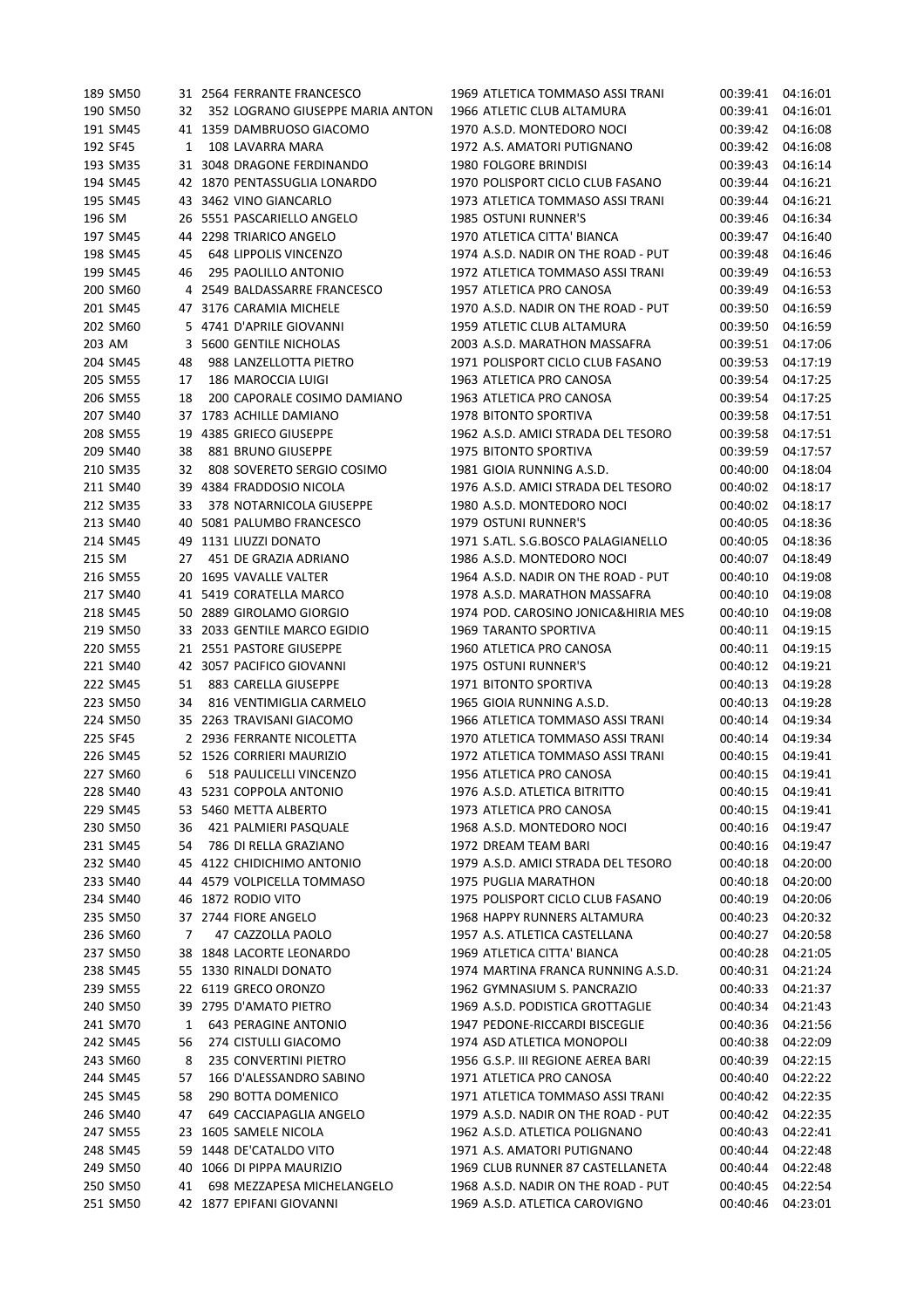| | | | | | | | | |
|---|---|---|---|---|---|---|---|---|
| 189 | SM50 | 31 | 2564 | FERRANTE FRANCESCO | 1969 | ATLETICA TOMMASO ASSI TRANI | 00:39:41 | 04:16:01 |
| 190 | SM50 | 32 | 352 | LOGRANO GIUSEPPE MARIA ANTON | 1966 | ATLETIC CLUB ALTAMURA | 00:39:41 | 04:16:01 |
| 191 | SM45 | 41 | 1359 | DAMBRUOSO GIACOMO | 1970 | A.S.D. MONTEDORO NOCI | 00:39:42 | 04:16:08 |
| 192 | SF45 | 1 | 108 | LAVARRA MARA | 1972 | A.S. AMATORI PUTIGNANO | 00:39:42 | 04:16:08 |
| 193 | SM35 | 31 | 3048 | DRAGONE FERDINANDO | 1980 | FOLGORE BRINDISI | 00:39:43 | 04:16:14 |
| 194 | SM45 | 42 | 1870 | PENTASSUGLIA LONARDO | 1970 | POLISPORT CICLO CLUB FASANO | 00:39:44 | 04:16:21 |
| 195 | SM45 | 43 | 3462 | VINO GIANCARLO | 1973 | ATLETICA TOMMASO ASSI TRANI | 00:39:44 | 04:16:21 |
| 196 | SM | 26 | 5551 | PASCARIELLO ANGELO | 1985 | OSTUNI RUNNER'S | 00:39:46 | 04:16:34 |
| 197 | SM45 | 44 | 2298 | TRIARICO ANGELO | 1970 | ATLETICA CITTA' BIANCA | 00:39:47 | 04:16:40 |
| 198 | SM45 | 45 | 648 | LIPPOLIS VINCENZO | 1974 | A.S.D. NADIR ON THE ROAD - PUT | 00:39:48 | 04:16:46 |
| 199 | SM45 | 46 | 295 | PAOLILLO ANTONIO | 1972 | ATLETICA TOMMASO ASSI TRANI | 00:39:49 | 04:16:53 |
| 200 | SM60 | 4 | 2549 | BALDASSARRE FRANCESCO | 1957 | ATLETICA PRO CANOSA | 00:39:49 | 04:16:53 |
| 201 | SM45 | 47 | 3176 | CARAMIA MICHELE | 1970 | A.S.D. NADIR ON THE ROAD - PUT | 00:39:50 | 04:16:59 |
| 202 | SM60 | 5 | 4741 | D'APRILE GIOVANNI | 1959 | ATLETIC CLUB ALTAMURA | 00:39:50 | 04:16:59 |
| 203 | AM | 3 | 5600 | GENTILE NICHOLAS | 2003 | A.S.D. MARATHON MASSAFRA | 00:39:51 | 04:17:06 |
| 204 | SM45 | 48 | 988 | LANZELLOTTA PIETRO | 1971 | POLISPORT CICLO CLUB FASANO | 00:39:53 | 04:17:19 |
| 205 | SM55 | 17 | 186 | MAROCCIA LUIGI | 1963 | ATLETICA PRO CANOSA | 00:39:54 | 04:17:25 |
| 206 | SM55 | 18 | 200 | CAPORALE COSIMO DAMIANO | 1963 | ATLETICA PRO CANOSA | 00:39:54 | 04:17:25 |
| 207 | SM40 | 37 | 1783 | ACHILLE DAMIANO | 1978 | BITONTO SPORTIVA | 00:39:58 | 04:17:51 |
| 208 | SM55 | 19 | 4385 | GRIECO GIUSEPPE | 1962 | A.S.D. AMICI STRADA DEL TESORO | 00:39:58 | 04:17:51 |
| 209 | SM40 | 38 | 881 | BRUNO GIUSEPPE | 1975 | BITONTO SPORTIVA | 00:39:59 | 04:17:57 |
| 210 | SM35 | 32 | 808 | SOVERETO SERGIO COSIMO | 1981 | GIOIA RUNNING A.S.D. | 00:40:00 | 04:18:04 |
| 211 | SM40 | 39 | 4384 | FRADDOSIO NICOLA | 1976 | A.S.D. AMICI STRADA DEL TESORO | 00:40:02 | 04:18:17 |
| 212 | SM35 | 33 | 378 | NOTARNICOLA GIUSEPPE | 1980 | A.S.D. MONTEDORO NOCI | 00:40:02 | 04:18:17 |
| 213 | SM40 | 40 | 5081 | PALUMBO FRANCESCO | 1979 | OSTUNI RUNNER'S | 00:40:05 | 04:18:36 |
| 214 | SM45 | 49 | 1131 | LIUZZI DONATO | 1971 | S.ATL. S.G.BOSCO PALAGIANELLO | 00:40:05 | 04:18:36 |
| 215 | SM | 27 | 451 | DE GRAZIA ADRIANO | 1986 | A.S.D. MONTEDORO NOCI | 00:40:07 | 04:18:49 |
| 216 | SM55 | 20 | 1695 | VAVALLE VALTER | 1964 | A.S.D. NADIR ON THE ROAD - PUT | 00:40:10 | 04:19:08 |
| 217 | SM40 | 41 | 5419 | CORATELLA MARCO | 1978 | A.S.D. MARATHON MASSAFRA | 00:40:10 | 04:19:08 |
| 218 | SM45 | 50 | 2889 | GIROLAMO GIORGIO | 1974 | POD. CAROSINO JONICA&HIRIA MES | 00:40:10 | 04:19:08 |
| 219 | SM50 | 33 | 2033 | GENTILE MARCO EGIDIO | 1969 | TARANTO SPORTIVA | 00:40:11 | 04:19:15 |
| 220 | SM55 | 21 | 2551 | PASTORE GIUSEPPE | 1960 | ATLETICA PRO CANOSA | 00:40:11 | 04:19:15 |
| 221 | SM40 | 42 | 3057 | PACIFICO GIOVANNI | 1975 | OSTUNI RUNNER'S | 00:40:12 | 04:19:21 |
| 222 | SM45 | 51 | 883 | CARELLA GIUSEPPE | 1971 | BITONTO SPORTIVA | 00:40:13 | 04:19:28 |
| 223 | SM50 | 34 | 816 | VENTIMIGLIA CARMELO | 1965 | GIOIA RUNNING A.S.D. | 00:40:13 | 04:19:28 |
| 224 | SM50 | 35 | 2263 | TRAVISANI GIACOMO | 1966 | ATLETICA TOMMASO ASSI TRANI | 00:40:14 | 04:19:34 |
| 225 | SF45 | 2 | 2936 | FERRANTE NICOLETTA | 1970 | ATLETICA TOMMASO ASSI TRANI | 00:40:14 | 04:19:34 |
| 226 | SM45 | 52 | 1526 | CORRIERI MAURIZIO | 1972 | ATLETICA TOMMASO ASSI TRANI | 00:40:15 | 04:19:41 |
| 227 | SM60 | 6 | 518 | PAULICELLI VINCENZO | 1956 | ATLETICA PRO CANOSA | 00:40:15 | 04:19:41 |
| 228 | SM40 | 43 | 5231 | COPPOLA ANTONIO | 1976 | A.S.D. ATLETICA BITRITTO | 00:40:15 | 04:19:41 |
| 229 | SM45 | 53 | 5460 | METTA ALBERTO | 1973 | ATLETICA PRO CANOSA | 00:40:15 | 04:19:41 |
| 230 | SM50 | 36 | 421 | PALMIERI PASQUALE | 1968 | A.S.D. MONTEDORO NOCI | 00:40:16 | 04:19:47 |
| 231 | SM45 | 54 | 786 | DI RELLA GRAZIANO | 1972 | DREAM TEAM BARI | 00:40:16 | 04:19:47 |
| 232 | SM40 | 45 | 4122 | CHIDICHIMO ANTONIO | 1979 | A.S.D. AMICI STRADA DEL TESORO | 00:40:18 | 04:20:00 |
| 233 | SM40 | 44 | 4579 | VOLPICELLA TOMMASO | 1975 | PUGLIA MARATHON | 00:40:18 | 04:20:00 |
| 234 | SM40 | 46 | 1872 | RODIO VITO | 1975 | POLISPORT CICLO CLUB FASANO | 00:40:19 | 04:20:06 |
| 235 | SM50 | 37 | 2744 | FIORE ANGELO | 1968 | HAPPY RUNNERS ALTAMURA | 00:40:23 | 04:20:32 |
| 236 | SM60 | 7 | 47 | CAZZOLLA PAOLO | 1957 | A.S. ATLETICA CASTELLANA | 00:40:27 | 04:20:58 |
| 237 | SM50 | 38 | 1848 | LACORTE LEONARDO | 1969 | ATLETICA CITTA' BIANCA | 00:40:28 | 04:21:05 |
| 238 | SM45 | 55 | 1330 | RINALDI DONATO | 1974 | MARTINA FRANCA RUNNING A.S.D. | 00:40:31 | 04:21:24 |
| 239 | SM55 | 22 | 6119 | GRECO ORONZO | 1962 | GYMNASIUM S. PANCRAZIO | 00:40:33 | 04:21:37 |
| 240 | SM50 | 39 | 2795 | D'AMATO PIETRO | 1969 | A.S.D. PODISTICA GROTTAGLIE | 00:40:34 | 04:21:43 |
| 241 | SM70 | 1 | 643 | PERAGINE ANTONIO | 1947 | PEDONE-RICCARDI BISCEGLIE | 00:40:36 | 04:21:56 |
| 242 | SM45 | 56 | 274 | CISTULLI GIACOMO | 1974 | ASD ATLETICA MONOPOLI | 00:40:38 | 04:22:09 |
| 243 | SM60 | 8 | 235 | CONVERTINI PIETRO | 1956 | G.S.P. III REGIONE AEREA BARI | 00:40:39 | 04:22:15 |
| 244 | SM45 | 57 | 166 | D'ALESSANDRO SABINO | 1971 | ATLETICA PRO CANOSA | 00:40:40 | 04:22:22 |
| 245 | SM45 | 58 | 290 | BOTTA DOMENICO | 1971 | ATLETICA TOMMASO ASSI TRANI | 00:40:42 | 04:22:35 |
| 246 | SM40 | 47 | 649 | CACCIAPAGLIA ANGELO | 1979 | A.S.D. NADIR ON THE ROAD - PUT | 00:40:42 | 04:22:35 |
| 247 | SM55 | 23 | 1605 | SAMELE NICOLA | 1962 | A.S.D. ATLETICA POLIGNANO | 00:40:43 | 04:22:41 |
| 248 | SM45 | 59 | 1448 | DE'CATALDO VITO | 1971 | A.S. AMATORI PUTIGNANO | 00:40:44 | 04:22:48 |
| 249 | SM50 | 40 | 1066 | DI PIPPA MAURIZIO | 1969 | CLUB RUNNER 87 CASTELLANETA | 00:40:44 | 04:22:48 |
| 250 | SM50 | 41 | 698 | MEZZAPESA MICHELANGELO | 1968 | A.S.D. NADIR ON THE ROAD - PUT | 00:40:45 | 04:22:54 |
| 251 | SM50 | 42 | 1877 | EPIFANI GIOVANNI | 1969 | A.S.D. ATLETICA CAROVIGNO | 00:40:46 | 04:23:01 |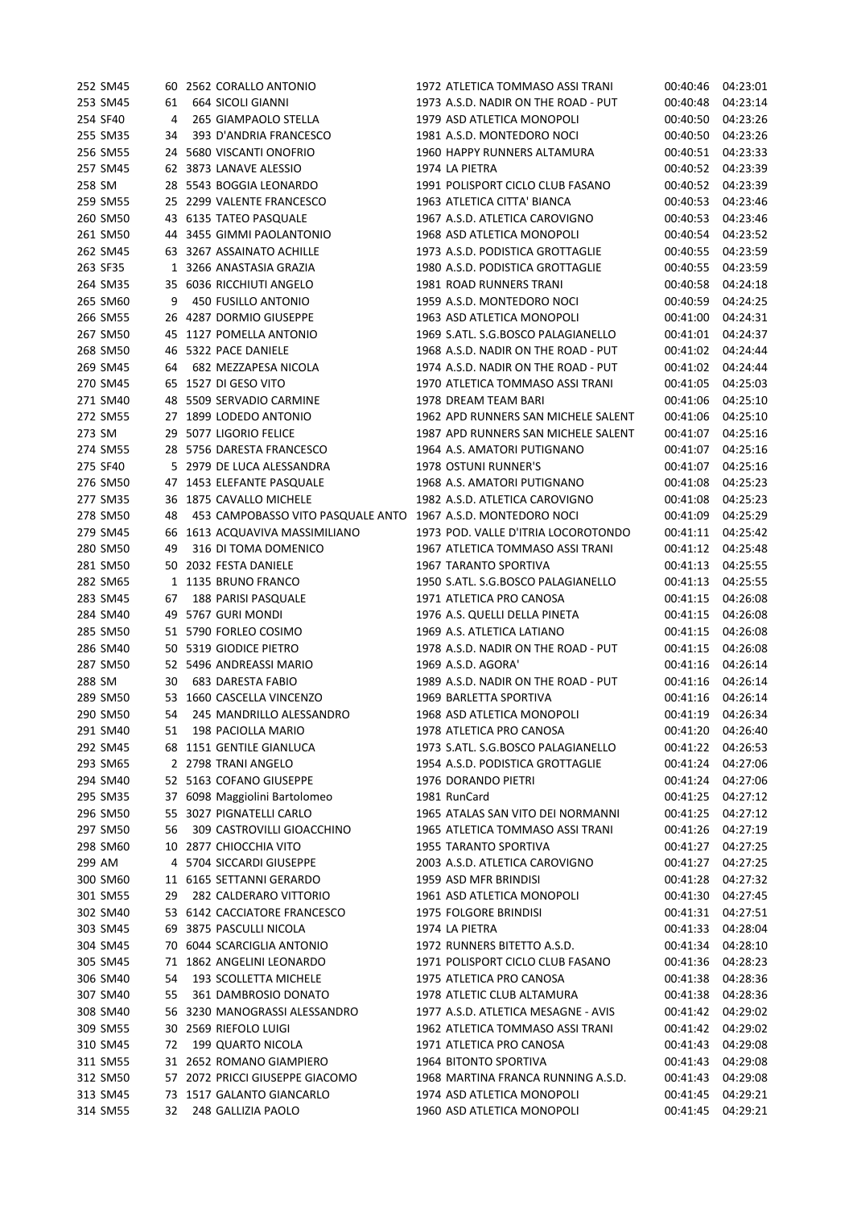| | | | | | | | | |
|---|---|---|---|---|---|---|---|---|
| 252 | SM45 | 60 | 2562 | CORALLO ANTONIO | 1972 | ATLETICA TOMMASO ASSI TRANI | 00:40:46 | 04:23:01 |
| 253 | SM45 | 61 | 664 | SICOLI GIANNI | 1973 | A.S.D. NADIR ON THE ROAD - PUT | 00:40:48 | 04:23:14 |
| 254 | SF40 | 4 | 265 | GIAMPAOLO STELLA | 1979 | ASD ATLETICA MONOPOLI | 00:40:50 | 04:23:26 |
| 255 | SM35 | 34 | 393 | D'ANDRIA FRANCESCO | 1981 | A.S.D. MONTEDORO NOCI | 00:40:50 | 04:23:26 |
| 256 | SM55 | 24 | 5680 | VISCANTI ONOFRIO | 1960 | HAPPY RUNNERS ALTAMURA | 00:40:51 | 04:23:33 |
| 257 | SM45 | 62 | 3873 | LANAVE ALESSIO | 1974 | LA PIETRA | 00:40:52 | 04:23:39 |
| 258 | SM | 28 | 5543 | BOGGIA LEONARDO | 1991 | POLISPORT CICLO CLUB FASANO | 00:40:52 | 04:23:39 |
| 259 | SM55 | 25 | 2299 | VALENTE FRANCESCO | 1963 | ATLETICA CITTA' BIANCA | 00:40:53 | 04:23:46 |
| 260 | SM50 | 43 | 6135 | TATEO PASQUALE | 1967 | A.S.D. ATLETICA CAROVIGNO | 00:40:53 | 04:23:46 |
| 261 | SM50 | 44 | 3455 | GIMMI PAOLANTONIO | 1968 | ASD ATLETICA MONOPOLI | 00:40:54 | 04:23:52 |
| 262 | SM45 | 63 | 3267 | ASSAINATO ACHILLE | 1973 | A.S.D. PODISTICA GROTTAGLIE | 00:40:55 | 04:23:59 |
| 263 | SF35 | 1 | 3266 | ANASTASIA GRAZIA | 1980 | A.S.D. PODISTICA GROTTAGLIE | 00:40:55 | 04:23:59 |
| 264 | SM35 | 35 | 6036 | RICCHIUTI ANGELO | 1981 | ROAD RUNNERS TRANI | 00:40:58 | 04:24:18 |
| 265 | SM60 | 9 | 450 | FUSILLO ANTONIO | 1959 | A.S.D. MONTEDORO NOCI | 00:40:59 | 04:24:25 |
| 266 | SM55 | 26 | 4287 | DORMIO GIUSEPPE | 1963 | ASD ATLETICA MONOPOLI | 00:41:00 | 04:24:31 |
| 267 | SM50 | 45 | 1127 | POMELLA ANTONIO | 1969 | S.ATL. S.G.BOSCO PALAGIANELLO | 00:41:01 | 04:24:37 |
| 268 | SM50 | 46 | 5322 | PACE DANIELE | 1968 | A.S.D. NADIR ON THE ROAD - PUT | 00:41:02 | 04:24:44 |
| 269 | SM45 | 64 | 682 | MEZZAPESA NICOLA | 1974 | A.S.D. NADIR ON THE ROAD - PUT | 00:41:02 | 04:24:44 |
| 270 | SM45 | 65 | 1527 | DI GESO VITO | 1970 | ATLETICA TOMMASO ASSI TRANI | 00:41:05 | 04:25:03 |
| 271 | SM40 | 48 | 5509 | SERVADIO CARMINE | 1978 | DREAM TEAM BARI | 00:41:06 | 04:25:10 |
| 272 | SM55 | 27 | 1899 | LODEDO ANTONIO | 1962 | APD RUNNERS SAN MICHELE SALENT | 00:41:06 | 04:25:10 |
| 273 | SM | 29 | 5077 | LIGORIO FELICE | 1987 | APD RUNNERS SAN MICHELE SALENT | 00:41:07 | 04:25:16 |
| 274 | SM55 | 28 | 5756 | DARESTA FRANCESCO | 1964 | A.S. AMATORI PUTIGNANO | 00:41:07 | 04:25:16 |
| 275 | SF40 | 5 | 2979 | DE LUCA ALESSANDRA | 1978 | OSTUNI RUNNER'S | 00:41:07 | 04:25:16 |
| 276 | SM50 | 47 | 1453 | ELEFANTE PASQUALE | 1968 | A.S. AMATORI PUTIGNANO | 00:41:08 | 04:25:23 |
| 277 | SM35 | 36 | 1875 | CAVALLO MICHELE | 1982 | A.S.D. ATLETICA CAROVIGNO | 00:41:08 | 04:25:23 |
| 278 | SM50 | 48 | 453 | CAMPOBASSO VITO PASQUALE ANTO | 1967 | A.S.D. MONTEDORO NOCI | 00:41:09 | 04:25:29 |
| 279 | SM45 | 66 | 1613 | ACQUAVIVA MASSIMILIANO | 1973 | POD. VALLE D'ITRIA LOCOROTONDO | 00:41:11 | 04:25:42 |
| 280 | SM50 | 49 | 316 | DI TOMA DOMENICO | 1967 | ATLETICA TOMMASO ASSI TRANI | 00:41:12 | 04:25:48 |
| 281 | SM50 | 50 | 2032 | FESTA DANIELE | 1967 | TARANTO SPORTIVA | 00:41:13 | 04:25:55 |
| 282 | SM65 | 1 | 1135 | BRUNO FRANCO | 1950 | S.ATL. S.G.BOSCO PALAGIANELLO | 00:41:13 | 04:25:55 |
| 283 | SM45 | 67 | 188 | PARISI PASQUALE | 1971 | ATLETICA PRO CANOSA | 00:41:15 | 04:26:08 |
| 284 | SM40 | 49 | 5767 | GURI MONDI | 1976 | A.S. QUELLI DELLA PINETA | 00:41:15 | 04:26:08 |
| 285 | SM50 | 51 | 5790 | FORLEO COSIMO | 1969 | A.S. ATLETICA LATIANO | 00:41:15 | 04:26:08 |
| 286 | SM40 | 50 | 5319 | GIODICE PIETRO | 1978 | A.S.D. NADIR ON THE ROAD - PUT | 00:41:15 | 04:26:08 |
| 287 | SM50 | 52 | 5496 | ANDREASSI MARIO | 1969 | A.S.D. AGORA' | 00:41:16 | 04:26:14 |
| 288 | SM | 30 | 683 | DARESTA FABIO | 1989 | A.S.D. NADIR ON THE ROAD - PUT | 00:41:16 | 04:26:14 |
| 289 | SM50 | 53 | 1660 | CASCELLA VINCENZO | 1969 | BARLETTA SPORTIVA | 00:41:16 | 04:26:14 |
| 290 | SM50 | 54 | 245 | MANDRILLO ALESSANDRO | 1968 | ASD ATLETICA MONOPOLI | 00:41:19 | 04:26:34 |
| 291 | SM40 | 51 | 198 | PACIOLLA MARIO | 1978 | ATLETICA PRO CANOSA | 00:41:20 | 04:26:40 |
| 292 | SM45 | 68 | 1151 | GENTILE GIANLUCA | 1973 | S.ATL. S.G.BOSCO PALAGIANELLO | 00:41:22 | 04:26:53 |
| 293 | SM65 | 2 | 2798 | TRANI ANGELO | 1954 | A.S.D. PODISTICA GROTTAGLIE | 00:41:24 | 04:27:06 |
| 294 | SM40 | 52 | 5163 | COFANO GIUSEPPE | 1976 | DORANDO PIETRI | 00:41:24 | 04:27:06 |
| 295 | SM35 | 37 | 6098 | Maggiolini Bartolomeo | 1981 | RunCard | 00:41:25 | 04:27:12 |
| 296 | SM50 | 55 | 3027 | PIGNATELLI CARLO | 1965 | ATALAS SAN VITO DEI NORMANNI | 00:41:25 | 04:27:12 |
| 297 | SM50 | 56 | 309 | CASTROVILLI GIOACCHINO | 1965 | ATLETICA TOMMASO ASSI TRANI | 00:41:26 | 04:27:19 |
| 298 | SM60 | 10 | 2877 | CHIOCCHIA VITO | 1955 | TARANTO SPORTIVA | 00:41:27 | 04:27:25 |
| 299 | AM | 4 | 5704 | SICCARDI GIUSEPPE | 2003 | A.S.D. ATLETICA CAROVIGNO | 00:41:27 | 04:27:25 |
| 300 | SM60 | 11 | 6165 | SETTANNI GERARDO | 1959 | ASD MFR BRINDISI | 00:41:28 | 04:27:32 |
| 301 | SM55 | 29 | 282 | CALDERARO VITTORIO | 1961 | ASD ATLETICA MONOPOLI | 00:41:30 | 04:27:45 |
| 302 | SM40 | 53 | 6142 | CACCIATORE FRANCESCO | 1975 | FOLGORE BRINDISI | 00:41:31 | 04:27:51 |
| 303 | SM45 | 69 | 3875 | PASCULLI NICOLA | 1974 | LA PIETRA | 00:41:33 | 04:28:04 |
| 304 | SM45 | 70 | 6044 | SCARCIGLIA ANTONIO | 1972 | RUNNERS BITETTO A.S.D. | 00:41:34 | 04:28:10 |
| 305 | SM45 | 71 | 1862 | ANGELINI LEONARDO | 1971 | POLISPORT CICLO CLUB FASANO | 00:41:36 | 04:28:23 |
| 306 | SM40 | 54 | 193 | SCOLLETTA MICHELE | 1975 | ATLETICA PRO CANOSA | 00:41:38 | 04:28:36 |
| 307 | SM40 | 55 | 361 | DAMBROSIO DONATO | 1978 | ATLETIC CLUB ALTAMURA | 00:41:38 | 04:28:36 |
| 308 | SM40 | 56 | 3230 | MANOGRASSI ALESSANDRO | 1977 | A.S.D. ATLETICA MESAGNE - AVIS | 00:41:42 | 04:29:02 |
| 309 | SM55 | 30 | 2569 | RIEFOLO LUIGI | 1962 | ATLETICA TOMMASO ASSI TRANI | 00:41:42 | 04:29:02 |
| 310 | SM45 | 72 | 199 | QUARTO NICOLA | 1971 | ATLETICA PRO CANOSA | 00:41:43 | 04:29:08 |
| 311 | SM55 | 31 | 2652 | ROMANO GIAMPIERO | 1964 | BITONTO SPORTIVA | 00:41:43 | 04:29:08 |
| 312 | SM50 | 57 | 2072 | PRICCI GIUSEPPE GIACOMO | 1968 | MARTINA FRANCA RUNNING A.S.D. | 00:41:43 | 04:29:08 |
| 313 | SM45 | 73 | 1517 | GALANTO GIANCARLO | 1974 | ASD ATLETICA MONOPOLI | 00:41:45 | 04:29:21 |
| 314 | SM55 | 32 | 248 | GALLIZIA PAOLO | 1960 | ASD ATLETICA MONOPOLI | 00:41:45 | 04:29:21 |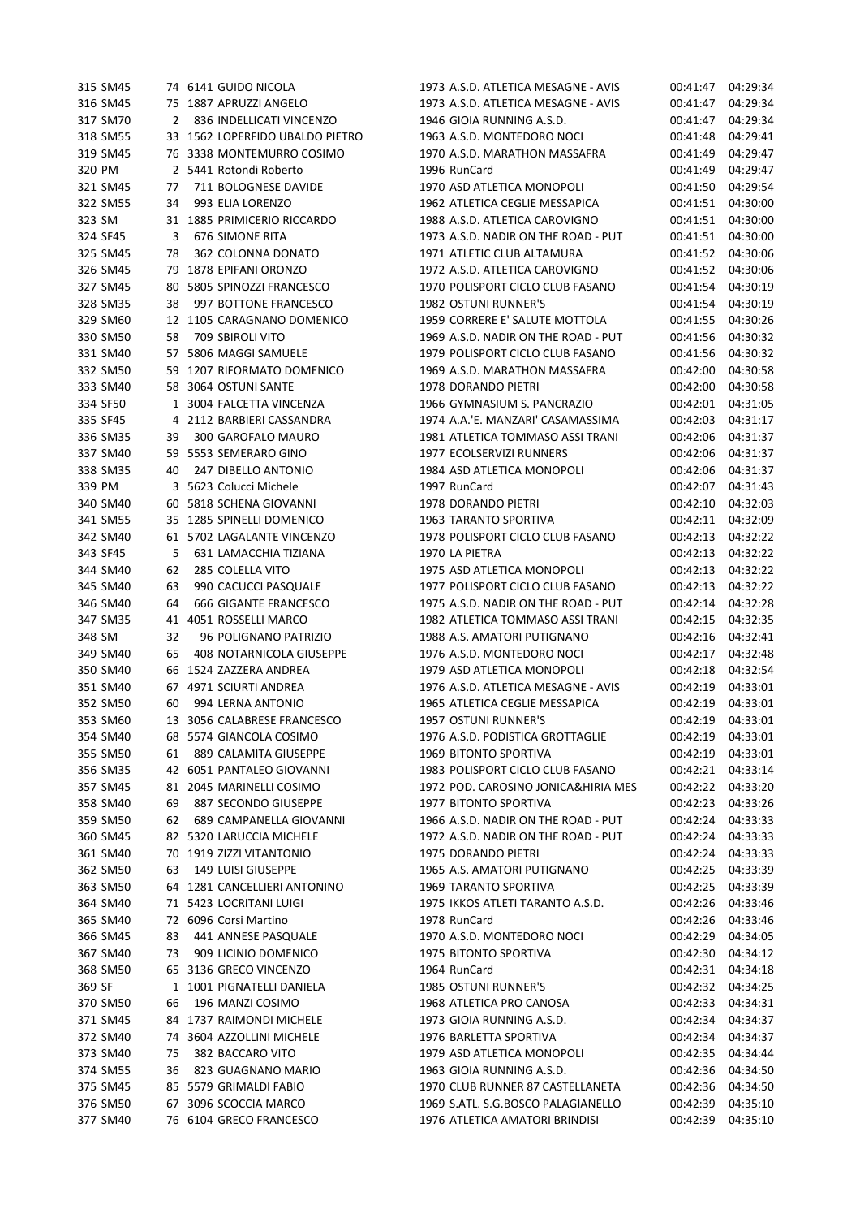| Pos | Cat | Pos Cat | Pett | Nome | Anno | Società | Tempo | Media |
|---|---|---|---|---|---|---|---|---|
| 315 | SM45 | 74 | 6141 | GUIDO NICOLA | 1973 | A.S.D. ATLETICA MESAGNE - AVIS | 00:41:47 | 04:29:34 |
| 316 | SM45 | 75 | 1887 | APRUZZI ANGELO | 1973 | A.S.D. ATLETICA MESAGNE - AVIS | 00:41:47 | 04:29:34 |
| 317 | SM70 | 2 | 836 | INDELLICATI VINCENZO | 1946 | GIOIA RUNNING A.S.D. | 00:41:47 | 04:29:34 |
| 318 | SM55 | 33 | 1562 | LOPERFIDO UBALDO PIETRO | 1963 | A.S.D. MONTEDORO NOCI | 00:41:48 | 04:29:41 |
| 319 | SM45 | 76 | 3338 | MONTEMURRO COSIMO | 1970 | A.S.D. MARATHON MASSAFRA | 00:41:49 | 04:29:47 |
| 320 | PM | 2 | 5441 | Rotondi Roberto | 1996 | RunCard | 00:41:49 | 04:29:47 |
| 321 | SM45 | 77 | 711 | BOLOGNESE DAVIDE | 1970 | ASD ATLETICA MONOPOLI | 00:41:50 | 04:29:54 |
| 322 | SM55 | 34 | 993 | ELIA LORENZO | 1962 | ATLETICA CEGLIE MESSAPICA | 00:41:51 | 04:30:00 |
| 323 | SM | 31 | 1885 | PRIMICERIO RICCARDO | 1988 | A.S.D. ATLETICA CAROVIGNO | 00:41:51 | 04:30:00 |
| 324 | SF45 | 3 | 676 | SIMONE RITA | 1973 | A.S.D. NADIR ON THE ROAD - PUT | 00:41:51 | 04:30:00 |
| 325 | SM45 | 78 | 362 | COLONNA DONATO | 1971 | ATLETIC CLUB ALTAMURA | 00:41:52 | 04:30:06 |
| 326 | SM45 | 79 | 1878 | EPIFANI ORONZO | 1972 | A.S.D. ATLETICA CAROVIGNO | 00:41:52 | 04:30:06 |
| 327 | SM45 | 80 | 5805 | SPINOZZI FRANCESCO | 1970 | POLISPORT CICLO CLUB FASANO | 00:41:54 | 04:30:19 |
| 328 | SM35 | 38 | 997 | BOTTONE FRANCESCO | 1982 | OSTUNI RUNNER'S | 00:41:54 | 04:30:19 |
| 329 | SM60 | 12 | 1105 | CARAGNANO DOMENICO | 1959 | CORRERE E' SALUTE MOTTOLA | 00:41:55 | 04:30:26 |
| 330 | SM50 | 58 | 709 | SBIROLI VITO | 1969 | A.S.D. NADIR ON THE ROAD - PUT | 00:41:56 | 04:30:32 |
| 331 | SM40 | 57 | 5806 | MAGGI SAMUELE | 1979 | POLISPORT CICLO CLUB FASANO | 00:41:56 | 04:30:32 |
| 332 | SM50 | 59 | 1207 | RIFORMATO DOMENICO | 1969 | A.S.D. MARATHON MASSAFRA | 00:42:00 | 04:30:58 |
| 333 | SM40 | 58 | 3064 | OSTUNI SANTE | 1978 | DORANDO PIETRI | 00:42:00 | 04:30:58 |
| 334 | SF50 | 1 | 3004 | FALCETTA VINCENZA | 1966 | GYMNASIUM S. PANCRAZIO | 00:42:01 | 04:31:05 |
| 335 | SF45 | 4 | 2112 | BARBIERI CASSANDRA | 1974 | A.A.'E. MANZARI' CASAMASSIMA | 00:42:03 | 04:31:17 |
| 336 | SM35 | 39 | 300 | GAROFALO MAURO | 1981 | ATLETICA TOMMASO ASSI TRANI | 00:42:06 | 04:31:37 |
| 337 | SM40 | 59 | 5553 | SEMERARO GINO | 1977 | ECOLSERVIZI RUNNERS | 00:42:06 | 04:31:37 |
| 338 | SM35 | 40 | 247 | DIBELLO ANTONIO | 1984 | ASD ATLETICA MONOPOLI | 00:42:06 | 04:31:37 |
| 339 | PM | 3 | 5623 | Colucci Michele | 1997 | RunCard | 00:42:07 | 04:31:43 |
| 340 | SM40 | 60 | 5818 | SCHENA GIOVANNI | 1978 | DORANDO PIETRI | 00:42:10 | 04:32:03 |
| 341 | SM55 | 35 | 1285 | SPINELLI DOMENICO | 1963 | TARANTO SPORTIVA | 00:42:11 | 04:32:09 |
| 342 | SM40 | 61 | 5702 | LAGALANTE VINCENZO | 1978 | POLISPORT CICLO CLUB FASANO | 00:42:13 | 04:32:22 |
| 343 | SF45 | 5 | 631 | LAMACCHIA TIZIANA | 1970 | LA PIETRA | 00:42:13 | 04:32:22 |
| 344 | SM40 | 62 | 285 | COLELLA VITO | 1975 | ASD ATLETICA MONOPOLI | 00:42:13 | 04:32:22 |
| 345 | SM40 | 63 | 990 | CACUCCI PASQUALE | 1977 | POLISPORT CICLO CLUB FASANO | 00:42:13 | 04:32:22 |
| 346 | SM40 | 64 | 666 | GIGANTE FRANCESCO | 1975 | A.S.D. NADIR ON THE ROAD - PUT | 00:42:14 | 04:32:28 |
| 347 | SM35 | 41 | 4051 | ROSSELLI MARCO | 1982 | ATLETICA TOMMASO ASSI TRANI | 00:42:15 | 04:32:35 |
| 348 | SM | 32 | 96 | POLIGNANO PATRIZIO | 1988 | A.S. AMATORI PUTIGNANO | 00:42:16 | 04:32:41 |
| 349 | SM40 | 65 | 408 | NOTARNICOLA GIUSEPPE | 1976 | A.S.D. MONTEDORO NOCI | 00:42:17 | 04:32:48 |
| 350 | SM40 | 66 | 1524 | ZAZZERA ANDREA | 1979 | ASD ATLETICA MONOPOLI | 00:42:18 | 04:32:54 |
| 351 | SM40 | 67 | 4971 | SCIURTI ANDREA | 1976 | A.S.D. ATLETICA MESAGNE - AVIS | 00:42:19 | 04:33:01 |
| 352 | SM50 | 60 | 994 | LERNA ANTONIO | 1965 | ATLETICA CEGLIE MESSAPICA | 00:42:19 | 04:33:01 |
| 353 | SM60 | 13 | 3056 | CALABRESE FRANCESCO | 1957 | OSTUNI RUNNER'S | 00:42:19 | 04:33:01 |
| 354 | SM40 | 68 | 5574 | GIANCOLA COSIMO | 1976 | A.S.D. PODISTICA GROTTAGLIE | 00:42:19 | 04:33:01 |
| 355 | SM50 | 61 | 889 | CALAMITA GIUSEPPE | 1969 | BITONTO SPORTIVA | 00:42:19 | 04:33:01 |
| 356 | SM35 | 42 | 6051 | PANTALEO GIOVANNI | 1983 | POLISPORT CICLO CLUB FASANO | 00:42:21 | 04:33:14 |
| 357 | SM45 | 81 | 2045 | MARINELLI COSIMO | 1972 | POD. CAROSINO JONICA&HIRIA MES | 00:42:22 | 04:33:20 |
| 358 | SM40 | 69 | 887 | SECONDO GIUSEPPE | 1977 | BITONTO SPORTIVA | 00:42:23 | 04:33:26 |
| 359 | SM50 | 62 | 689 | CAMPANELLA GIOVANNI | 1966 | A.S.D. NADIR ON THE ROAD - PUT | 00:42:24 | 04:33:33 |
| 360 | SM45 | 82 | 5320 | LARUCCIA MICHELE | 1972 | A.S.D. NADIR ON THE ROAD - PUT | 00:42:24 | 04:33:33 |
| 361 | SM40 | 70 | 1919 | ZIZZI VITANTONIO | 1975 | DORANDO PIETRI | 00:42:24 | 04:33:33 |
| 362 | SM50 | 63 | 149 | LUISI GIUSEPPE | 1965 | A.S. AMATORI PUTIGNANO | 00:42:25 | 04:33:39 |
| 363 | SM50 | 64 | 1281 | CANCELLIERI ANTONINO | 1969 | TARANTO SPORTIVA | 00:42:25 | 04:33:39 |
| 364 | SM40 | 71 | 5423 | LOCRITANI LUIGI | 1975 | IKKOS ATLETI TARANTO A.S.D. | 00:42:26 | 04:33:46 |
| 365 | SM40 | 72 | 6096 | Corsi Martino | 1978 | RunCard | 00:42:26 | 04:33:46 |
| 366 | SM45 | 83 | 441 | ANNESE PASQUALE | 1970 | A.S.D. MONTEDORO NOCI | 00:42:29 | 04:34:05 |
| 367 | SM40 | 73 | 909 | LICINIO DOMENICO | 1975 | BITONTO SPORTIVA | 00:42:30 | 04:34:12 |
| 368 | SM50 | 65 | 3136 | GRECO VINCENZO | 1964 | RunCard | 00:42:31 | 04:34:18 |
| 369 | SF | 1 | 1001 | PIGNATELLI DANIELA | 1985 | OSTUNI RUNNER'S | 00:42:32 | 04:34:25 |
| 370 | SM50 | 66 | 196 | MANZI COSIMO | 1968 | ATLETICA PRO CANOSA | 00:42:33 | 04:34:31 |
| 371 | SM45 | 84 | 1737 | RAIMONDI MICHELE | 1973 | GIOIA RUNNING A.S.D. | 00:42:34 | 04:34:37 |
| 372 | SM40 | 74 | 3604 | AZZOLLINI MICHELE | 1976 | BARLETTA SPORTIVA | 00:42:34 | 04:34:37 |
| 373 | SM40 | 75 | 382 | BACCARO VITO | 1979 | ASD ATLETICA MONOPOLI | 00:42:35 | 04:34:44 |
| 374 | SM55 | 36 | 823 | GUAGNANO MARIO | 1963 | GIOIA RUNNING A.S.D. | 00:42:36 | 04:34:50 |
| 375 | SM45 | 85 | 5579 | GRIMALDI FABIO | 1970 | CLUB RUNNER 87 CASTELLANETA | 00:42:36 | 04:34:50 |
| 376 | SM50 | 67 | 3096 | SCOCCIA MARCO | 1969 | S.ATL. S.G.BOSCO PALAGIANELLO | 00:42:39 | 04:35:10 |
| 377 | SM40 | 76 | 6104 | GRECO FRANCESCO | 1976 | ATLETICA AMATORI BRINDISI | 00:42:39 | 04:35:10 |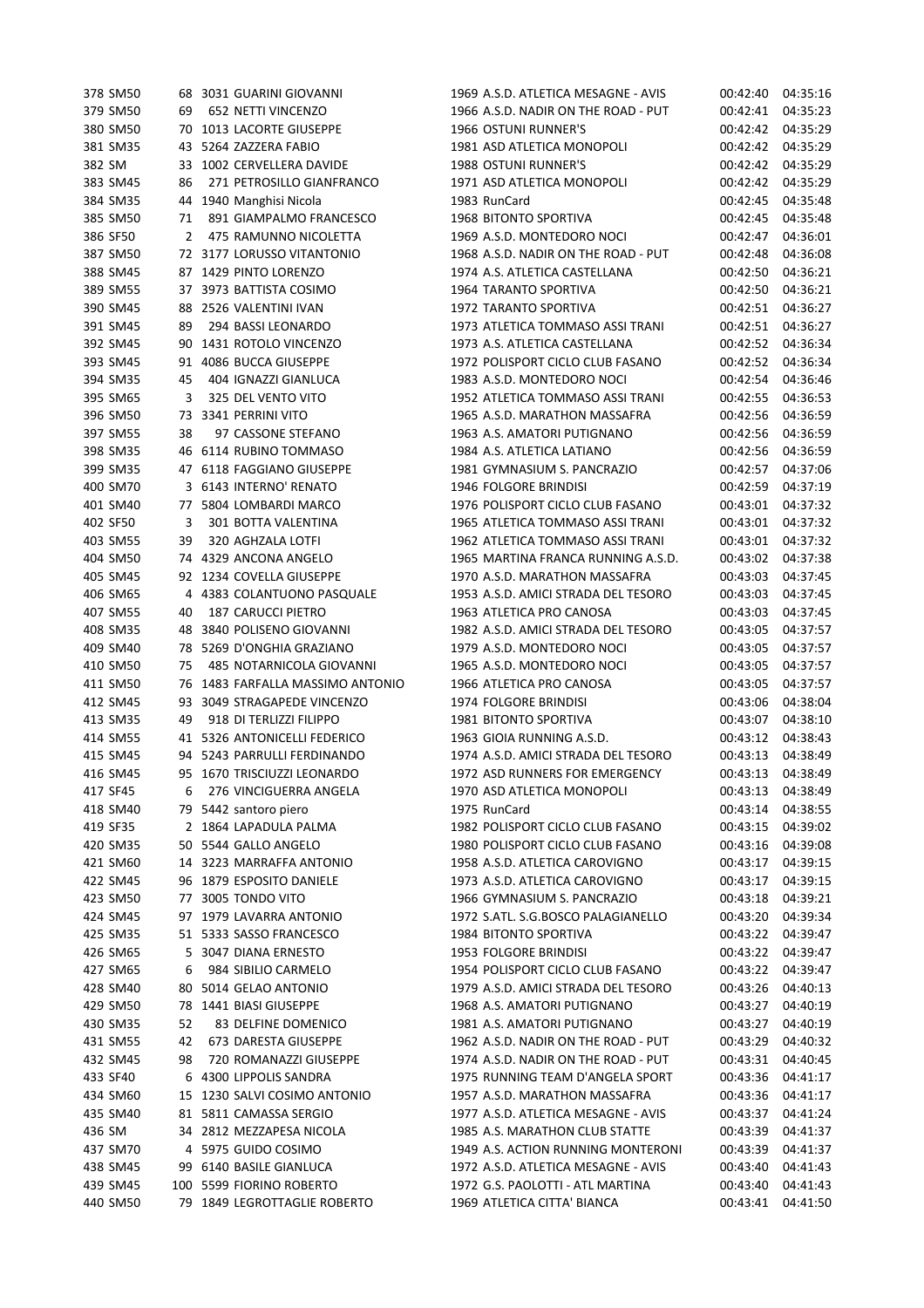| | | | | | | | |
|---|---|---|---|---|---|---|---|
| 378 | SM50 | 68 | 3031 GUARINI GIOVANNI | 1969 | A.S.D. ATLETICA MESAGNE - AVIS | 00:42:40 | 04:35:16 |
| 379 | SM50 | 69 | 652 NETTI VINCENZO | 1966 | A.S.D. NADIR ON THE ROAD - PUT | 00:42:41 | 04:35:23 |
| 380 | SM50 | 70 | 1013 LACORTE GIUSEPPE | 1966 | OSTUNI RUNNER'S | 00:42:42 | 04:35:29 |
| 381 | SM35 | 43 | 5264 ZAZZERA FABIO | 1981 | ASD ATLETICA MONOPOLI | 00:42:42 | 04:35:29 |
| 382 | SM | 33 | 1002 CERVELLERA DAVIDE | 1988 | OSTUNI RUNNER'S | 00:42:42 | 04:35:29 |
| 383 | SM45 | 86 | 271 PETROSILLO GIANFRANCO | 1971 | ASD ATLETICA MONOPOLI | 00:42:42 | 04:35:29 |
| 384 | SM35 | 44 | 1940 Manghisi Nicola | 1983 | RunCard | 00:42:45 | 04:35:48 |
| 385 | SM50 | 71 | 891 GIAMPALMO FRANCESCO | 1968 | BITONTO SPORTIVA | 00:42:45 | 04:35:48 |
| 386 | SF50 | 2 | 475 RAMUNNO NICOLETTA | 1969 | A.S.D. MONTEDORO NOCI | 00:42:47 | 04:36:01 |
| 387 | SM50 | 72 | 3177 LORUSSO VITANTONIO | 1968 | A.S.D. NADIR ON THE ROAD - PUT | 00:42:48 | 04:36:08 |
| 388 | SM45 | 87 | 1429 PINTO LORENZO | 1974 | A.S. ATLETICA CASTELLANA | 00:42:50 | 04:36:21 |
| 389 | SM55 | 37 | 3973 BATTISTA COSIMO | 1964 | TARANTO SPORTIVA | 00:42:50 | 04:36:21 |
| 390 | SM45 | 88 | 2526 VALENTINI IVAN | 1972 | TARANTO SPORTIVA | 00:42:51 | 04:36:27 |
| 391 | SM45 | 89 | 294 BASSI LEONARDO | 1973 | ATLETICA TOMMASO ASSI TRANI | 00:42:51 | 04:36:27 |
| 392 | SM45 | 90 | 1431 ROTOLO VINCENZO | 1973 | A.S. ATLETICA CASTELLANA | 00:42:52 | 04:36:34 |
| 393 | SM45 | 91 | 4086 BUCCA GIUSEPPE | 1972 | POLISPORT CICLO CLUB FASANO | 00:42:52 | 04:36:34 |
| 394 | SM35 | 45 | 404 IGNAZZI GIANLUCA | 1983 | A.S.D. MONTEDORO NOCI | 00:42:54 | 04:36:46 |
| 395 | SM65 | 3 | 325 DEL VENTO VITO | 1952 | ATLETICA TOMMASO ASSI TRANI | 00:42:55 | 04:36:53 |
| 396 | SM50 | 73 | 3341 PERRINI VITO | 1965 | A.S.D. MARATHON MASSAFRA | 00:42:56 | 04:36:59 |
| 397 | SM55 | 38 | 97 CASSONE STEFANO | 1963 | A.S. AMATORI PUTIGNANO | 00:42:56 | 04:36:59 |
| 398 | SM35 | 46 | 6114 RUBINO TOMMASO | 1984 | A.S. ATLETICA LATIANO | 00:42:56 | 04:36:59 |
| 399 | SM35 | 47 | 6118 FAGGIANO GIUSEPPE | 1981 | GYMNASIUM S. PANCRAZIO | 00:42:57 | 04:37:06 |
| 400 | SM70 | 3 | 6143 INTERNO' RENATO | 1946 | FOLGORE BRINDISI | 00:42:59 | 04:37:19 |
| 401 | SM40 | 77 | 5804 LOMBARDI MARCO | 1976 | POLISPORT CICLO CLUB FASANO | 00:43:01 | 04:37:32 |
| 402 | SF50 | 3 | 301 BOTTA VALENTINA | 1965 | ATLETICA TOMMASO ASSI TRANI | 00:43:01 | 04:37:32 |
| 403 | SM55 | 39 | 320 AGHZALA LOTFI | 1962 | ATLETICA TOMMASO ASSI TRANI | 00:43:01 | 04:37:32 |
| 404 | SM50 | 74 | 4329 ANCONA ANGELO | 1965 | MARTINA FRANCA RUNNING A.S.D. | 00:43:02 | 04:37:38 |
| 405 | SM45 | 92 | 1234 COVELLA GIUSEPPE | 1970 | A.S.D. MARATHON MASSAFRA | 00:43:03 | 04:37:45 |
| 406 | SM65 | 4 | 4383 COLANTUONO PASQUALE | 1953 | A.S.D. AMICI STRADA DEL TESORO | 00:43:03 | 04:37:45 |
| 407 | SM55 | 40 | 187 CARUCCI PIETRO | 1963 | ATLETICA PRO CANOSA | 00:43:03 | 04:37:45 |
| 408 | SM35 | 48 | 3840 POLISENO GIOVANNI | 1982 | A.S.D. AMICI STRADA DEL TESORO | 00:43:05 | 04:37:57 |
| 409 | SM40 | 78 | 5269 D'ONGHIA GRAZIANO | 1979 | A.S.D. MONTEDORO NOCI | 00:43:05 | 04:37:57 |
| 410 | SM50 | 75 | 485 NOTARNICOLA GIOVANNI | 1965 | A.S.D. MONTEDORO NOCI | 00:43:05 | 04:37:57 |
| 411 | SM50 | 76 | 1483 FARFALLA MASSIMO ANTONIO | 1966 | ATLETICA PRO CANOSA | 00:43:05 | 04:37:57 |
| 412 | SM45 | 93 | 3049 STRAGAPEDE VINCENZO | 1974 | FOLGORE BRINDISI | 00:43:06 | 04:38:04 |
| 413 | SM35 | 49 | 918 DI TERLIZZI FILIPPO | 1981 | BITONTO SPORTIVA | 00:43:07 | 04:38:10 |
| 414 | SM55 | 41 | 5326 ANTONICELLI FEDERICO | 1963 | GIOIA RUNNING A.S.D. | 00:43:12 | 04:38:43 |
| 415 | SM45 | 94 | 5243 PARRULLI FERDINANDO | 1974 | A.S.D. AMICI STRADA DEL TESORO | 00:43:13 | 04:38:49 |
| 416 | SM45 | 95 | 1670 TRISCIUZZI LEONARDO | 1972 | ASD RUNNERS FOR EMERGENCY | 00:43:13 | 04:38:49 |
| 417 | SF45 | 6 | 276 VINCIGUERRA ANGELA | 1970 | ASD ATLETICA MONOPOLI | 00:43:13 | 04:38:49 |
| 418 | SM40 | 79 | 5442 santoro piero | 1975 | RunCard | 00:43:14 | 04:38:55 |
| 419 | SF35 | 2 | 1864 LAPADULA PALMA | 1982 | POLISPORT CICLO CLUB FASANO | 00:43:15 | 04:39:02 |
| 420 | SM35 | 50 | 5544 GALLO ANGELO | 1980 | POLISPORT CICLO CLUB FASANO | 00:43:16 | 04:39:08 |
| 421 | SM60 | 14 | 3223 MARRAFFA ANTONIO | 1958 | A.S.D. ATLETICA CAROVIGNO | 00:43:17 | 04:39:15 |
| 422 | SM45 | 96 | 1879 ESPOSITO DANIELE | 1973 | A.S.D. ATLETICA CAROVIGNO | 00:43:17 | 04:39:15 |
| 423 | SM50 | 77 | 3005 TONDO VITO | 1966 | GYMNASIUM S. PANCRAZIO | 00:43:18 | 04:39:21 |
| 424 | SM45 | 97 | 1979 LAVARRA ANTONIO | 1972 | S.ATL. S.G.BOSCO PALAGIANELLO | 00:43:20 | 04:39:34 |
| 425 | SM35 | 51 | 5333 SASSO FRANCESCO | 1984 | BITONTO SPORTIVA | 00:43:22 | 04:39:47 |
| 426 | SM65 | 5 | 3047 DIANA ERNESTO | 1953 | FOLGORE BRINDISI | 00:43:22 | 04:39:47 |
| 427 | SM65 | 6 | 984 SIBILIO CARMELO | 1954 | POLISPORT CICLO CLUB FASANO | 00:43:22 | 04:39:47 |
| 428 | SM40 | 80 | 5014 GELAO ANTONIO | 1979 | A.S.D. AMICI STRADA DEL TESORO | 00:43:26 | 04:40:13 |
| 429 | SM50 | 78 | 1441 BIASI GIUSEPPE | 1968 | A.S. AMATORI PUTIGNANO | 00:43:27 | 04:40:19 |
| 430 | SM35 | 52 | 83 DELFINE DOMENICO | 1981 | A.S. AMATORI PUTIGNANO | 00:43:27 | 04:40:19 |
| 431 | SM55 | 42 | 673 DARESTA GIUSEPPE | 1962 | A.S.D. NADIR ON THE ROAD - PUT | 00:43:29 | 04:40:32 |
| 432 | SM45 | 98 | 720 ROMANAZZI GIUSEPPE | 1974 | A.S.D. NADIR ON THE ROAD - PUT | 00:43:31 | 04:40:45 |
| 433 | SF40 | 6 | 4300 LIPPOLIS SANDRA | 1975 | RUNNING TEAM D'ANGELA SPORT | 00:43:36 | 04:41:17 |
| 434 | SM60 | 15 | 1230 SALVI COSIMO ANTONIO | 1957 | A.S.D. MARATHON MASSAFRA | 00:43:36 | 04:41:17 |
| 435 | SM40 | 81 | 5811 CAMASSA SERGIO | 1977 | A.S.D. ATLETICA MESAGNE - AVIS | 00:43:37 | 04:41:24 |
| 436 | SM | 34 | 2812 MEZZAPESA NICOLA | 1985 | A.S. MARATHON CLUB STATTE | 00:43:39 | 04:41:37 |
| 437 | SM70 | 4 | 5975 GUIDO COSIMO | 1949 | A.S. ACTION RUNNING MONTERONI | 00:43:39 | 04:41:37 |
| 438 | SM45 | 99 | 6140 BASILE GIANLUCA | 1972 | A.S.D. ATLETICA MESAGNE - AVIS | 00:43:40 | 04:41:43 |
| 439 | SM45 | 100 | 5599 FIORINO ROBERTO | 1972 | G.S. PAOLOTTI - ATL MARTINA | 00:43:40 | 04:41:43 |
| 440 | SM50 | 79 | 1849 LEGROTTAGLIE ROBERTO | 1969 | ATLETICA CITTA' BIANCA | 00:43:41 | 04:41:50 |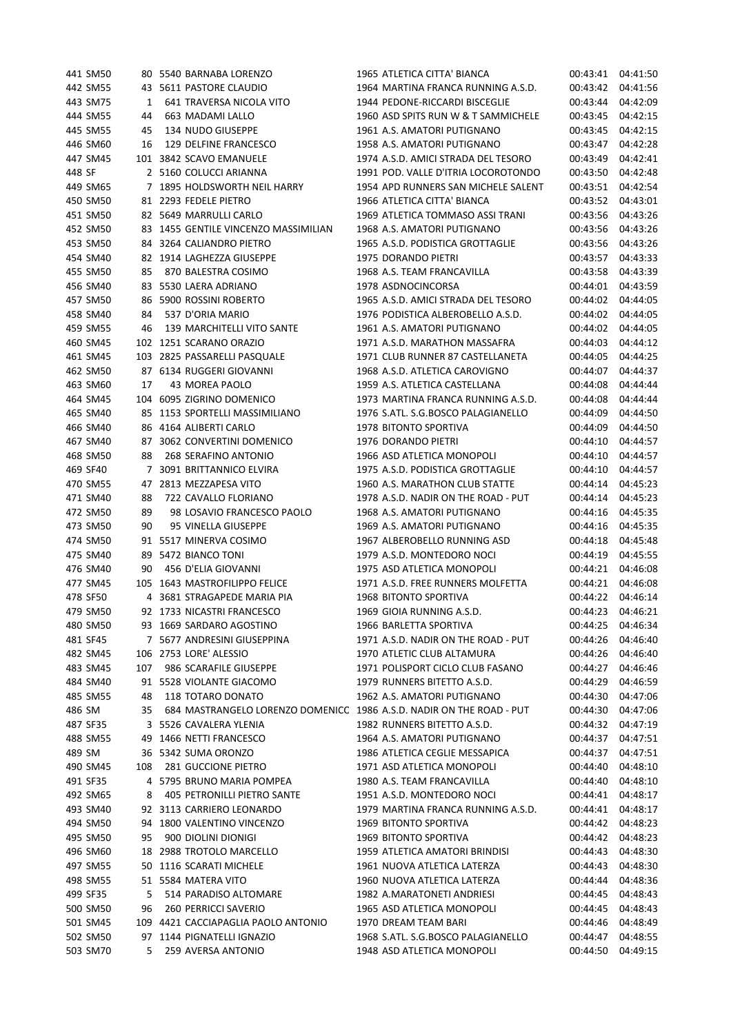| | | | | | | | | | |
|---|---|---|---|---|---|---|---|---|---|
| 441 | SM50 | 80 | 5540 | BARNABA LORENZO | 1965 | ATLETICA CITTA' BIANCA | 00:43:41 | 04:41:50 |
| 442 | SM55 | 43 | 5611 | PASTORE CLAUDIO | 1964 | MARTINA FRANCA RUNNING A.S.D. | 00:43:42 | 04:41:56 |
| 443 | SM75 | 1 | 641 | TRAVERSA NICOLA VITO | 1944 | PEDONE-RICCARDI BISCEGLIE | 00:43:44 | 04:42:09 |
| 444 | SM55 | 44 | 663 | MADAMI LALLO | 1960 | ASD SPITS RUN W & T SAMMICHELE | 00:43:45 | 04:42:15 |
| 445 | SM55 | 45 | 134 | NUDO GIUSEPPE | 1961 | A.S. AMATORI PUTIGNANO | 00:43:45 | 04:42:15 |
| 446 | SM60 | 16 | 129 | DELFINE FRANCESCO | 1958 | A.S. AMATORI PUTIGNANO | 00:43:47 | 04:42:28 |
| 447 | SM45 | 101 | 3842 | SCAVO EMANUELE | 1974 | A.S.D. AMICI STRADA DEL TESORO | 00:43:49 | 04:42:41 |
| 448 | SF | 2 | 5160 | COLUCCI ARIANNA | 1991 | POD. VALLE D'ITRIA LOCOROTONDO | 00:43:50 | 04:42:48 |
| 449 | SM65 | 7 | 1895 | HOLDSWORTH NEIL HARRY | 1954 | APD RUNNERS SAN MICHELE SALENT | 00:43:51 | 04:42:54 |
| 450 | SM50 | 81 | 2293 | FEDELE PIETRO | 1966 | ATLETICA CITTA' BIANCA | 00:43:52 | 04:43:01 |
| 451 | SM50 | 82 | 5649 | MARRULLI CARLO | 1969 | ATLETICA TOMMASO ASSI TRANI | 00:43:56 | 04:43:26 |
| 452 | SM50 | 83 | 1455 | GENTILE VINCENZO MASSIMILIAN | 1968 | A.S. AMATORI PUTIGNANO | 00:43:56 | 04:43:26 |
| 453 | SM50 | 84 | 3264 | CALIANDRO PIETRO | 1965 | A.S.D. PODISTICA GROTTAGLIE | 00:43:56 | 04:43:26 |
| 454 | SM40 | 82 | 1914 | LAGHEZZA GIUSEPPE | 1975 | DORANDO PIETRI | 00:43:57 | 04:43:33 |
| 455 | SM50 | 85 | 870 | BALESTRA COSIMO | 1968 | A.S. TEAM FRANCAVILLA | 00:43:58 | 04:43:39 |
| 456 | SM40 | 83 | 5530 | LAERA ADRIANO | 1978 | ASDNOCINCORSA | 00:44:01 | 04:43:59 |
| 457 | SM50 | 86 | 5900 | ROSSINI ROBERTO | 1965 | A.S.D. AMICI STRADA DEL TESORO | 00:44:02 | 04:44:05 |
| 458 | SM40 | 84 | 537 | D'ORIA MARIO | 1976 | PODISTICA ALBEROBELLO A.S.D. | 00:44:02 | 04:44:05 |
| 459 | SM55 | 46 | 139 | MARCHITELLI VITO SANTE | 1961 | A.S. AMATORI PUTIGNANO | 00:44:02 | 04:44:05 |
| 460 | SM45 | 102 | 1251 | SCARANO ORAZIO | 1971 | A.S.D. MARATHON MASSAFRA | 00:44:03 | 04:44:12 |
| 461 | SM45 | 103 | 2825 | PASSARELLI PASQUALE | 1971 | CLUB RUNNER 87 CASTELLANETA | 00:44:05 | 04:44:25 |
| 462 | SM50 | 87 | 6134 | RUGGERI GIOVANNI | 1968 | A.S.D. ATLETICA CAROVIGNO | 00:44:07 | 04:44:37 |
| 463 | SM60 | 17 | 43 | MOREA PAOLO | 1959 | A.S. ATLETICA CASTELLANA | 00:44:08 | 04:44:44 |
| 464 | SM45 | 104 | 6095 | ZIGRINO DOMENICO | 1973 | MARTINA FRANCA RUNNING A.S.D. | 00:44:08 | 04:44:44 |
| 465 | SM40 | 85 | 1153 | SPORTELLI MASSIMILIANO | 1976 | S.ATL. S.G.BOSCO PALAGIANELLO | 00:44:09 | 04:44:50 |
| 466 | SM40 | 86 | 4164 | ALIBERTI CARLO | 1978 | BITONTO SPORTIVA | 00:44:09 | 04:44:50 |
| 467 | SM40 | 87 | 3062 | CONVERTINI DOMENICO | 1976 | DORANDO PIETRI | 00:44:10 | 04:44:57 |
| 468 | SM50 | 88 | 268 | SERAFINO ANTONIO | 1966 | ASD ATLETICA MONOPOLI | 00:44:10 | 04:44:57 |
| 469 | SF40 | 7 | 3091 | BRITTANNICO ELVIRA | 1975 | A.S.D. PODISTICA GROTTAGLIE | 00:44:10 | 04:44:57 |
| 470 | SM55 | 47 | 2813 | MEZZAPESA VITO | 1960 | A.S. MARATHON CLUB STATTE | 00:44:14 | 04:45:23 |
| 471 | SM40 | 88 | 722 | CAVALLO FLORIANO | 1978 | A.S.D. NADIR ON THE ROAD - PUT | 00:44:14 | 04:45:23 |
| 472 | SM50 | 89 | 98 | LOSAVIO FRANCESCO PAOLO | 1968 | A.S. AMATORI PUTIGNANO | 00:44:16 | 04:45:35 |
| 473 | SM50 | 90 | 95 | VINELLA GIUSEPPE | 1969 | A.S. AMATORI PUTIGNANO | 00:44:16 | 04:45:35 |
| 474 | SM50 | 91 | 5517 | MINERVA COSIMO | 1967 | ALBEROBELLO RUNNING ASD | 00:44:18 | 04:45:48 |
| 475 | SM40 | 89 | 5472 | BIANCO TONI | 1979 | A.S.D. MONTEDORO NOCI | 00:44:19 | 04:45:55 |
| 476 | SM40 | 90 | 456 | D'ELIA GIOVANNI | 1975 | ASD ATLETICA MONOPOLI | 00:44:21 | 04:46:08 |
| 477 | SM45 | 105 | 1643 | MASTROFILIPPO FELICE | 1971 | A.S.D. FREE RUNNERS MOLFETTA | 00:44:21 | 04:46:08 |
| 478 | SF50 | 4 | 3681 | STRAGAPEDE MARIA PIA | 1968 | BITONTO SPORTIVA | 00:44:22 | 04:46:14 |
| 479 | SM50 | 92 | 1733 | NICASTRI FRANCESCO | 1969 | GIOIA RUNNING A.S.D. | 00:44:23 | 04:46:21 |
| 480 | SM50 | 93 | 1669 | SARDARO AGOSTINO | 1966 | BARLETTA SPORTIVA | 00:44:25 | 04:46:34 |
| 481 | SF45 | 7 | 5677 | ANDRESINI GIUSEPPINA | 1971 | A.S.D. NADIR ON THE ROAD - PUT | 00:44:26 | 04:46:40 |
| 482 | SM45 | 106 | 2753 | LORE' ALESSIO | 1970 | ATLETIC CLUB ALTAMURA | 00:44:26 | 04:46:40 |
| 483 | SM45 | 107 | 986 | SCARAFILE GIUSEPPE | 1971 | POLISPORT CICLO CLUB FASANO | 00:44:27 | 04:46:46 |
| 484 | SM40 | 91 | 5528 | VIOLANTE GIACOMO | 1979 | RUNNERS BITETTO A.S.D. | 00:44:29 | 04:46:59 |
| 485 | SM55 | 48 | 118 | TOTARO DONATO | 1962 | A.S. AMATORI PUTIGNANO | 00:44:30 | 04:47:06 |
| 486 | SM | 35 | 684 | MASTRANGELO LORENZO DOMENICC | 1986 | A.S.D. NADIR ON THE ROAD - PUT | 00:44:30 | 04:47:06 |
| 487 | SF35 | 3 | 5526 | CAVALERA YLENIA | 1982 | RUNNERS BITETTO A.S.D. | 00:44:32 | 04:47:19 |
| 488 | SM55 | 49 | 1466 | NETTI FRANCESCO | 1964 | A.S. AMATORI PUTIGNANO | 00:44:37 | 04:47:51 |
| 489 | SM | 36 | 5342 | SUMA ORONZO | 1986 | ATLETICA CEGLIE MESSAPICA | 00:44:37 | 04:47:51 |
| 490 | SM45 | 108 | 281 | GUCCIONE PIETRO | 1971 | ASD ATLETICA MONOPOLI | 00:44:40 | 04:48:10 |
| 491 | SF35 | 4 | 5795 | BRUNO MARIA POMPEA | 1980 | A.S. TEAM FRANCAVILLA | 00:44:40 | 04:48:10 |
| 492 | SM65 | 8 | 405 | PETRONILLI PIETRO SANTE | 1951 | A.S.D. MONTEDORO NOCI | 00:44:41 | 04:48:17 |
| 493 | SM40 | 92 | 3113 | CARRIERO LEONARDO | 1979 | MARTINA FRANCA RUNNING A.S.D. | 00:44:41 | 04:48:17 |
| 494 | SM50 | 94 | 1800 | VALENTINO VINCENZO | 1969 | BITONTO SPORTIVA | 00:44:42 | 04:48:23 |
| 495 | SM50 | 95 | 900 | DIOLINI DIONIGI | 1969 | BITONTO SPORTIVA | 00:44:42 | 04:48:23 |
| 496 | SM60 | 18 | 2988 | TROTOLO MARCELLO | 1959 | ATLETICA AMATORI BRINDISI | 00:44:43 | 04:48:30 |
| 497 | SM55 | 50 | 1116 | SCARATI MICHELE | 1961 | NUOVA ATLETICA LATERZA | 00:44:43 | 04:48:30 |
| 498 | SM55 | 51 | 5584 | MATERA VITO | 1960 | NUOVA ATLETICA LATERZA | 00:44:44 | 04:48:36 |
| 499 | SF35 | 5 | 514 | PARADISO ALTOMARE | 1982 | A.MARATONETI ANDRIESI | 00:44:45 | 04:48:43 |
| 500 | SM50 | 96 | 260 | PERRICCI SAVERIO | 1965 | ASD ATLETICA MONOPOLI | 00:44:45 | 04:48:43 |
| 501 | SM45 | 109 | 4421 | CACCIAPAGLIA PAOLO ANTONIO | 1970 | DREAM TEAM BARI | 00:44:46 | 04:48:49 |
| 502 | SM50 | 97 | 1144 | PIGNATELLI IGNAZIO | 1968 | S.ATL. S.G.BOSCO PALAGIANELLO | 00:44:47 | 04:48:55 |
| 503 | SM70 | 5 | 259 | AVERSA ANTONIO | 1948 | ASD ATLETICA MONOPOLI | 00:44:50 | 04:49:15 |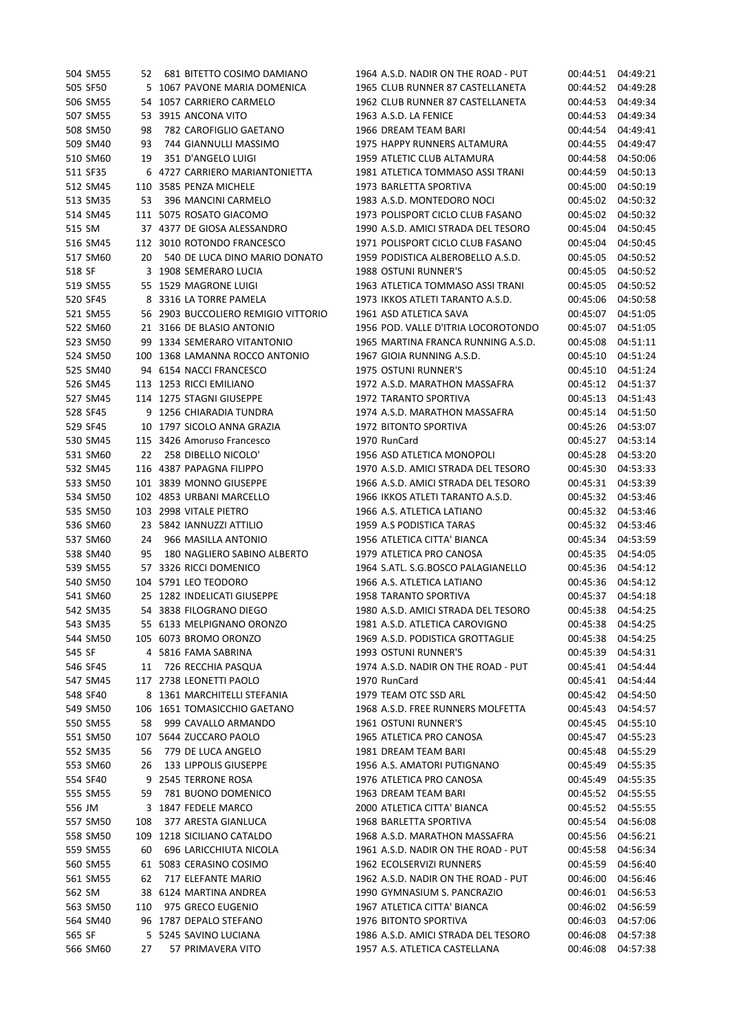| | | | | | | | | |
|---|---|---|---|---|---|---|---|---|
| 504 | SM55 | 52 | 681 | BITETTO COSIMO DAMIANO | 1964 | A.S.D. NADIR ON THE ROAD - PUT | 00:44:51 | 04:49:21 |
| 505 | SF50 | 5 | 1067 | PAVONE MARIA DOMENICA | 1965 | CLUB RUNNER 87 CASTELLANETA | 00:44:52 | 04:49:28 |
| 506 | SM55 | 54 | 1057 | CARRIERO CARMELO | 1962 | CLUB RUNNER 87 CASTELLANETA | 00:44:53 | 04:49:34 |
| 507 | SM55 | 53 | 3915 | ANCONA VITO | 1963 | A.S.D. LA FENICE | 00:44:53 | 04:49:34 |
| 508 | SM50 | 98 | 782 | CAROFIGLIO GAETANO | 1966 | DREAM TEAM BARI | 00:44:54 | 04:49:41 |
| 509 | SM40 | 93 | 744 | GIANNULLI MASSIMO | 1975 | HAPPY RUNNERS ALTAMURA | 00:44:55 | 04:49:47 |
| 510 | SM60 | 19 | 351 | D'ANGELO LUIGI | 1959 | ATLETIC CLUB ALTAMURA | 00:44:58 | 04:50:06 |
| 511 | SF35 | 6 | 4727 | CARRIERO MARIANTONIETTA | 1981 | ATLETICA TOMMASO ASSI TRANI | 00:44:59 | 04:50:13 |
| 512 | SM45 | 110 | 3585 | PENZA MICHELE | 1973 | BARLETTA SPORTIVA | 00:45:00 | 04:50:19 |
| 513 | SM35 | 53 | 396 | MANCINI CARMELO | 1983 | A.S.D. MONTEDORO NOCI | 00:45:02 | 04:50:32 |
| 514 | SM45 | 111 | 5075 | ROSATO GIACOMO | 1973 | POLISPORT CICLO CLUB FASANO | 00:45:02 | 04:50:32 |
| 515 | SM | 37 | 4377 | DE GIOSA ALESSANDRO | 1990 | A.S.D. AMICI STRADA DEL TESORO | 00:45:04 | 04:50:45 |
| 516 | SM45 | 112 | 3010 | ROTONDO FRANCESCO | 1971 | POLISPORT CICLO CLUB FASANO | 00:45:04 | 04:50:45 |
| 517 | SM60 | 20 | 540 | DE LUCA DINO MARIO DONATO | 1959 | PODISTICA ALBEROBELLO A.S.D. | 00:45:05 | 04:50:52 |
| 518 | SF | 3 | 1908 | SEMERARO LUCIA | 1988 | OSTUNI RUNNER'S | 00:45:05 | 04:50:52 |
| 519 | SM55 | 55 | 1529 | MAGRONE LUIGI | 1963 | ATLETICA TOMMASO ASSI TRANI | 00:45:05 | 04:50:52 |
| 520 | SF45 | 8 | 3316 | LA TORRE PAMELA | 1973 | IKKOS ATLETI TARANTO A.S.D. | 00:45:06 | 04:50:58 |
| 521 | SM55 | 56 | 2903 | BUCCOLIERO REMIGIO VITTORIO | 1961 | ASD ATLETICA SAVA | 00:45:07 | 04:51:05 |
| 522 | SM60 | 21 | 3166 | DE BLASIO ANTONIO | 1956 | POD. VALLE D'ITRIA LOCOROTONDO | 00:45:07 | 04:51:05 |
| 523 | SM50 | 99 | 1334 | SEMERARO VITANTONIO | 1965 | MARTINA FRANCA RUNNING A.S.D. | 00:45:08 | 04:51:11 |
| 524 | SM50 | 100 | 1368 | LAMANNA ROCCO ANTONIO | 1967 | GIOIA RUNNING A.S.D. | 00:45:10 | 04:51:24 |
| 525 | SM40 | 94 | 6154 | NACCI FRANCESCO | 1975 | OSTUNI RUNNER'S | 00:45:10 | 04:51:24 |
| 526 | SM45 | 113 | 1253 | RICCI EMILIANO | 1972 | A.S.D. MARATHON MASSAFRA | 00:45:12 | 04:51:37 |
| 527 | SM45 | 114 | 1275 | STAGNI GIUSEPPE | 1972 | TARANTO SPORTIVA | 00:45:13 | 04:51:43 |
| 528 | SF45 | 9 | 1256 | CHIARADIA TUNDRA | 1974 | A.S.D. MARATHON MASSAFRA | 00:45:14 | 04:51:50 |
| 529 | SF45 | 10 | 1797 | SICOLO ANNA GRAZIA | 1972 | BITONTO SPORTIVA | 00:45:26 | 04:53:07 |
| 530 | SM45 | 115 | 3426 | Amoruso Francesco | 1970 | RunCard | 00:45:27 | 04:53:14 |
| 531 | SM60 | 22 | 258 | DIBELLO NICOLO' | 1956 | ASD ATLETICA MONOPOLI | 00:45:28 | 04:53:20 |
| 532 | SM45 | 116 | 4387 | PAPAGNA FILIPPO | 1970 | A.S.D. AMICI STRADA DEL TESORO | 00:45:30 | 04:53:33 |
| 533 | SM50 | 101 | 3839 | MONNO GIUSEPPE | 1966 | A.S.D. AMICI STRADA DEL TESORO | 00:45:31 | 04:53:39 |
| 534 | SM50 | 102 | 4853 | URBANI MARCELLO | 1966 | IKKOS ATLETI TARANTO A.S.D. | 00:45:32 | 04:53:46 |
| 535 | SM50 | 103 | 2998 | VITALE PIETRO | 1966 | A.S. ATLETICA LATIANO | 00:45:32 | 04:53:46 |
| 536 | SM60 | 23 | 5842 | IANNUZZI ATTILIO | 1959 | A.S PODISTICA TARAS | 00:45:32 | 04:53:46 |
| 537 | SM60 | 24 | 966 | MASILLA ANTONIO | 1956 | ATLETICA CITTA' BIANCA | 00:45:34 | 04:53:59 |
| 538 | SM40 | 95 | 180 | NAGLIERO SABINO ALBERTO | 1979 | ATLETICA PRO CANOSA | 00:45:35 | 04:54:05 |
| 539 | SM55 | 57 | 3326 | RICCI DOMENICO | 1964 | S.ATL. S.G.BOSCO PALAGIANELLO | 00:45:36 | 04:54:12 |
| 540 | SM50 | 104 | 5791 | LEO TEODORO | 1966 | A.S. ATLETICA LATIANO | 00:45:36 | 04:54:12 |
| 541 | SM60 | 25 | 1282 | INDELICATI GIUSEPPE | 1958 | TARANTO SPORTIVA | 00:45:37 | 04:54:18 |
| 542 | SM35 | 54 | 3838 | FILOGRANO DIEGO | 1980 | A.S.D. AMICI STRADA DEL TESORO | 00:45:38 | 04:54:25 |
| 543 | SM35 | 55 | 6133 | MELPIGNANO ORONZO | 1981 | A.S.D. ATLETICA CAROVIGNO | 00:45:38 | 04:54:25 |
| 544 | SM50 | 105 | 6073 | BROMO ORONZO | 1969 | A.S.D. PODISTICA GROTTAGLIE | 00:45:38 | 04:54:25 |
| 545 | SF | 4 | 5816 | FAMA SABRINA | 1993 | OSTUNI RUNNER'S | 00:45:39 | 04:54:31 |
| 546 | SF45 | 11 | 726 | RECCHIA PASQUA | 1974 | A.S.D. NADIR ON THE ROAD - PUT | 00:45:41 | 04:54:44 |
| 547 | SM45 | 117 | 2738 | LEONETTI PAOLO | 1970 | RunCard | 00:45:41 | 04:54:44 |
| 548 | SF40 | 8 | 1361 | MARCHITELLI STEFANIA | 1979 | TEAM OTC SSD ARL | 00:45:42 | 04:54:50 |
| 549 | SM50 | 106 | 1651 | TOMASICCHIO GAETANO | 1968 | A.S.D. FREE RUNNERS MOLFETTA | 00:45:43 | 04:54:57 |
| 550 | SM55 | 58 | 999 | CAVALLO ARMANDO | 1961 | OSTUNI RUNNER'S | 00:45:45 | 04:55:10 |
| 551 | SM50 | 107 | 5644 | ZUCCARO PAOLO | 1965 | ATLETICA PRO CANOSA | 00:45:47 | 04:55:23 |
| 552 | SM35 | 56 | 779 | DE LUCA ANGELO | 1981 | DREAM TEAM BARI | 00:45:48 | 04:55:29 |
| 553 | SM60 | 26 | 133 | LIPPOLIS GIUSEPPE | 1956 | A.S. AMATORI PUTIGNANO | 00:45:49 | 04:55:35 |
| 554 | SF40 | 9 | 2545 | TERRONE ROSA | 1976 | ATLETICA PRO CANOSA | 00:45:49 | 04:55:35 |
| 555 | SM55 | 59 | 781 | BUONO DOMENICO | 1963 | DREAM TEAM BARI | 00:45:52 | 04:55:55 |
| 556 | JM | 3 | 1847 | FEDELE MARCO | 2000 | ATLETICA CITTA' BIANCA | 00:45:52 | 04:55:55 |
| 557 | SM50 | 108 | 377 | ARESTA GIANLUCA | 1968 | BARLETTA SPORTIVA | 00:45:54 | 04:56:08 |
| 558 | SM50 | 109 | 1218 | SICILIANO CATALDO | 1968 | A.S.D. MARATHON MASSAFRA | 00:45:56 | 04:56:21 |
| 559 | SM55 | 60 | 696 | LARICCHIUTA NICOLA | 1961 | A.S.D. NADIR ON THE ROAD - PUT | 00:45:58 | 04:56:34 |
| 560 | SM55 | 61 | 5083 | CERASINO COSIMO | 1962 | ECOLSERVIZI RUNNERS | 00:45:59 | 04:56:40 |
| 561 | SM55 | 62 | 717 | ELEFANTE MARIO | 1962 | A.S.D. NADIR ON THE ROAD - PUT | 00:46:00 | 04:56:46 |
| 562 | SM | 38 | 6124 | MARTINA ANDREA | 1990 | GYMNASIUM S. PANCRAZIO | 00:46:01 | 04:56:53 |
| 563 | SM50 | 110 | 975 | GRECO EUGENIO | 1967 | ATLETICA CITTA' BIANCA | 00:46:02 | 04:56:59 |
| 564 | SM40 | 96 | 1787 | DEPALO STEFANO | 1976 | BITONTO SPORTIVA | 00:46:03 | 04:57:06 |
| 565 | SF | 5 | 5245 | SAVINO LUCIANA | 1986 | A.S.D. AMICI STRADA DEL TESORO | 00:46:08 | 04:57:38 |
| 566 | SM60 | 27 | 57 | PRIMAVERA VITO | 1957 | A.S. ATLETICA CASTELLANA | 00:46:08 | 04:57:38 |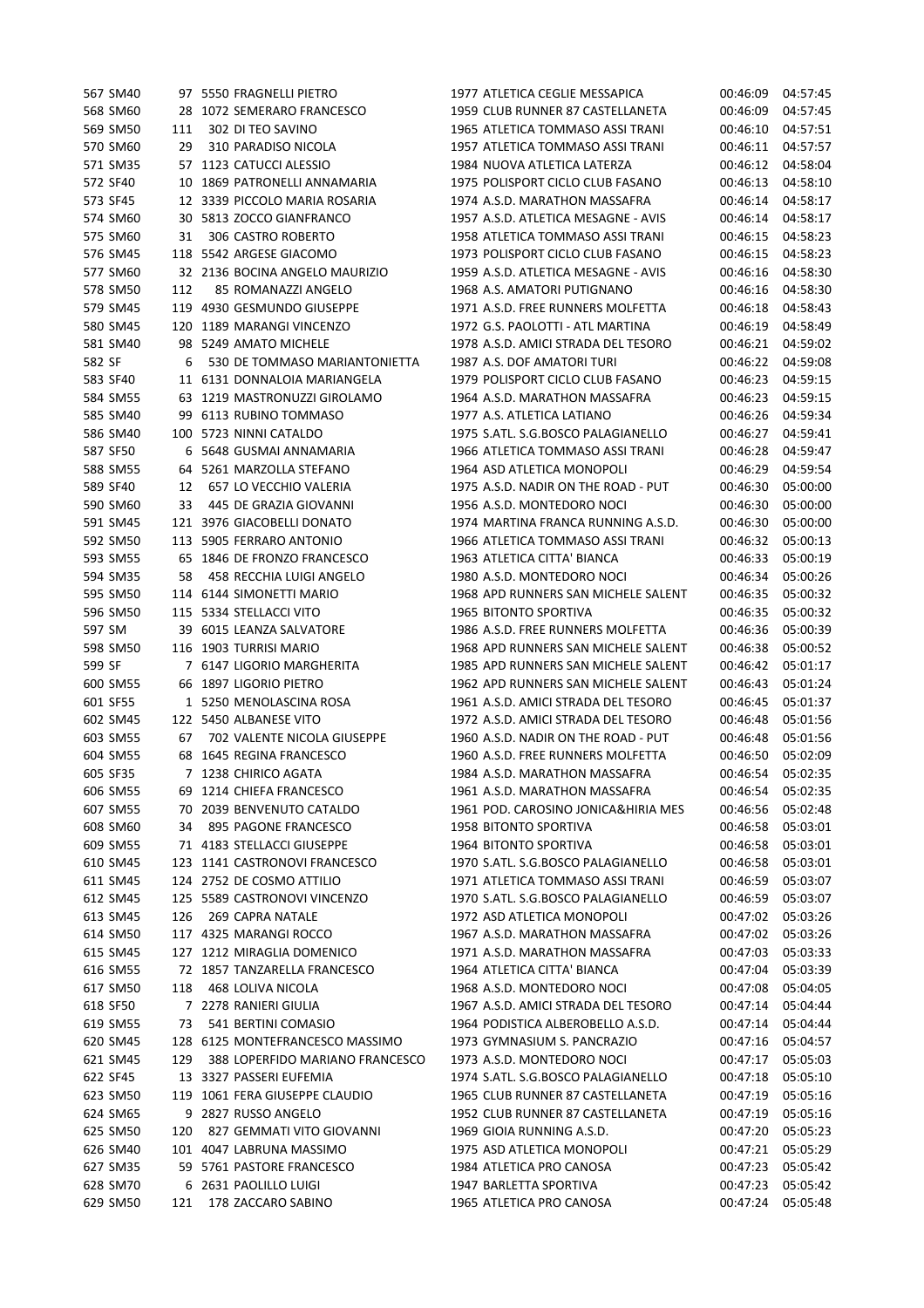| | | | | | | | | |
|---|---|---|---|---|---|---|---|---|
| 567 | SM40 | 97 | 5550 | FRAGNELLI PIETRO | 1977 | ATLETICA CEGLIE MESSAPICA | 00:46:09 | 04:57:45 |
| 568 | SM60 | 28 | 1072 | SEMERARO FRANCESCO | 1959 | CLUB RUNNER 87 CASTELLANETA | 00:46:09 | 04:57:45 |
| 569 | SM50 | 111 | 302 | DI TEO SAVINO | 1965 | ATLETICA TOMMASO ASSI TRANI | 00:46:10 | 04:57:51 |
| 570 | SM60 | 29 | 310 | PARADISO NICOLA | 1957 | ATLETICA TOMMASO ASSI TRANI | 00:46:11 | 04:57:57 |
| 571 | SM35 | 57 | 1123 | CATUCCI ALESSIO | 1984 | NUOVA ATLETICA LATERZA | 00:46:12 | 04:58:04 |
| 572 | SF40 | 10 | 1869 | PATRONELLI ANNAMARIA | 1975 | POLISPORT CICLO CLUB FASANO | 00:46:13 | 04:58:10 |
| 573 | SF45 | 12 | 3339 | PICCOLO MARIA ROSARIA | 1974 | A.S.D. MARATHON MASSAFRA | 00:46:14 | 04:58:17 |
| 574 | SM60 | 30 | 5813 | ZOCCO GIANFRANCO | 1957 | A.S.D. ATLETICA MESAGNE - AVIS | 00:46:14 | 04:58:17 |
| 575 | SM60 | 31 | 306 | CASTRO ROBERTO | 1958 | ATLETICA TOMMASO ASSI TRANI | 00:46:15 | 04:58:23 |
| 576 | SM45 | 118 | 5542 | ARGESE GIACOMO | 1973 | POLISPORT CICLO CLUB FASANO | 00:46:15 | 04:58:23 |
| 577 | SM60 | 32 | 2136 | BOCINA ANGELO MAURIZIO | 1959 | A.S.D. ATLETICA MESAGNE - AVIS | 00:46:16 | 04:58:30 |
| 578 | SM50 | 112 | 85 | ROMANAZZI ANGELO | 1968 | A.S. AMATORI PUTIGNANO | 00:46:16 | 04:58:30 |
| 579 | SM45 | 119 | 4930 | GESMUNDO GIUSEPPE | 1971 | A.S.D. FREE RUNNERS MOLFETTA | 00:46:18 | 04:58:43 |
| 580 | SM45 | 120 | 1189 | MARANGI VINCENZO | 1972 | G.S. PAOLOTTI - ATL MARTINA | 00:46:19 | 04:58:49 |
| 581 | SM40 | 98 | 5249 | AMATO MICHELE | 1978 | A.S.D. AMICI STRADA DEL TESORO | 00:46:21 | 04:59:02 |
| 582 | SF | 6 | 530 | DE TOMMASO MARIANTONIETTA | 1987 | A.S. DOF AMATORI TURI | 00:46:22 | 04:59:08 |
| 583 | SF40 | 11 | 6131 | DONNALOIA MARIANGELA | 1979 | POLISPORT CICLO CLUB FASANO | 00:46:23 | 04:59:15 |
| 584 | SM55 | 63 | 1219 | MASTRONUZZI GIROLAMO | 1964 | A.S.D. MARATHON MASSAFRA | 00:46:23 | 04:59:15 |
| 585 | SM40 | 99 | 6113 | RUBINO TOMMASO | 1977 | A.S. ATLETICA LATIANO | 00:46:26 | 04:59:34 |
| 586 | SM40 | 100 | 5723 | NINNI CATALDO | 1975 | S.ATL. S.G.BOSCO PALAGIANELLO | 00:46:27 | 04:59:41 |
| 587 | SF50 | 6 | 5648 | GUSMAI ANNAMARIA | 1966 | ATLETICA TOMMASO ASSI TRANI | 00:46:28 | 04:59:47 |
| 588 | SM55 | 64 | 5261 | MARZOLLA STEFANO | 1964 | ASD ATLETICA MONOPOLI | 00:46:29 | 04:59:54 |
| 589 | SF40 | 12 | 657 | LO VECCHIO VALERIA | 1975 | A.S.D. NADIR ON THE ROAD - PUT | 00:46:30 | 05:00:00 |
| 590 | SM60 | 33 | 445 | DE GRAZIA GIOVANNI | 1956 | A.S.D. MONTEDORO NOCI | 00:46:30 | 05:00:00 |
| 591 | SM45 | 121 | 3976 | GIACOBELLI DONATO | 1974 | MARTINA FRANCA RUNNING A.S.D. | 00:46:30 | 05:00:00 |
| 592 | SM50 | 113 | 5905 | FERRARO ANTONIO | 1966 | ATLETICA TOMMASO ASSI TRANI | 00:46:32 | 05:00:13 |
| 593 | SM55 | 65 | 1846 | DE FRONZO FRANCESCO | 1963 | ATLETICA CITTA' BIANCA | 00:46:33 | 05:00:19 |
| 594 | SM35 | 58 | 458 | RECCHIA LUIGI ANGELO | 1980 | A.S.D. MONTEDORO NOCI | 00:46:34 | 05:00:26 |
| 595 | SM50 | 114 | 6144 | SIMONETTI MARIO | 1968 | APD RUNNERS SAN MICHELE SALENT | 00:46:35 | 05:00:32 |
| 596 | SM50 | 115 | 5334 | STELLACCI VITO | 1965 | BITONTO SPORTIVA | 00:46:35 | 05:00:32 |
| 597 | SM | 39 | 6015 | LEANZA SALVATORE | 1986 | A.S.D. FREE RUNNERS MOLFETTA | 00:46:36 | 05:00:39 |
| 598 | SM50 | 116 | 1903 | TURRISI MARIO | 1968 | APD RUNNERS SAN MICHELE SALENT | 00:46:38 | 05:00:52 |
| 599 | SF | 7 | 6147 | LIGORIO MARGHERITA | 1985 | APD RUNNERS SAN MICHELE SALENT | 00:46:42 | 05:01:17 |
| 600 | SM55 | 66 | 1897 | LIGORIO PIETRO | 1962 | APD RUNNERS SAN MICHELE SALENT | 00:46:43 | 05:01:24 |
| 601 | SF55 | 1 | 5250 | MENOLASCINA ROSA | 1961 | A.S.D. AMICI STRADA DEL TESORO | 00:46:45 | 05:01:37 |
| 602 | SM45 | 122 | 5450 | ALBANESE VITO | 1972 | A.S.D. AMICI STRADA DEL TESORO | 00:46:48 | 05:01:56 |
| 603 | SM55 | 67 | 702 | VALENTE NICOLA GIUSEPPE | 1960 | A.S.D. NADIR ON THE ROAD - PUT | 00:46:48 | 05:01:56 |
| 604 | SM55 | 68 | 1645 | REGINA FRANCESCO | 1960 | A.S.D. FREE RUNNERS MOLFETTA | 00:46:50 | 05:02:09 |
| 605 | SF35 | 7 | 1238 | CHIRICO AGATA | 1984 | A.S.D. MARATHON MASSAFRA | 00:46:54 | 05:02:35 |
| 606 | SM55 | 69 | 1214 | CHIEFA FRANCESCO | 1961 | A.S.D. MARATHON MASSAFRA | 00:46:54 | 05:02:35 |
| 607 | SM55 | 70 | 2039 | BENVENUTO CATALDO | 1961 | POD. CAROSINO JONICA&HIRIA MES | 00:46:56 | 05:02:48 |
| 608 | SM60 | 34 | 895 | PAGONE FRANCESCO | 1958 | BITONTO SPORTIVA | 00:46:58 | 05:03:01 |
| 609 | SM55 | 71 | 4183 | STELLACCI GIUSEPPE | 1964 | BITONTO SPORTIVA | 00:46:58 | 05:03:01 |
| 610 | SM45 | 123 | 1141 | CASTRONOVI FRANCESCO | 1970 | S.ATL. S.G.BOSCO PALAGIANELLO | 00:46:58 | 05:03:01 |
| 611 | SM45 | 124 | 2752 | DE COSMO ATTILIO | 1971 | ATLETICA TOMMASO ASSI TRANI | 00:46:59 | 05:03:07 |
| 612 | SM45 | 125 | 5589 | CASTRONOVI VINCENZO | 1970 | S.ATL. S.G.BOSCO PALAGIANELLO | 00:46:59 | 05:03:07 |
| 613 | SM45 | 126 | 269 | CAPRA NATALE | 1972 | ASD ATLETICA MONOPOLI | 00:47:02 | 05:03:26 |
| 614 | SM50 | 117 | 4325 | MARANGI ROCCO | 1967 | A.S.D. MARATHON MASSAFRA | 00:47:02 | 05:03:26 |
| 615 | SM45 | 127 | 1212 | MIRAGLIA DOMENICO | 1971 | A.S.D. MARATHON MASSAFRA | 00:47:03 | 05:03:33 |
| 616 | SM55 | 72 | 1857 | TANZARELLA FRANCESCO | 1964 | ATLETICA CITTA' BIANCA | 00:47:04 | 05:03:39 |
| 617 | SM50 | 118 | 468 | LOLIVA NICOLA | 1968 | A.S.D. MONTEDORO NOCI | 00:47:08 | 05:04:05 |
| 618 | SF50 | 7 | 2278 | RANIERI GIULIA | 1967 | A.S.D. AMICI STRADA DEL TESORO | 00:47:14 | 05:04:44 |
| 619 | SM55 | 73 | 541 | BERTINI COMASIO | 1964 | PODISTICA ALBEROBELLO A.S.D. | 00:47:14 | 05:04:44 |
| 620 | SM45 | 128 | 6125 | MONTEFRANCESCO MASSIMO | 1973 | GYMNASIUM S. PANCRAZIO | 00:47:16 | 05:04:57 |
| 621 | SM45 | 129 | 388 | LOPERFIDO MARIANO FRANCESCO | 1973 | A.S.D. MONTEDORO NOCI | 00:47:17 | 05:05:03 |
| 622 | SF45 | 13 | 3327 | PASSERI EUFEMIA | 1974 | S.ATL. S.G.BOSCO PALAGIANELLO | 00:47:18 | 05:05:10 |
| 623 | SM50 | 119 | 1061 | FERA GIUSEPPE CLAUDIO | 1965 | CLUB RUNNER 87 CASTELLANETA | 00:47:19 | 05:05:16 |
| 624 | SM65 | 9 | 2827 | RUSSO ANGELO | 1952 | CLUB RUNNER 87 CASTELLANETA | 00:47:19 | 05:05:16 |
| 625 | SM50 | 120 | 827 | GEMMATI VITO GIOVANNI | 1969 | GIOIA RUNNING A.S.D. | 00:47:20 | 05:05:23 |
| 626 | SM40 | 101 | 4047 | LABRUNA MASSIMO | 1975 | ASD ATLETICA MONOPOLI | 00:47:21 | 05:05:29 |
| 627 | SM35 | 59 | 5761 | PASTORE FRANCESCO | 1984 | ATLETICA PRO CANOSA | 00:47:23 | 05:05:42 |
| 628 | SM70 | 6 | 2631 | PAOLILLO LUIGI | 1947 | BARLETTA SPORTIVA | 00:47:23 | 05:05:42 |
| 629 | SM50 | 121 | 178 | ZACCARO SABINO | 1965 | ATLETICA PRO CANOSA | 00:47:24 | 05:05:48 |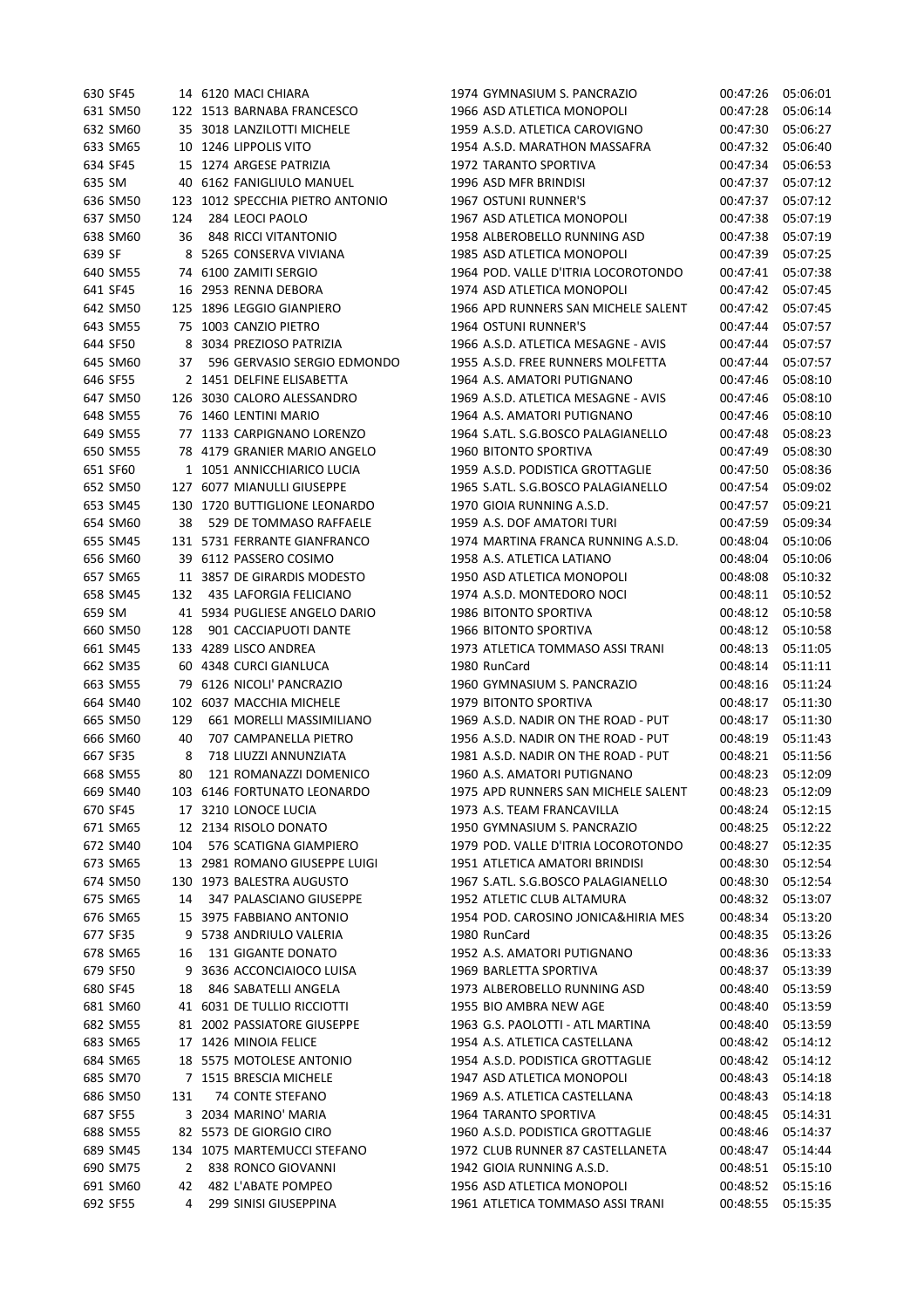| | | | | | | | |
|---|---|---|---|---|---|---|---|
| 630 | SF45 | 14 | 6120 | MACI CHIARA | 1974 GYMNASIUM S. PANCRAZIO | 00:47:26 | 05:06:01 |
| 631 | SM50 | 122 | 1513 | BARNABA FRANCESCO | 1966 ASD ATLETICA MONOPOLI | 00:47:28 | 05:06:14 |
| 632 | SM60 | 35 | 3018 | LANZILOTTI MICHELE | 1959 A.S.D. ATLETICA CAROVIGNO | 00:47:30 | 05:06:27 |
| 633 | SM65 | 10 | 1246 | LIPPOLIS VITO | 1954 A.S.D. MARATHON MASSAFRA | 00:47:32 | 05:06:40 |
| 634 | SF45 | 15 | 1274 | ARGESE PATRIZIA | 1972 TARANTO SPORTIVA | 00:47:34 | 05:06:53 |
| 635 | SM | 40 | 6162 | FANIGLIULO MANUEL | 1996 ASD MFR BRINDISI | 00:47:37 | 05:07:12 |
| 636 | SM50 | 123 | 1012 | SPECCHIA PIETRO ANTONIO | 1967 OSTUNI RUNNER'S | 00:47:37 | 05:07:12 |
| 637 | SM50 | 124 | 284 | LEOCI PAOLO | 1967 ASD ATLETICA MONOPOLI | 00:47:38 | 05:07:19 |
| 638 | SM60 | 36 | 848 | RICCI VITANTONIO | 1958 ALBEROBELLO RUNNING ASD | 00:47:38 | 05:07:19 |
| 639 | SF | 8 | 5265 | CONSERVA VIVIANA | 1985 ASD ATLETICA MONOPOLI | 00:47:39 | 05:07:25 |
| 640 | SM55 | 74 | 6100 | ZAMITI SERGIO | 1964 POD. VALLE D'ITRIA LOCOROTONDO | 00:47:41 | 05:07:38 |
| 641 | SF45 | 16 | 2953 | RENNA DEBORA | 1974 ASD ATLETICA MONOPOLI | 00:47:42 | 05:07:45 |
| 642 | SM50 | 125 | 1896 | LEGGIO GIANPIERO | 1966 APD RUNNERS SAN MICHELE SALENT | 00:47:42 | 05:07:45 |
| 643 | SM55 | 75 | 1003 | CANZIO PIETRO | 1964 OSTUNI RUNNER'S | 00:47:44 | 05:07:57 |
| 644 | SF50 | 8 | 3034 | PREZIOSO PATRIZIA | 1966 A.S.D. ATLETICA MESAGNE - AVIS | 00:47:44 | 05:07:57 |
| 645 | SM60 | 37 | 596 | GERVASIO SERGIO EDMONDO | 1955 A.S.D. FREE RUNNERS MOLFETTA | 00:47:44 | 05:07:57 |
| 646 | SF55 | 2 | 1451 | DELFINE ELISABETTA | 1964 A.S. AMATORI PUTIGNANO | 00:47:46 | 05:08:10 |
| 647 | SM50 | 126 | 3030 | CALORO ALESSANDRO | 1969 A.S.D. ATLETICA MESAGNE - AVIS | 00:47:46 | 05:08:10 |
| 648 | SM55 | 76 | 1460 | LENTINI MARIO | 1964 A.S. AMATORI PUTIGNANO | 00:47:46 | 05:08:10 |
| 649 | SM55 | 77 | 1133 | CARPIGNANO LORENZO | 1964 S.ATL. S.G.BOSCO PALAGIANELLO | 00:47:48 | 05:08:23 |
| 650 | SM55 | 78 | 4179 | GRANIER MARIO ANGELO | 1960 BITONTO SPORTIVA | 00:47:49 | 05:08:30 |
| 651 | SF60 | 1 | 1051 | ANNICCHIARICO LUCIA | 1959 A.S.D. PODISTICA GROTTAGLIE | 00:47:50 | 05:08:36 |
| 652 | SM50 | 127 | 6077 | MIANULLI GIUSEPPE | 1965 S.ATL. S.G.BOSCO PALAGIANELLO | 00:47:54 | 05:09:02 |
| 653 | SM45 | 130 | 1720 | BUTTIGLIONE LEONARDO | 1970 GIOIA RUNNING A.S.D. | 00:47:57 | 05:09:21 |
| 654 | SM60 | 38 | 529 | DE TOMMASO RAFFAELE | 1959 A.S. DOF AMATORI TURI | 00:47:59 | 05:09:34 |
| 655 | SM45 | 131 | 5731 | FERRANTE GIANFRANCO | 1974 MARTINA FRANCA RUNNING A.S.D. | 00:48:04 | 05:10:06 |
| 656 | SM60 | 39 | 6112 | PASSERO COSIMO | 1958 A.S. ATLETICA LATIANO | 00:48:04 | 05:10:06 |
| 657 | SM65 | 11 | 3857 | DE GIRARDIS MODESTO | 1950 ASD ATLETICA MONOPOLI | 00:48:08 | 05:10:32 |
| 658 | SM45 | 132 | 435 | LAFORGIA FELICIANO | 1974 A.S.D. MONTEDORO NOCI | 00:48:11 | 05:10:52 |
| 659 | SM | 41 | 5934 | PUGLIESE ANGELO DARIO | 1986 BITONTO SPORTIVA | 00:48:12 | 05:10:58 |
| 660 | SM50 | 128 | 901 | CACCIAPUOTI DANTE | 1966 BITONTO SPORTIVA | 00:48:12 | 05:10:58 |
| 661 | SM45 | 133 | 4289 | LISCO ANDREA | 1973 ATLETICA TOMMASO ASSI TRANI | 00:48:13 | 05:11:05 |
| 662 | SM35 | 60 | 4348 | CURCI GIANLUCA | 1980 RunCard | 00:48:14 | 05:11:11 |
| 663 | SM55 | 79 | 6126 | NICOLI' PANCRAZIO | 1960 GYMNASIUM S. PANCRAZIO | 00:48:16 | 05:11:24 |
| 664 | SM40 | 102 | 6037 | MACCHIA MICHELE | 1979 BITONTO SPORTIVA | 00:48:17 | 05:11:30 |
| 665 | SM50 | 129 | 661 | MORELLI MASSIMILIANO | 1969 A.S.D. NADIR ON THE ROAD - PUT | 00:48:17 | 05:11:30 |
| 666 | SM60 | 40 | 707 | CAMPANELLA PIETRO | 1956 A.S.D. NADIR ON THE ROAD - PUT | 00:48:19 | 05:11:43 |
| 667 | SF35 | 8 | 718 | LIUZZI ANNUNZIATA | 1981 A.S.D. NADIR ON THE ROAD - PUT | 00:48:21 | 05:11:56 |
| 668 | SM55 | 80 | 121 | ROMANAZZI DOMENICO | 1960 A.S. AMATORI PUTIGNANO | 00:48:23 | 05:12:09 |
| 669 | SM40 | 103 | 6146 | FORTUNATO LEONARDO | 1975 APD RUNNERS SAN MICHELE SALENT | 00:48:23 | 05:12:09 |
| 670 | SF45 | 17 | 3210 | LONOCE LUCIA | 1973 A.S. TEAM FRANCAVILLA | 00:48:24 | 05:12:15 |
| 671 | SM65 | 12 | 2134 | RISOLO DONATO | 1950 GYMNASIUM S. PANCRAZIO | 00:48:25 | 05:12:22 |
| 672 | SM40 | 104 | 576 | SCATIGNA GIAMPIERO | 1979 POD. VALLE D'ITRIA LOCOROTONDO | 00:48:27 | 05:12:35 |
| 673 | SM65 | 13 | 2981 | ROMANO GIUSEPPE LUIGI | 1951 ATLETICA AMATORI BRINDISI | 00:48:30 | 05:12:54 |
| 674 | SM50 | 130 | 1973 | BALESTRA AUGUSTO | 1967 S.ATL. S.G.BOSCO PALAGIANELLO | 00:48:30 | 05:12:54 |
| 675 | SM65 | 14 | 347 | PALASCIANO GIUSEPPE | 1952 ATLETIC CLUB ALTAMURA | 00:48:32 | 05:13:07 |
| 676 | SM65 | 15 | 3975 | FABBIANO ANTONIO | 1954 POD. CAROSINO JONICA&HIRIA MES | 00:48:34 | 05:13:20 |
| 677 | SF35 | 9 | 5738 | ANDRIULO VALERIA | 1980 RunCard | 00:48:35 | 05:13:26 |
| 678 | SM65 | 16 | 131 | GIGANTE DONATO | 1952 A.S. AMATORI PUTIGNANO | 00:48:36 | 05:13:33 |
| 679 | SF50 | 9 | 3636 | ACCONCIAIOCO LUISA | 1969 BARLETTA SPORTIVA | 00:48:37 | 05:13:39 |
| 680 | SF45 | 18 | 846 | SABATELLI ANGELA | 1973 ALBEROBELLO RUNNING ASD | 00:48:40 | 05:13:59 |
| 681 | SM60 | 41 | 6031 | DE TULLIO RICCIOTTI | 1955 BIO AMBRA NEW AGE | 00:48:40 | 05:13:59 |
| 682 | SM55 | 81 | 2002 | PASSIATORE GIUSEPPE | 1963 G.S. PAOLOTTI - ATL MARTINA | 00:48:40 | 05:13:59 |
| 683 | SM65 | 17 | 1426 | MINOIA FELICE | 1954 A.S. ATLETICA CASTELLANA | 00:48:42 | 05:14:12 |
| 684 | SM65 | 18 | 5575 | MOTOLESE ANTONIO | 1954 A.S.D. PODISTICA GROTTAGLIE | 00:48:42 | 05:14:12 |
| 685 | SM70 | 7 | 1515 | BRESCIA MICHELE | 1947 ASD ATLETICA MONOPOLI | 00:48:43 | 05:14:18 |
| 686 | SM50 | 131 | 74 | CONTE STEFANO | 1969 A.S. ATLETICA CASTELLANA | 00:48:43 | 05:14:18 |
| 687 | SF55 | 3 | 2034 | MARINO' MARIA | 1964 TARANTO SPORTIVA | 00:48:45 | 05:14:31 |
| 688 | SM55 | 82 | 5573 | DE GIORGIO CIRO | 1960 A.S.D. PODISTICA GROTTAGLIE | 00:48:46 | 05:14:37 |
| 689 | SM45 | 134 | 1075 | MARTEMUCCI STEFANO | 1972 CLUB RUNNER 87 CASTELLANETA | 00:48:47 | 05:14:44 |
| 690 | SM75 | 2 | 838 | RONCO GIOVANNI | 1942 GIOIA RUNNING A.S.D. | 00:48:51 | 05:15:10 |
| 691 | SM60 | 42 | 482 | L'ABATE POMPEO | 1956 ASD ATLETICA MONOPOLI | 00:48:52 | 05:15:16 |
| 692 | SF55 | 4 | 299 | SINISI GIUSEPPINA | 1961 ATLETICA TOMMASO ASSI TRANI | 00:48:55 | 05:15:35 |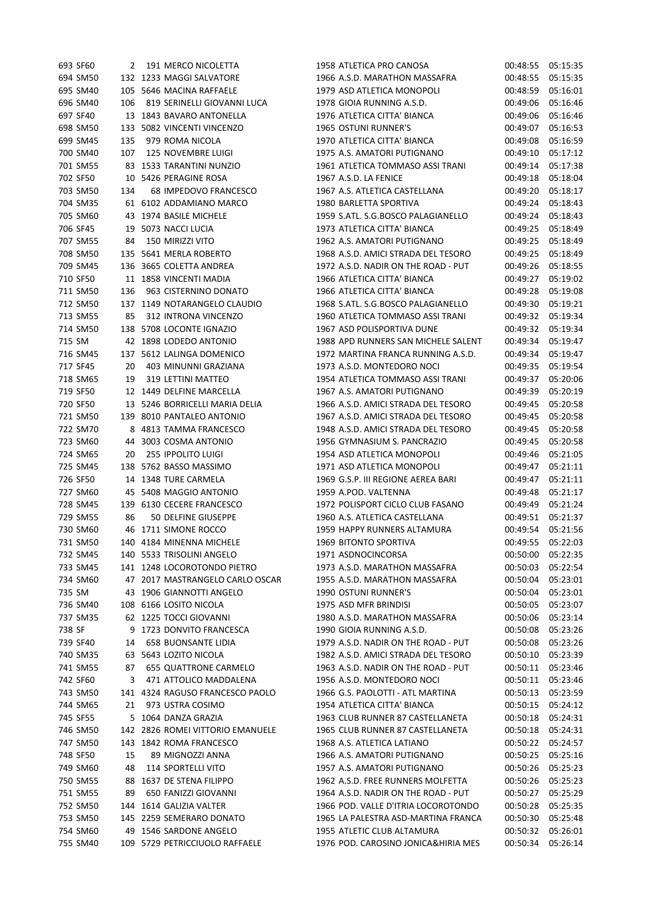| | | | | | | | | |
|---|---|---|---|---|---|---|---|---|
| 693 | SF60 | 2 | 191 | MERCO NICOLETTA | 1958 | ATLETICA PRO CANOSA | 00:48:55 | 05:15:35 |
| 694 | SM50 | 132 | 1233 | MAGGI SALVATORE | 1966 | A.S.D. MARATHON MASSAFRA | 00:48:55 | 05:15:35 |
| 695 | SM40 | 105 | 5646 | MACINA RAFFAELE | 1979 | ASD ATLETICA MONOPOLI | 00:48:59 | 05:16:01 |
| 696 | SM40 | 106 | 819 | SERINELLI GIOVANNI LUCA | 1978 | GIOIA RUNNING A.S.D. | 00:49:06 | 05:16:46 |
| 697 | SF40 | 13 | 1843 | BAVARO ANTONELLA | 1976 | ATLETICA CITTA' BIANCA | 00:49:06 | 05:16:46 |
| 698 | SM50 | 133 | 5082 | VINCENTI VINCENZO | 1965 | OSTUNI RUNNER'S | 00:49:07 | 05:16:53 |
| 699 | SM45 | 135 | 979 | ROMA NICOLA | 1970 | ATLETICA CITTA' BIANCA | 00:49:08 | 05:16:59 |
| 700 | SM40 | 107 | 125 | NOVEMBRE LUIGI | 1975 | A.S. AMATORI PUTIGNANO | 00:49:10 | 05:17:12 |
| 701 | SM55 | 83 | 1533 | TARANTINI NUNZIO | 1961 | ATLETICA TOMMASO ASSI TRANI | 00:49:14 | 05:17:38 |
| 702 | SF50 | 10 | 5426 | PERAGINE ROSA | 1967 | A.S.D. LA FENICE | 00:49:18 | 05:18:04 |
| 703 | SM50 | 134 | 68 | IMPEDOVO FRANCESCO | 1967 | A.S. ATLETICA CASTELLANA | 00:49:20 | 05:18:17 |
| 704 | SM35 | 61 | 6102 | ADDAMIANO MARCO | 1980 | BARLETTA SPORTIVA | 00:49:24 | 05:18:43 |
| 705 | SM60 | 43 | 1974 | BASILE MICHELE | 1959 | S.ATL. S.G.BOSCO PALAGIANELLO | 00:49:24 | 05:18:43 |
| 706 | SF45 | 19 | 5073 | NACCI LUCIA | 1973 | ATLETICA CITTA' BIANCA | 00:49:25 | 05:18:49 |
| 707 | SM55 | 84 | 150 | MIRIZZI VITO | 1962 | A.S. AMATORI PUTIGNANO | 00:49:25 | 05:18:49 |
| 708 | SM50 | 135 | 5641 | MERLA ROBERTO | 1968 | A.S.D. AMICI STRADA DEL TESORO | 00:49:25 | 05:18:49 |
| 709 | SM45 | 136 | 3665 | COLETTA ANDREA | 1972 | A.S.D. NADIR ON THE ROAD - PUT | 00:49:26 | 05:18:55 |
| 710 | SF50 | 11 | 1858 | VINCENTI MADIA | 1966 | ATLETICA CITTA' BIANCA | 00:49:27 | 05:19:02 |
| 711 | SM50 | 136 | 963 | CISTERNINO DONATO | 1966 | ATLETICA CITTA' BIANCA | 00:49:28 | 05:19:08 |
| 712 | SM50 | 137 | 1149 | NOTARANGELO CLAUDIO | 1968 | S.ATL. S.G.BOSCO PALAGIANELLO | 00:49:30 | 05:19:21 |
| 713 | SM55 | 85 | 312 | INTRONA VINCENZO | 1960 | ATLETICA TOMMASO ASSI TRANI | 00:49:32 | 05:19:34 |
| 714 | SM50 | 138 | 5708 | LOCONTE IGNAZIO | 1967 | ASD POLISPORTIVA DUNE | 00:49:32 | 05:19:34 |
| 715 | SM | 42 | 1898 | LODEDO ANTONIO | 1988 | APD RUNNERS SAN MICHELE SALENT | 00:49:34 | 05:19:47 |
| 716 | SM45 | 137 | 5612 | LALINGA DOMENICO | 1972 | MARTINA FRANCA RUNNING A.S.D. | 00:49:34 | 05:19:47 |
| 717 | SF45 | 20 | 403 | MINUNNI GRAZIANA | 1973 | A.S.D. MONTEDORO NOCI | 00:49:35 | 05:19:54 |
| 718 | SM65 | 19 | 319 | LETTINI MATTEO | 1954 | ATLETICA TOMMASO ASSI TRANI | 00:49:37 | 05:20:06 |
| 719 | SF50 | 12 | 1449 | DELFINE MARCELLA | 1967 | A.S. AMATORI PUTIGNANO | 00:49:39 | 05:20:19 |
| 720 | SF50 | 13 | 5246 | BORRICELLI MARIA DELIA | 1966 | A.S.D. AMICI STRADA DEL TESORO | 00:49:45 | 05:20:58 |
| 721 | SM50 | 139 | 8010 | PANTALEO ANTONIO | 1967 | A.S.D. AMICI STRADA DEL TESORO | 00:49:45 | 05:20:58 |
| 722 | SM70 | 8 | 4813 | TAMMA FRANCESCO | 1948 | A.S.D. AMICI STRADA DEL TESORO | 00:49:45 | 05:20:58 |
| 723 | SM60 | 44 | 3003 | COSMA ANTONIO | 1956 | GYMNASIUM S. PANCRAZIO | 00:49:45 | 05:20:58 |
| 724 | SM65 | 20 | 255 | IPPOLITO LUIGI | 1954 | ASD ATLETICA MONOPOLI | 00:49:46 | 05:21:05 |
| 725 | SM45 | 138 | 5762 | BASSO MASSIMO | 1971 | ASD ATLETICA MONOPOLI | 00:49:47 | 05:21:11 |
| 726 | SF50 | 14 | 1348 | TURE CARMELA | 1969 | G.S.P. III REGIONE AEREA BARI | 00:49:47 | 05:21:11 |
| 727 | SM60 | 45 | 5408 | MAGGIO ANTONIO | 1959 | A.POD. VALTENNA | 00:49:48 | 05:21:17 |
| 728 | SM45 | 139 | 6130 | CECERE FRANCESCO | 1972 | POLISPORT CICLO CLUB FASANO | 00:49:49 | 05:21:24 |
| 729 | SM55 | 86 | 50 | DELFINE GIUSEPPE | 1960 | A.S. ATLETICA CASTELLANA | 00:49:51 | 05:21:37 |
| 730 | SM60 | 46 | 1711 | SIMONE ROCCO | 1959 | HAPPY RUNNERS ALTAMURA | 00:49:54 | 05:21:56 |
| 731 | SM50 | 140 | 4184 | MINENNA MICHELE | 1969 | BITONTO SPORTIVA | 00:49:55 | 05:22:03 |
| 732 | SM45 | 140 | 5533 | TRISOLINI ANGELO | 1971 | ASDNOCINCORSA | 00:50:00 | 05:22:35 |
| 733 | SM45 | 141 | 1248 | LOCOROTONDO PIETRO | 1973 | A.S.D. MARATHON MASSAFRA | 00:50:03 | 05:22:54 |
| 734 | SM60 | 47 | 2017 | MASTRANGELO CARLO OSCAR | 1955 | A.S.D. MARATHON MASSAFRA | 00:50:04 | 05:23:01 |
| 735 | SM | 43 | 1906 | GIANNOTTI ANGELO | 1990 | OSTUNI RUNNER'S | 00:50:04 | 05:23:01 |
| 736 | SM40 | 108 | 6166 | LOSITO NICOLA | 1975 | ASD MFR BRINDISI | 00:50:05 | 05:23:07 |
| 737 | SM35 | 62 | 1225 | TOCCI GIOVANNI | 1980 | A.S.D. MARATHON MASSAFRA | 00:50:06 | 05:23:14 |
| 738 | SF | 9 | 1723 | DONVITO FRANCESCA | 1990 | GIOIA RUNNING A.S.D. | 00:50:08 | 05:23:26 |
| 739 | SF40 | 14 | 658 | BUONSANTE LIDIA | 1979 | A.S.D. NADIR ON THE ROAD - PUT | 00:50:08 | 05:23:26 |
| 740 | SM35 | 63 | 5643 | LOZITO NICOLA | 1982 | A.S.D. AMICI STRADA DEL TESORO | 00:50:10 | 05:23:39 |
| 741 | SM55 | 87 | 655 | QUATTRONE CARMELO | 1963 | A.S.D. NADIR ON THE ROAD - PUT | 00:50:11 | 05:23:46 |
| 742 | SF60 | 3 | 471 | ATTOLICO MADDALENA | 1956 | A.S.D. MONTEDORO NOCI | 00:50:11 | 05:23:46 |
| 743 | SM50 | 141 | 4324 | RAGUSO FRANCESCO PAOLO | 1966 | G.S. PAOLOTTI - ATL MARTINA | 00:50:13 | 05:23:59 |
| 744 | SM65 | 21 | 973 | USTRA COSIMO | 1954 | ATLETICA CITTA' BIANCA | 00:50:15 | 05:24:12 |
| 745 | SF55 | 5 | 1064 | DANZA GRAZIA | 1963 | CLUB RUNNER 87 CASTELLANETA | 00:50:18 | 05:24:31 |
| 746 | SM50 | 142 | 2826 | ROMEI VITTORIO EMANUELE | 1965 | CLUB RUNNER 87 CASTELLANETA | 00:50:18 | 05:24:31 |
| 747 | SM50 | 143 | 1842 | ROMA FRANCESCO | 1968 | A.S. ATLETICA LATIANO | 00:50:22 | 05:24:57 |
| 748 | SF50 | 15 | 89 | MIGNOZZI ANNA | 1966 | A.S. AMATORI PUTIGNANO | 00:50:25 | 05:25:16 |
| 749 | SM60 | 48 | 114 | SPORTELLI VITO | 1957 | A.S. AMATORI PUTIGNANO | 00:50:26 | 05:25:23 |
| 750 | SM55 | 88 | 1637 | DE STENA FILIPPO | 1962 | A.S.D. FREE RUNNERS MOLFETTA | 00:50:26 | 05:25:23 |
| 751 | SM55 | 89 | 650 | FANIZZI GIOVANNI | 1964 | A.S.D. NADIR ON THE ROAD - PUT | 00:50:27 | 05:25:29 |
| 752 | SM50 | 144 | 1614 | GALIZIA VALTER | 1966 | POD. VALLE D'ITRIA LOCOROTONDO | 00:50:28 | 05:25:35 |
| 753 | SM50 | 145 | 2259 | SEMERARO DONATO | 1965 | LA PALESTRA ASD-MARTINA FRANCA | 00:50:30 | 05:25:48 |
| 754 | SM60 | 49 | 1546 | SARDONE ANGELO | 1955 | ATLETIC CLUB ALTAMURA | 00:50:32 | 05:26:01 |
| 755 | SM40 | 109 | 5729 | PETRICCIUOLO RAFFAELE | 1976 | POD. CAROSINO JONICA&HIRIA MES | 00:50:34 | 05:26:14 |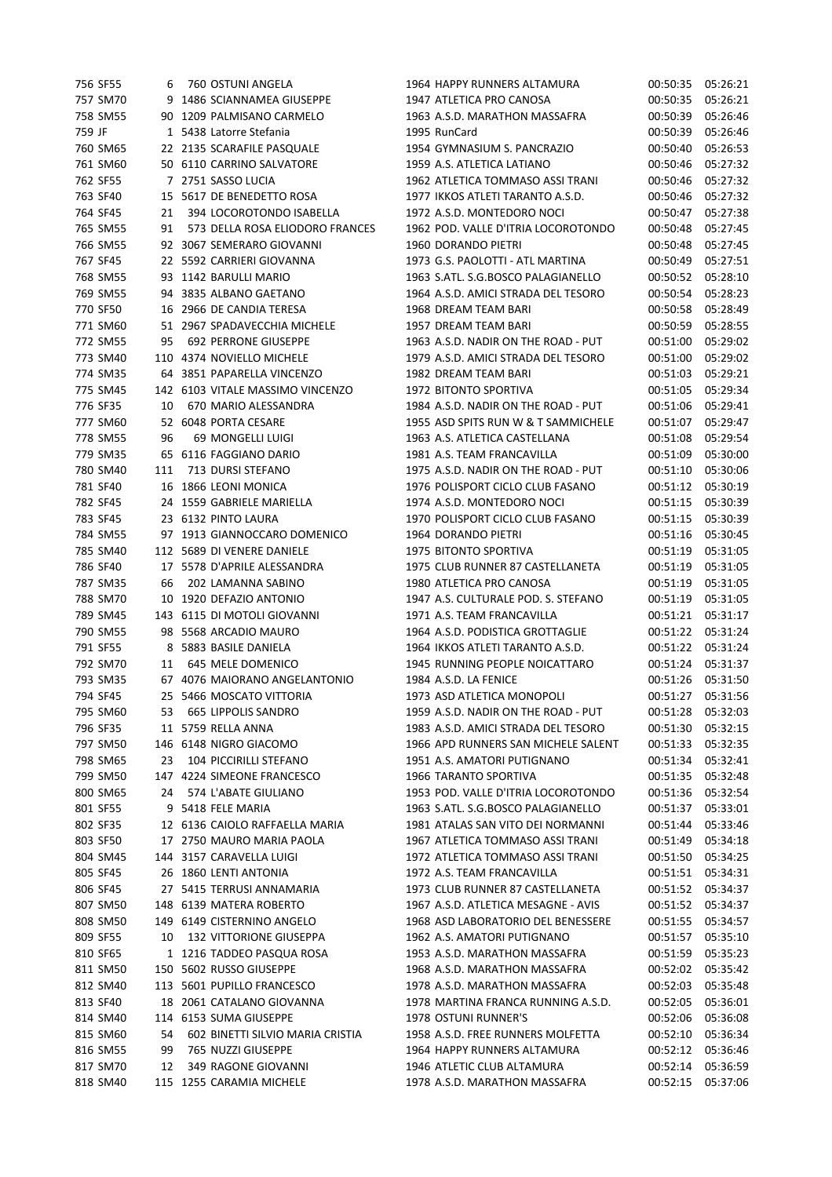| | | | | | | | | |
|---|---|---|---|---|---|---|---|---|
| 756 | SF55 | 6 | 760 | OSTUNI ANGELA | 1964 | HAPPY RUNNERS ALTAMURA | 00:50:35 | 05:26:21 |
| 757 | SM70 | 9 | 1486 | SCIANNAMEA GIUSEPPE | 1947 | ATLETICA PRO CANOSA | 00:50:35 | 05:26:21 |
| 758 | SM55 | 90 | 1209 | PALMISANO CARMELO | 1963 | A.S.D. MARATHON MASSAFRA | 00:50:39 | 05:26:46 |
| 759 | JF | 1 | 5438 | Latorre Stefania | 1995 | RunCard | 00:50:39 | 05:26:46 |
| 760 | SM65 | 22 | 2135 | SCARAFILE PASQUALE | 1954 | GYMNASIUM S. PANCRAZIO | 00:50:40 | 05:26:53 |
| 761 | SM60 | 50 | 6110 | CARRINO SALVATORE | 1959 | A.S. ATLETICA LATIANO | 00:50:46 | 05:27:32 |
| 762 | SF55 | 7 | 2751 | SASSO LUCIA | 1962 | ATLETICA TOMMASO ASSI TRANI | 00:50:46 | 05:27:32 |
| 763 | SF40 | 15 | 5617 | DE BENEDETTO ROSA | 1977 | IKKOS ATLETI TARANTO A.S.D. | 00:50:46 | 05:27:32 |
| 764 | SF45 | 21 | 394 | LOCOROTONDO ISABELLA | 1972 | A.S.D. MONTEDORO NOCI | 00:50:47 | 05:27:38 |
| 765 | SM55 | 91 | 573 | DELLA ROSA ELIODORO FRANCES | 1962 | POD. VALLE D'ITRIA LOCOROTONDO | 00:50:48 | 05:27:45 |
| 766 | SM55 | 92 | 3067 | SEMERARO GIOVANNI | 1960 | DORANDO PIETRI | 00:50:48 | 05:27:45 |
| 767 | SF45 | 22 | 5592 | CARRIERI GIOVANNA | 1973 | G.S. PAOLOTTI - ATL MARTINA | 00:50:49 | 05:27:51 |
| 768 | SM55 | 93 | 1142 | BARULLI MARIO | 1963 | S.ATL. S.G.BOSCO PALAGIANELLO | 00:50:52 | 05:28:10 |
| 769 | SM55 | 94 | 3835 | ALBANO GAETANO | 1964 | A.S.D. AMICI STRADA DEL TESORO | 00:50:54 | 05:28:23 |
| 770 | SF50 | 16 | 2966 | DE CANDIA TERESA | 1968 | DREAM TEAM BARI | 00:50:58 | 05:28:49 |
| 771 | SM60 | 51 | 2967 | SPADAVECCHIA MICHELE | 1957 | DREAM TEAM BARI | 00:50:59 | 05:28:55 |
| 772 | SM55 | 95 | 692 | PERRONE GIUSEPPE | 1963 | A.S.D. NADIR ON THE ROAD - PUT | 00:51:00 | 05:29:02 |
| 773 | SM40 | 110 | 4374 | NOVIELLO MICHELE | 1979 | A.S.D. AMICI STRADA DEL TESORO | 00:51:00 | 05:29:02 |
| 774 | SM35 | 64 | 3851 | PAPARELLA VINCENZO | 1982 | DREAM TEAM BARI | 00:51:03 | 05:29:21 |
| 775 | SM45 | 142 | 6103 | VITALE MASSIMO VINCENZO | 1972 | BITONTO SPORTIVA | 00:51:05 | 05:29:34 |
| 776 | SF35 | 10 | 670 | MARIO ALESSANDRA | 1984 | A.S.D. NADIR ON THE ROAD - PUT | 00:51:06 | 05:29:41 |
| 777 | SM60 | 52 | 6048 | PORTA CESARE | 1955 | ASD SPITS RUN W & T SAMMICHELE | 00:51:07 | 05:29:47 |
| 778 | SM55 | 96 | 69 | MONGELLI LUIGI | 1963 | A.S. ATLETICA CASTELLANA | 00:51:08 | 05:29:54 |
| 779 | SM35 | 65 | 6116 | FAGGIANO DARIO | 1981 | A.S. TEAM FRANCAVILLA | 00:51:09 | 05:30:00 |
| 780 | SM40 | 111 | 713 | DURSI STEFANO | 1975 | A.S.D. NADIR ON THE ROAD - PUT | 00:51:10 | 05:30:06 |
| 781 | SF40 | 16 | 1866 | LEONI MONICA | 1976 | POLISPORT CICLO CLUB FASANO | 00:51:12 | 05:30:19 |
| 782 | SF45 | 24 | 1559 | GABRIELE MARIELLA | 1974 | A.S.D. MONTEDORO NOCI | 00:51:15 | 05:30:39 |
| 783 | SF45 | 23 | 6132 | PINTO LAURA | 1970 | POLISPORT CICLO CLUB FASANO | 00:51:15 | 05:30:39 |
| 784 | SM55 | 97 | 1913 | GIANNOCCARO DOMENICO | 1964 | DORANDO PIETRI | 00:51:16 | 05:30:45 |
| 785 | SM40 | 112 | 5689 | DI VENERE DANIELE | 1975 | BITONTO SPORTIVA | 00:51:19 | 05:31:05 |
| 786 | SF40 | 17 | 5578 | D'APRILE ALESSANDRA | 1975 | CLUB RUNNER 87 CASTELLANETA | 00:51:19 | 05:31:05 |
| 787 | SM35 | 66 | 202 | LAMANNA SABINO | 1980 | ATLETICA PRO CANOSA | 00:51:19 | 05:31:05 |
| 788 | SM70 | 10 | 1920 | DEFAZIO ANTONIO | 1947 | A.S. CULTURALE POD. S. STEFANO | 00:51:19 | 05:31:05 |
| 789 | SM45 | 143 | 6115 | DI MOTOLI GIOVANNI | 1971 | A.S. TEAM FRANCAVILLA | 00:51:21 | 05:31:17 |
| 790 | SM55 | 98 | 5568 | ARCADIO MAURO | 1964 | A.S.D. PODISTICA GROTTAGLIE | 00:51:22 | 05:31:24 |
| 791 | SF55 | 8 | 5883 | BASILE DANIELA | 1964 | IKKOS ATLETI TARANTO A.S.D. | 00:51:22 | 05:31:24 |
| 792 | SM70 | 11 | 645 | MELE DOMENICO | 1945 | RUNNING PEOPLE NOICATTARO | 00:51:24 | 05:31:37 |
| 793 | SM35 | 67 | 4076 | MAIORANO ANGELANTONIO | 1984 | A.S.D. LA FENICE | 00:51:26 | 05:31:50 |
| 794 | SF45 | 25 | 5466 | MOSCATO VITTORIA | 1973 | ASD ATLETICA MONOPOLI | 00:51:27 | 05:31:56 |
| 795 | SM60 | 53 | 665 | LIPPOLIS SANDRO | 1959 | A.S.D. NADIR ON THE ROAD - PUT | 00:51:28 | 05:32:03 |
| 796 | SF35 | 11 | 5759 | RELLA ANNA | 1983 | A.S.D. AMICI STRADA DEL TESORO | 00:51:30 | 05:32:15 |
| 797 | SM50 | 146 | 6148 | NIGRO GIACOMO | 1966 | APD RUNNERS SAN MICHELE SALENT | 00:51:33 | 05:32:35 |
| 798 | SM65 | 23 | 104 | PICCIRILLI STEFANO | 1951 | A.S. AMATORI PUTIGNANO | 00:51:34 | 05:32:41 |
| 799 | SM50 | 147 | 4224 | SIMEONE FRANCESCO | 1966 | TARANTO SPORTIVA | 00:51:35 | 05:32:48 |
| 800 | SM65 | 24 | 574 | L'ABATE GIULIANO | 1953 | POD. VALLE D'ITRIA LOCOROTONDO | 00:51:36 | 05:32:54 |
| 801 | SF55 | 9 | 5418 | FELE MARIA | 1963 | S.ATL. S.G.BOSCO PALAGIANELLO | 00:51:37 | 05:33:01 |
| 802 | SF35 | 12 | 6136 | CAIOLO RAFFAELLA MARIA | 1981 | ATALAS SAN VITO DEI NORMANNI | 00:51:44 | 05:33:46 |
| 803 | SF50 | 17 | 2750 | MAURO MARIA PAOLA | 1967 | ATLETICA TOMMASO ASSI TRANI | 00:51:49 | 05:34:18 |
| 804 | SM45 | 144 | 3157 | CARAVELLA LUIGI | 1972 | ATLETICA TOMMASO ASSI TRANI | 00:51:50 | 05:34:25 |
| 805 | SF45 | 26 | 1860 | LENTI ANTONIA | 1972 | A.S. TEAM FRANCAVILLA | 00:51:51 | 05:34:31 |
| 806 | SF45 | 27 | 5415 | TERRUSI ANNAMARIA | 1973 | CLUB RUNNER 87 CASTELLANETA | 00:51:52 | 05:34:37 |
| 807 | SM50 | 148 | 6139 | MATERA ROBERTO | 1967 | A.S.D. ATLETICA MESAGNE - AVIS | 00:51:52 | 05:34:37 |
| 808 | SM50 | 149 | 6149 | CISTERNINO ANGELO | 1968 | ASD LABORATORIO DEL BENESSERE | 00:51:55 | 05:34:57 |
| 809 | SF55 | 10 | 132 | VITTORIONE GIUSEPPA | 1962 | A.S. AMATORI PUTIGNANO | 00:51:57 | 05:35:10 |
| 810 | SF65 | 1 | 1216 | TADDEO PASQUA ROSA | 1953 | A.S.D. MARATHON MASSAFRA | 00:51:59 | 05:35:23 |
| 811 | SM50 | 150 | 5602 | RUSSO GIUSEPPE | 1968 | A.S.D. MARATHON MASSAFRA | 00:52:02 | 05:35:42 |
| 812 | SM40 | 113 | 5601 | PUPILLO FRANCESCO | 1978 | A.S.D. MARATHON MASSAFRA | 00:52:03 | 05:35:48 |
| 813 | SF40 | 18 | 2061 | CATALANO GIOVANNA | 1978 | MARTINA FRANCA RUNNING A.S.D. | 00:52:05 | 05:36:01 |
| 814 | SM40 | 114 | 6153 | SUMA GIUSEPPE | 1978 | OSTUNI RUNNER'S | 00:52:06 | 05:36:08 |
| 815 | SM60 | 54 | 602 | BINETTI SILVIO MARIA CRISTIA | 1958 | A.S.D. FREE RUNNERS MOLFETTA | 00:52:10 | 05:36:34 |
| 816 | SM55 | 99 | 765 | NUZZI GIUSEPPE | 1964 | HAPPY RUNNERS ALTAMURA | 00:52:12 | 05:36:46 |
| 817 | SM70 | 12 | 349 | RAGONE GIOVANNI | 1946 | ATLETIC CLUB ALTAMURA | 00:52:14 | 05:36:59 |
| 818 | SM40 | 115 | 1255 | CARAMIA MICHELE | 1978 | A.S.D. MARATHON MASSAFRA | 00:52:15 | 05:37:06 |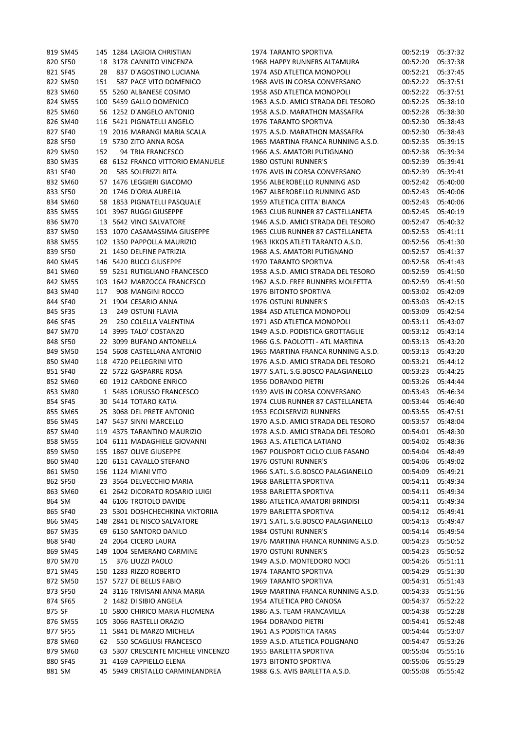| | | | | | | | | |
|---|---|---|---|---|---|---|---|---|
| 819 | SM45 | 145 | 1284 | LAGIOIA CHRISTIAN | 1974 | TARANTO SPORTIVA | 00:52:19 | 05:37:32 |
| 820 | SF50 | 18 | 3178 | CANNITO VINCENZA | 1968 | HAPPY RUNNERS ALTAMURA | 00:52:20 | 05:37:38 |
| 821 | SF45 | 28 | 837 | D'AGOSTINO LUCIANA | 1974 | ASD ATLETICA MONOPOLI | 00:52:21 | 05:37:45 |
| 822 | SM50 | 151 | 587 | PACE VITO DOMENICO | 1968 | AVIS IN CORSA CONVERSANO | 00:52:22 | 05:37:51 |
| 823 | SM60 | 55 | 5260 | ALBANESE COSIMO | 1958 | ASD ATLETICA MONOPOLI | 00:52:22 | 05:37:51 |
| 824 | SM55 | 100 | 5459 | GALLO DOMENICO | 1963 | A.S.D. AMICI STRADA DEL TESORO | 00:52:25 | 05:38:10 |
| 825 | SM60 | 56 | 1252 | D'ANGELO ANTONIO | 1958 | A.S.D. MARATHON MASSAFRA | 00:52:28 | 05:38:30 |
| 826 | SM40 | 116 | 5421 | PIGNATELLI ANGELO | 1976 | TARANTO SPORTIVA | 00:52:30 | 05:38:43 |
| 827 | SF40 | 19 | 2016 | MARANGI MARIA SCALA | 1975 | A.S.D. MARATHON MASSAFRA | 00:52:30 | 05:38:43 |
| 828 | SF50 | 19 | 5730 | ZITO ANNA ROSA | 1965 | MARTINA FRANCA RUNNING A.S.D. | 00:52:35 | 05:39:15 |
| 829 | SM50 | 152 | 94 | TRIA FRANCESCO | 1966 | A.S. AMATORI PUTIGNANO | 00:52:38 | 05:39:34 |
| 830 | SM35 | 68 | 6152 | FRANCO VITTORIO EMANUELE | 1980 | OSTUNI RUNNER'S | 00:52:39 | 05:39:41 |
| 831 | SF40 | 20 | 585 | SOLFRIZZI RITA | 1976 | AVIS IN CORSA CONVERSANO | 00:52:39 | 05:39:41 |
| 832 | SM60 | 57 | 1476 | LEGGIERI GIACOMO | 1956 | ALBEROBELLO RUNNING ASD | 00:52:42 | 05:40:00 |
| 833 | SF50 | 20 | 1746 | D'ORIA AURELIA | 1967 | ALBEROBELLO RUNNING ASD | 00:52:43 | 05:40:06 |
| 834 | SM60 | 58 | 1853 | PIGNATELLI PASQUALE | 1959 | ATLETICA CITTA' BIANCA | 00:52:43 | 05:40:06 |
| 835 | SM55 | 101 | 3967 | RUGGI GIUSEPPE | 1963 | CLUB RUNNER 87 CASTELLANETA | 00:52:45 | 05:40:19 |
| 836 | SM70 | 13 | 5642 | VINCI SALVATORE | 1946 | A.S.D. AMICI STRADA DEL TESORO | 00:52:47 | 05:40:32 |
| 837 | SM50 | 153 | 1070 | CASAMASSIMA GIUSEPPE | 1965 | CLUB RUNNER 87 CASTELLANETA | 00:52:53 | 05:41:11 |
| 838 | SM55 | 102 | 1350 | PAPPOLLA MAURIZIO | 1963 | IKKOS ATLETI TARANTO A.S.D. | 00:52:56 | 05:41:30 |
| 839 | SF50 | 21 | 1450 | DELFINE PATRIZIA | 1968 | A.S. AMATORI PUTIGNANO | 00:52:57 | 05:41:37 |
| 840 | SM45 | 146 | 5420 | BUCCI GIUSEPPE | 1970 | TARANTO SPORTIVA | 00:52:58 | 05:41:43 |
| 841 | SM60 | 59 | 5251 | RUTIGLIANO FRANCESCO | 1958 | A.S.D. AMICI STRADA DEL TESORO | 00:52:59 | 05:41:50 |
| 842 | SM55 | 103 | 1642 | MARZOCCA FRANCESCO | 1962 | A.S.D. FREE RUNNERS MOLFETTA | 00:52:59 | 05:41:50 |
| 843 | SM40 | 117 | 908 | MANGINI ROCCO | 1976 | BITONTO SPORTIVA | 00:53:02 | 05:42:09 |
| 844 | SF40 | 21 | 1904 | CESARIO ANNA | 1976 | OSTUNI RUNNER'S | 00:53:03 | 05:42:15 |
| 845 | SF35 | 13 | 249 | OSTUNI FLAVIA | 1984 | ASD ATLETICA MONOPOLI | 00:53:09 | 05:42:54 |
| 846 | SF45 | 29 | 250 | COLELLA VALENTINA | 1971 | ASD ATLETICA MONOPOLI | 00:53:11 | 05:43:07 |
| 847 | SM70 | 14 | 3995 | TALO' COSTANZO | 1949 | A.S.D. PODISTICA GROTTAGLIE | 00:53:12 | 05:43:14 |
| 848 | SF50 | 22 | 3099 | BUFANO ANTONELLA | 1966 | G.S. PAOLOTTI - ATL MARTINA | 00:53:13 | 05:43:20 |
| 849 | SM50 | 154 | 5608 | CASTELLANA ANTONIO | 1965 | MARTINA FRANCA RUNNING A.S.D. | 00:53:13 | 05:43:20 |
| 850 | SM40 | 118 | 4720 | PELLEGRINI VITO | 1976 | A.S.D. AMICI STRADA DEL TESORO | 00:53:21 | 05:44:12 |
| 851 | SF40 | 22 | 5722 | GASPARRE ROSA | 1977 | S.ATL. S.G.BOSCO PALAGIANELLO | 00:53:23 | 05:44:25 |
| 852 | SM60 | 60 | 1912 | CARDONE ENRICO | 1956 | DORANDO PIETRI | 00:53:26 | 05:44:44 |
| 853 | SM80 | 1 | 5485 | LORUSSO FRANCESCO | 1939 | AVIS IN CORSA CONVERSANO | 00:53:43 | 05:46:34 |
| 854 | SF45 | 30 | 5414 | TOTARO KATIA | 1974 | CLUB RUNNER 87 CASTELLANETA | 00:53:44 | 05:46:40 |
| 855 | SM65 | 25 | 3068 | DEL PRETE ANTONIO | 1953 | ECOLSERVIZI RUNNERS | 00:53:55 | 05:47:51 |
| 856 | SM45 | 147 | 5457 | SINNI MARCELLO | 1970 | A.S.D. AMICI STRADA DEL TESORO | 00:53:57 | 05:48:04 |
| 857 | SM40 | 119 | 4375 | TARANTINO MAURIZIO | 1978 | A.S.D. AMICI STRADA DEL TESORO | 00:54:01 | 05:48:30 |
| 858 | SM55 | 104 | 6111 | MADAGHIELE GIOVANNI | 1963 | A.S. ATLETICA LATIANO | 00:54:02 | 05:48:36 |
| 859 | SM50 | 155 | 1867 | OLIVE GIUSEPPE | 1967 | POLISPORT CICLO CLUB FASANO | 00:54:04 | 05:48:49 |
| 860 | SM40 | 120 | 6151 | CAVALLO STEFANO | 1976 | OSTUNI RUNNER'S | 00:54:06 | 05:49:02 |
| 861 | SM50 | 156 | 1124 | MIANI VITO | 1966 | S.ATL. S.G.BOSCO PALAGIANELLO | 00:54:09 | 05:49:21 |
| 862 | SF50 | 23 | 3564 | DELVECCHIO MARIA | 1968 | BARLETTA SPORTIVA | 00:54:11 | 05:49:34 |
| 863 | SM60 | 61 | 2642 | DICORATO ROSARIO LUIGI | 1958 | BARLETTA SPORTIVA | 00:54:11 | 05:49:34 |
| 864 | SM | 44 | 6106 | TROTOLO DAVIDE | 1986 | ATLETICA AMATORI BRINDISI | 00:54:11 | 05:49:34 |
| 865 | SF40 | 23 | 5301 | DOSHCHECHKINA VIKTORIIA | 1979 | BARLETTA SPORTIVA | 00:54:12 | 05:49:41 |
| 866 | SM45 | 148 | 2841 | DE NISCO SALVATORE | 1971 | S.ATL. S.G.BOSCO PALAGIANELLO | 00:54:13 | 05:49:47 |
| 867 | SM35 | 69 | 6150 | SANTORO DANILO | 1984 | OSTUNI RUNNER'S | 00:54:14 | 05:49:54 |
| 868 | SF40 | 24 | 2064 | CICERO LAURA | 1976 | MARTINA FRANCA RUNNING A.S.D. | 00:54:23 | 05:50:52 |
| 869 | SM45 | 149 | 1004 | SEMERANO CARMINE | 1970 | OSTUNI RUNNER'S | 00:54:23 | 05:50:52 |
| 870 | SM70 | 15 | 376 | LIUZZI PAOLO | 1949 | A.S.D. MONTEDORO NOCI | 00:54:26 | 05:51:11 |
| 871 | SM45 | 150 | 1283 | RIZZO ROBERTO | 1974 | TARANTO SPORTIVA | 00:54:29 | 05:51:30 |
| 872 | SM50 | 157 | 5727 | DE BELLIS FABIO | 1969 | TARANTO SPORTIVA | 00:54:31 | 05:51:43 |
| 873 | SF50 | 24 | 3116 | TRIVISANI ANNA MARIA | 1969 | MARTINA FRANCA RUNNING A.S.D. | 00:54:33 | 05:51:56 |
| 874 | SF65 | 2 | 1482 | DI SIBIO ANGELA | 1954 | ATLETICA PRO CANOSA | 00:54:37 | 05:52:22 |
| 875 | SF | 10 | 5800 | CHIRICO MARIA FILOMENA | 1986 | A.S. TEAM FRANCAVILLA | 00:54:38 | 05:52:28 |
| 876 | SM55 | 105 | 3066 | RASTELLI ORAZIO | 1964 | DORANDO PIETRI | 00:54:41 | 05:52:48 |
| 877 | SF55 | 11 | 5841 | DE MARZO MICHELA | 1961 | A.S PODISTICA TARAS | 00:54:44 | 05:53:07 |
| 878 | SM60 | 62 | 550 | SCAGLIUSI FRANCESCO | 1959 | A.S.D. ATLETICA POLIGNANO | 00:54:47 | 05:53:26 |
| 879 | SM60 | 63 | 5307 | CRESCENTE MICHELE VINCENZO | 1955 | BARLETTA SPORTIVA | 00:55:04 | 05:55:16 |
| 880 | SF45 | 31 | 4169 | CAPPIELLO ELENA | 1973 | BITONTO SPORTIVA | 00:55:06 | 05:55:29 |
| 881 | SM | 45 | 5949 | CRISTALLO CARMINEANDREA | 1988 | G.S. AVIS BARLETTA A.S.D. | 00:55:08 | 05:55:42 |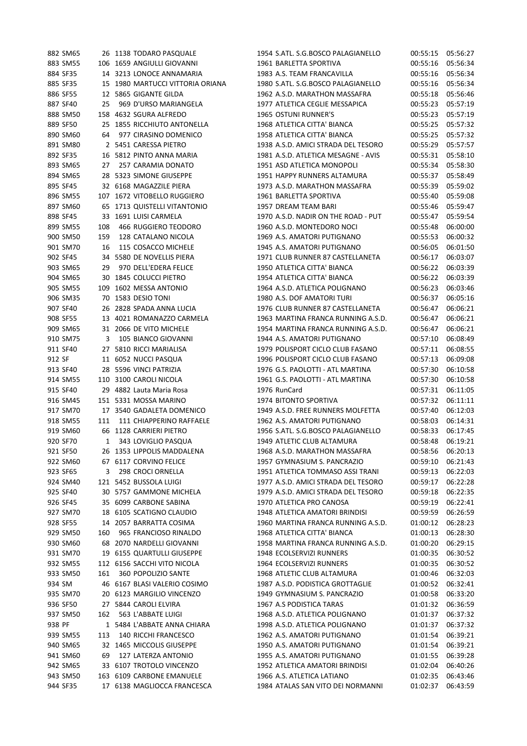| | | | | | | | | |
|---|---|---|---|---|---|---|---|---|
| 882 | SM65 | 26 | 1138 | TODARO PASQUALE | 1954 | S.ATL. S.G.BOSCO PALAGIANELLO | 00:55:15 | 05:56:27 |
| 883 | SM55 | 106 | 1659 | ANGIULLI GIOVANNI | 1961 | BARLETTA SPORTIVA | 00:55:16 | 05:56:34 |
| 884 | SF35 | 14 | 3213 | LONOCE ANNAMARIA | 1983 | A.S. TEAM FRANCAVILLA | 00:55:16 | 05:56:34 |
| 885 | SF35 | 15 | 1980 | MARTUCCI VITTORIA ORIANA | 1980 | S.ATL. S.G.BOSCO PALAGIANELLO | 00:55:16 | 05:56:34 |
| 886 | SF55 | 12 | 5865 | GIGANTE GILDA | 1962 | A.S.D. MARATHON MASSAFRA | 00:55:18 | 05:56:46 |
| 887 | SF40 | 25 | 969 | D'URSO MARIANGELA | 1977 | ATLETICA CEGLIE MESSAPICA | 00:55:23 | 05:57:19 |
| 888 | SM50 | 158 | 4632 | SGURA ALFREDO | 1965 | OSTUNI RUNNER'S | 00:55:23 | 05:57:19 |
| 889 | SF50 | 25 | 1855 | RICCHIUTO ANTONELLA | 1968 | ATLETICA CITTA' BIANCA | 00:55:25 | 05:57:32 |
| 890 | SM60 | 64 | 977 | CIRASINO DOMENICO | 1958 | ATLETICA CITTA' BIANCA | 00:55:25 | 05:57:32 |
| 891 | SM80 | 2 | 5451 | CARESSA PIETRO | 1938 | A.S.D. AMICI STRADA DEL TESORO | 00:55:29 | 05:57:57 |
| 892 | SF35 | 16 | 5812 | PINTO ANNA MARIA | 1981 | A.S.D. ATLETICA MESAGNE - AVIS | 00:55:31 | 05:58:10 |
| 893 | SM65 | 27 | 257 | CARAMIA DONATO | 1951 | ASD ATLETICA MONOPOLI | 00:55:34 | 05:58:30 |
| 894 | SM65 | 28 | 5323 | SIMONE GIUSEPPE | 1951 | HAPPY RUNNERS ALTAMURA | 00:55:37 | 05:58:49 |
| 895 | SF45 | 32 | 6168 | MAGAZZILE PIERA | 1973 | A.S.D. MARATHON MASSAFRA | 00:55:39 | 05:59:02 |
| 896 | SM55 | 107 | 1672 | VITOBELLO RUGGIERO | 1961 | BARLETTA SPORTIVA | 00:55:40 | 05:59:08 |
| 897 | SM60 | 65 | 1713 | QUISTELLI VITANTONIO | 1957 | DREAM TEAM BARI | 00:55:46 | 05:59:47 |
| 898 | SF45 | 33 | 1691 | LUISI CARMELA | 1970 | A.S.D. NADIR ON THE ROAD - PUT | 00:55:47 | 05:59:54 |
| 899 | SM55 | 108 | 466 | RUGGIERO TEODORO | 1960 | A.S.D. MONTEDORO NOCI | 00:55:48 | 06:00:00 |
| 900 | SM50 | 159 | 128 | CATALANO NICOLA | 1969 | A.S. AMATORI PUTIGNANO | 00:55:53 | 06:00:32 |
| 901 | SM70 | 16 | 115 | COSACCO MICHELE | 1945 | A.S. AMATORI PUTIGNANO | 00:56:05 | 06:01:50 |
| 902 | SF45 | 34 | 5580 | DE NOVELLIS PIERA | 1971 | CLUB RUNNER 87 CASTELLANETA | 00:56:17 | 06:03:07 |
| 903 | SM65 | 29 | 970 | DELL'EDERA FELICE | 1950 | ATLETICA CITTA' BIANCA | 00:56:22 | 06:03:39 |
| 904 | SM65 | 30 | 1845 | COLUCCI PIETRO | 1954 | ATLETICA CITTA' BIANCA | 00:56:22 | 06:03:39 |
| 905 | SM55 | 109 | 1602 | MESSA ANTONIO | 1964 | A.S.D. ATLETICA POLIGNANO | 00:56:23 | 06:03:46 |
| 906 | SM35 | 70 | 1583 | DESIO TONI | 1980 | A.S. DOF AMATORI TURI | 00:56:37 | 06:05:16 |
| 907 | SF40 | 26 | 2828 | SPADA ANNA LUCIA | 1976 | CLUB RUNNER 87 CASTELLANETA | 00:56:47 | 06:06:21 |
| 908 | SF55 | 13 | 4021 | ROMANAZZO CARMELA | 1963 | MARTINA FRANCA RUNNING A.S.D. | 00:56:47 | 06:06:21 |
| 909 | SM65 | 31 | 2066 | DE VITO MICHELE | 1954 | MARTINA FRANCA RUNNING A.S.D. | 00:56:47 | 06:06:21 |
| 910 | SM75 | 3 | 105 | BIANCO GIOVANNI | 1944 | A.S. AMATORI PUTIGNANO | 00:57:10 | 06:08:49 |
| 911 | SF40 | 27 | 5810 | RICCI MARIALISA | 1979 | POLISPORT CICLO CLUB FASANO | 00:57:11 | 06:08:55 |
| 912 | SF | 11 | 6052 | NUCCI PASQUA | 1996 | POLISPORT CICLO CLUB FASANO | 00:57:13 | 06:09:08 |
| 913 | SF40 | 28 | 5596 | VINCI PATRIZIA | 1976 | G.S. PAOLOTTI - ATL MARTINA | 00:57:30 | 06:10:58 |
| 914 | SM55 | 110 | 3100 | CAROLI NICOLA | 1961 | G.S. PAOLOTTI - ATL MARTINA | 00:57:30 | 06:10:58 |
| 915 | SF40 | 29 | 4882 | Lauta Maria Rosa | 1976 | RunCard | 00:57:31 | 06:11:05 |
| 916 | SM45 | 151 | 5331 | MOSSA MARINO | 1974 | BITONTO SPORTIVA | 00:57:32 | 06:11:11 |
| 917 | SM70 | 17 | 3540 | GADALETA DOMENICO | 1949 | A.S.D. FREE RUNNERS MOLFETTA | 00:57:40 | 06:12:03 |
| 918 | SM55 | 111 | 111 | CHIAPPERINO RAFFAELE | 1962 | A.S. AMATORI PUTIGNANO | 00:58:03 | 06:14:31 |
| 919 | SM60 | 66 | 1128 | CARRIERI PIETRO | 1956 | S.ATL. S.G.BOSCO PALAGIANELLO | 00:58:33 | 06:17:45 |
| 920 | SF70 | 1 | 343 | LOVIGLIO PASQUA | 1949 | ATLETIC CLUB ALTAMURA | 00:58:48 | 06:19:21 |
| 921 | SF50 | 26 | 1353 | LIPPOLIS MADDALENA | 1968 | A.S.D. MARATHON MASSAFRA | 00:58:56 | 06:20:13 |
| 922 | SM60 | 67 | 6117 | CORVINO FELICE | 1957 | GYMNASIUM S. PANCRAZIO | 00:59:10 | 06:21:43 |
| 923 | SF65 | 3 | 298 | CROCI ORNELLA | 1951 | ATLETICA TOMMASO ASSI TRANI | 00:59:13 | 06:22:03 |
| 924 | SM40 | 121 | 5452 | BUSSOLA LUIGI | 1977 | A.S.D. AMICI STRADA DEL TESORO | 00:59:17 | 06:22:28 |
| 925 | SF40 | 30 | 5757 | GAMMONE MICHELA | 1979 | A.S.D. AMICI STRADA DEL TESORO | 00:59:18 | 06:22:35 |
| 926 | SF45 | 35 | 6099 | CARBONE SABINA | 1970 | ATLETICA PRO CANOSA | 00:59:19 | 06:22:41 |
| 927 | SM70 | 18 | 6105 | SCATIGNO CLAUDIO | 1948 | ATLETICA AMATORI BRINDISI | 00:59:59 | 06:26:59 |
| 928 | SF55 | 14 | 2057 | BARRATTA COSIMA | 1960 | MARTINA FRANCA RUNNING A.S.D. | 01:00:12 | 06:28:23 |
| 929 | SM50 | 160 | 965 | FRANCIOSO RINALDO | 1968 | ATLETICA CITTA' BIANCA | 01:00:13 | 06:28:30 |
| 930 | SM60 | 68 | 2070 | NARDELLI GIOVANNI | 1958 | MARTINA FRANCA RUNNING A.S.D. | 01:00:20 | 06:29:15 |
| 931 | SM70 | 19 | 6155 | QUARTULLI GIUSEPPE | 1948 | ECOLSERVIZI RUNNERS | 01:00:35 | 06:30:52 |
| 932 | SM55 | 112 | 6156 | SACCHI VITO NICOLA | 1964 | ECOLSERVIZI RUNNERS | 01:00:35 | 06:30:52 |
| 933 | SM50 | 161 | 360 | POPOLIZIO SANTE | 1968 | ATLETIC CLUB ALTAMURA | 01:00:46 | 06:32:03 |
| 934 | SM | 46 | 6167 | BLASI VALERIO COSIMO | 1987 | A.S.D. PODISTICA GROTTAGLIE | 01:00:52 | 06:32:41 |
| 935 | SM70 | 20 | 6123 | MARGILIO VINCENZO | 1949 | GYMNASIUM S. PANCRAZIO | 01:00:58 | 06:33:20 |
| 936 | SF50 | 27 | 5844 | CAROLI ELVIRA | 1967 | A.S PODISTICA TARAS | 01:01:32 | 06:36:59 |
| 937 | SM50 | 162 | 563 | L'ABBATE LUIGI | 1968 | A.S.D. ATLETICA POLIGNANO | 01:01:37 | 06:37:32 |
| 938 | PF | 1 | 5484 | L'ABBATE ANNA CHIARA | 1998 | A.S.D. ATLETICA POLIGNANO | 01:01:37 | 06:37:32 |
| 939 | SM55 | 113 | 140 | RICCHI FRANCESCO | 1962 | A.S. AMATORI PUTIGNANO | 01:01:54 | 06:39:21 |
| 940 | SM65 | 32 | 1465 | MICCOLIS GIUSEPPE | 1950 | A.S. AMATORI PUTIGNANO | 01:01:54 | 06:39:21 |
| 941 | SM60 | 69 | 127 | LATERZA ANTONIO | 1955 | A.S. AMATORI PUTIGNANO | 01:01:55 | 06:39:28 |
| 942 | SM65 | 33 | 6107 | TROTOLO VINCENZO | 1952 | ATLETICA AMATORI BRINDISI | 01:02:04 | 06:40:26 |
| 943 | SM50 | 163 | 6109 | CARBONE EMANUELE | 1966 | A.S. ATLETICA LATIANO | 01:02:35 | 06:43:46 |
| 944 | SF35 | 17 | 6138 | MAGLIOCCA FRANCESCA | 1984 | ATALAS SAN VITO DEI NORMANNI | 01:02:37 | 06:43:59 |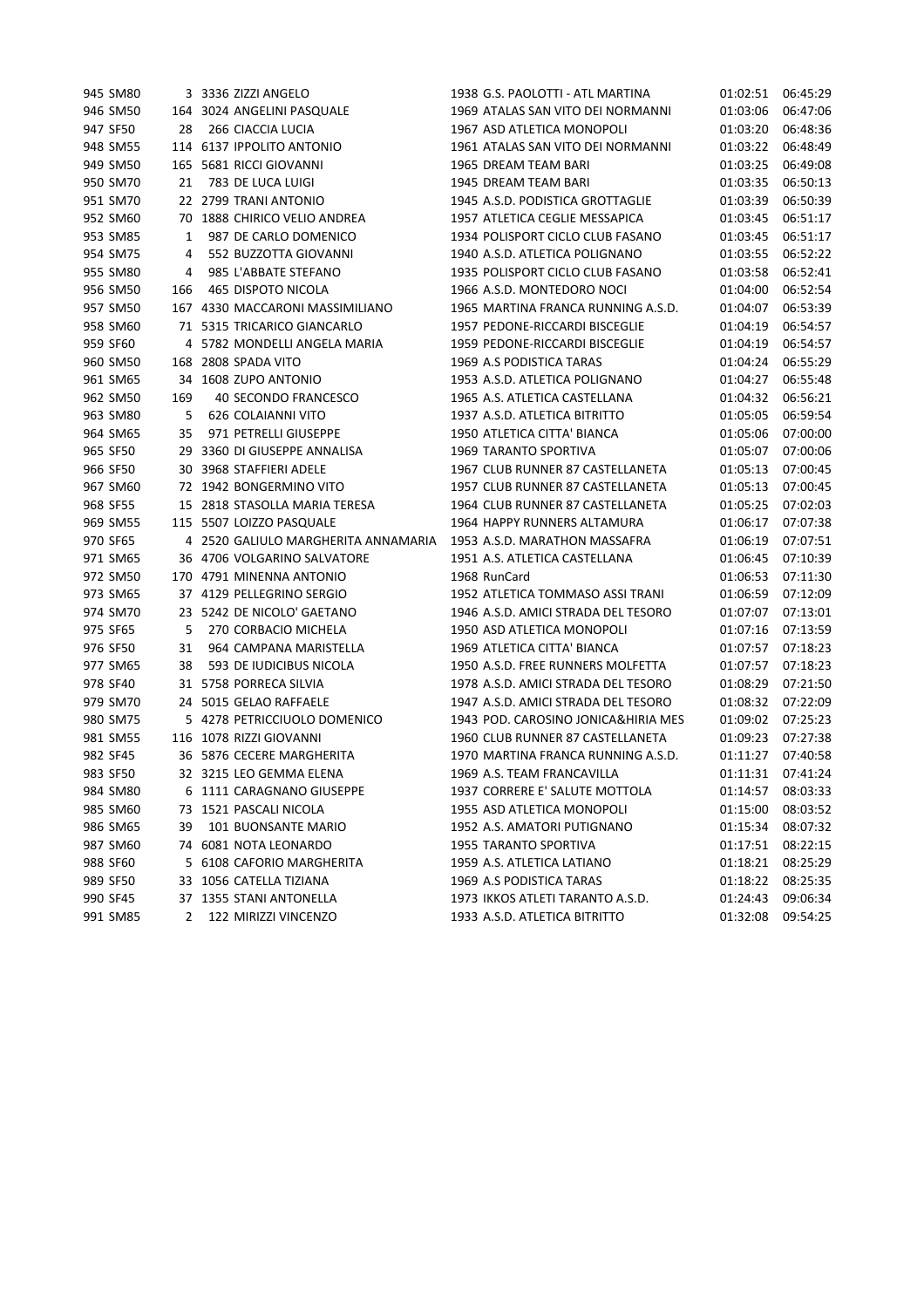| | | | | | | | | |
|---|---|---|---|---|---|---|---|---|
| 945 | SM80 | 3 | 3336 | ZIZZI ANGELO | 1938 | G.S. PAOLOTTI - ATL MARTINA | 01:02:51 | 06:45:29 |
| 946 | SM50 | 164 | 3024 | ANGELINI PASQUALE | 1969 | ATALAS SAN VITO DEI NORMANNI | 01:03:06 | 06:47:06 |
| 947 | SF50 | 28 | 266 | CIACCIA LUCIA | 1967 | ASD ATLETICA MONOPOLI | 01:03:20 | 06:48:36 |
| 948 | SM55 | 114 | 6137 | IPPOLITO ANTONIO | 1961 | ATALAS SAN VITO DEI NORMANNI | 01:03:22 | 06:48:49 |
| 949 | SM50 | 165 | 5681 | RICCI GIOVANNI | 1965 | DREAM TEAM BARI | 01:03:25 | 06:49:08 |
| 950 | SM70 | 21 | 783 | DE LUCA LUIGI | 1945 | DREAM TEAM BARI | 01:03:35 | 06:50:13 |
| 951 | SM70 | 22 | 2799 | TRANI ANTONIO | 1945 | A.S.D. PODISTICA GROTTAGLIE | 01:03:39 | 06:50:39 |
| 952 | SM60 | 70 | 1888 | CHIRICO VELIO ANDREA | 1957 | ATLETICA CEGLIE MESSAPICA | 01:03:45 | 06:51:17 |
| 953 | SM85 | 1 | 987 | DE CARLO DOMENICO | 1934 | POLISPORT CICLO CLUB FASANO | 01:03:45 | 06:51:17 |
| 954 | SM75 | 4 | 552 | BUZZOTTA GIOVANNI | 1940 | A.S.D. ATLETICA POLIGNANO | 01:03:55 | 06:52:22 |
| 955 | SM80 | 4 | 985 | L'ABBATE STEFANO | 1935 | POLISPORT CICLO CLUB FASANO | 01:03:58 | 06:52:41 |
| 956 | SM50 | 166 | 465 | DISPOTO NICOLA | 1966 | A.S.D. MONTEDORO NOCI | 01:04:00 | 06:52:54 |
| 957 | SM50 | 167 | 4330 | MACCARONI MASSIMILIANO | 1965 | MARTINA FRANCA RUNNING A.S.D. | 01:04:07 | 06:53:39 |
| 958 | SM60 | 71 | 5315 | TRICARICO GIANCARLO | 1957 | PEDONE-RICCARDI BISCEGLIE | 01:04:19 | 06:54:57 |
| 959 | SF60 | 4 | 5782 | MONDELLI ANGELA MARIA | 1959 | PEDONE-RICCARDI BISCEGLIE | 01:04:19 | 06:54:57 |
| 960 | SM50 | 168 | 2808 | SPADA VITO | 1969 | A.S PODISTICA TARAS | 01:04:24 | 06:55:29 |
| 961 | SM65 | 34 | 1608 | ZUPO ANTONIO | 1953 | A.S.D. ATLETICA POLIGNANO | 01:04:27 | 06:55:48 |
| 962 | SM50 | 169 | 40 | SECONDO FRANCESCO | 1965 | A.S. ATLETICA CASTELLANA | 01:04:32 | 06:56:21 |
| 963 | SM80 | 5 | 626 | COLAIANNI VITO | 1937 | A.S.D. ATLETICA BITRITTO | 01:05:05 | 06:59:54 |
| 964 | SM65 | 35 | 971 | PETRELLI GIUSEPPE | 1950 | ATLETICA CITTA' BIANCA | 01:05:06 | 07:00:00 |
| 965 | SF50 | 29 | 3360 | DI GIUSEPPE ANNALISA | 1969 | TARANTO SPORTIVA | 01:05:07 | 07:00:06 |
| 966 | SF50 | 30 | 3968 | STAFFIERI ADELE | 1967 | CLUB RUNNER 87 CASTELLANETA | 01:05:13 | 07:00:45 |
| 967 | SM60 | 72 | 1942 | BONGERMINO VITO | 1957 | CLUB RUNNER 87 CASTELLANETA | 01:05:13 | 07:00:45 |
| 968 | SF55 | 15 | 2818 | STASOLLA MARIA TERESA | 1964 | CLUB RUNNER 87 CASTELLANETA | 01:05:25 | 07:02:03 |
| 969 | SM55 | 115 | 5507 | LOIZZO PASQUALE | 1964 | HAPPY RUNNERS ALTAMURA | 01:06:17 | 07:07:38 |
| 970 | SF65 | 4 | 2520 | GALIULO MARGHERITA ANNAMARIA | 1953 | A.S.D. MARATHON MASSAFRA | 01:06:19 | 07:07:51 |
| 971 | SM65 | 36 | 4706 | VOLGARINO SALVATORE | 1951 | A.S. ATLETICA CASTELLANA | 01:06:45 | 07:10:39 |
| 972 | SM50 | 170 | 4791 | MINENNA ANTONIO | 1968 | RunCard | 01:06:53 | 07:11:30 |
| 973 | SM65 | 37 | 4129 | PELLEGRINO SERGIO | 1952 | ATLETICA TOMMASO ASSI TRANI | 01:06:59 | 07:12:09 |
| 974 | SM70 | 23 | 5242 | DE NICOLO' GAETANO | 1946 | A.S.D. AMICI STRADA DEL TESORO | 01:07:07 | 07:13:01 |
| 975 | SF65 | 5 | 270 | CORBACIO MICHELA | 1950 | ASD ATLETICA MONOPOLI | 01:07:16 | 07:13:59 |
| 976 | SF50 | 31 | 964 | CAMPANA MARISTELLA | 1969 | ATLETICA CITTA' BIANCA | 01:07:57 | 07:18:23 |
| 977 | SM65 | 38 | 593 | DE IUDICIBUS NICOLA | 1950 | A.S.D. FREE RUNNERS MOLFETTA | 01:07:57 | 07:18:23 |
| 978 | SF40 | 31 | 5758 | PORRECA SILVIA | 1978 | A.S.D. AMICI STRADA DEL TESORO | 01:08:29 | 07:21:50 |
| 979 | SM70 | 24 | 5015 | GELAO RAFFAELE | 1947 | A.S.D. AMICI STRADA DEL TESORO | 01:08:32 | 07:22:09 |
| 980 | SM75 | 5 | 4278 | PETRICCIUOLO DOMENICO | 1943 | POD. CAROSINO JONICA&HIRIA MES | 01:09:02 | 07:25:23 |
| 981 | SM55 | 116 | 1078 | RIZZI GIOVANNI | 1960 | CLUB RUNNER 87 CASTELLANETA | 01:09:23 | 07:27:38 |
| 982 | SF45 | 36 | 5876 | CECERE MARGHERITA | 1970 | MARTINA FRANCA RUNNING A.S.D. | 01:11:27 | 07:40:58 |
| 983 | SF50 | 32 | 3215 | LEO GEMMA ELENA | 1969 | A.S. TEAM FRANCAVILLA | 01:11:31 | 07:41:24 |
| 984 | SM80 | 6 | 1111 | CARAGNANO GIUSEPPE | 1937 | CORRERE E' SALUTE MOTTOLA | 01:14:57 | 08:03:33 |
| 985 | SM60 | 73 | 1521 | PASCALI NICOLA | 1955 | ASD ATLETICA MONOPOLI | 01:15:00 | 08:03:52 |
| 986 | SM65 | 39 | 101 | BUONSANTE MARIO | 1952 | A.S. AMATORI PUTIGNANO | 01:15:34 | 08:07:32 |
| 987 | SM60 | 74 | 6081 | NOTA LEONARDO | 1955 | TARANTO SPORTIVA | 01:17:51 | 08:22:15 |
| 988 | SF60 | 5 | 6108 | CAFORIO MARGHERITA | 1959 | A.S. ATLETICA LATIANO | 01:18:21 | 08:25:29 |
| 989 | SF50 | 33 | 1056 | CATELLA TIZIANA | 1969 | A.S PODISTICA TARAS | 01:18:22 | 08:25:35 |
| 990 | SF45 | 37 | 1355 | STANI ANTONELLA | 1973 | IKKOS ATLETI TARANTO A.S.D. | 01:24:43 | 09:06:34 |
| 991 | SM85 | 2 | 122 | MIRIZZI VINCENZO | 1933 | A.S.D. ATLETICA BITRITTO | 01:32:08 | 09:54:25 |